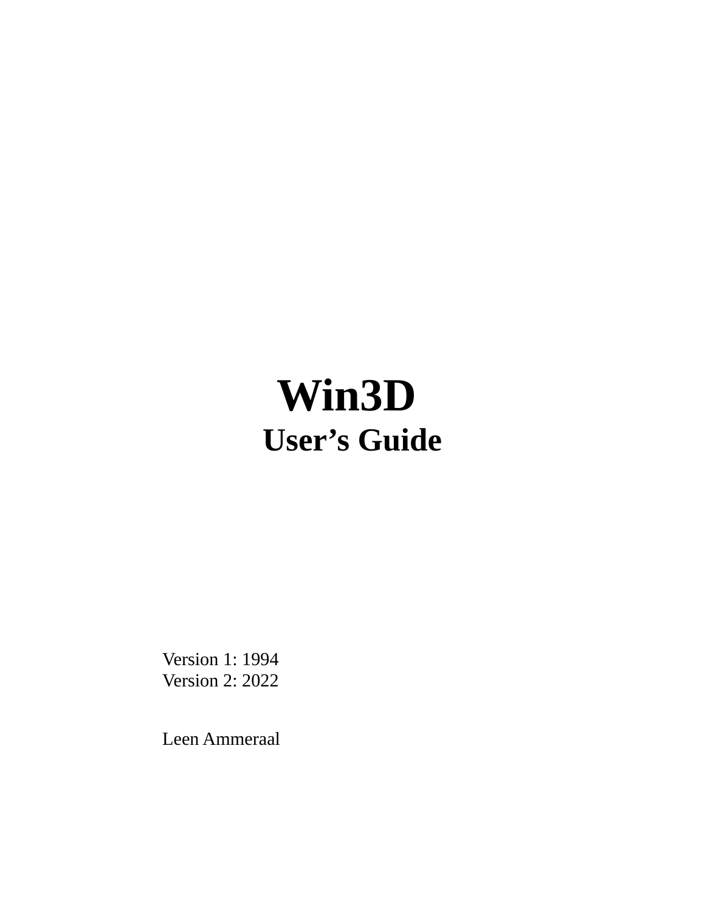# Win3D

## User's Guide

Version 1: 1994
Version 2: 2022

Leen Ammeraal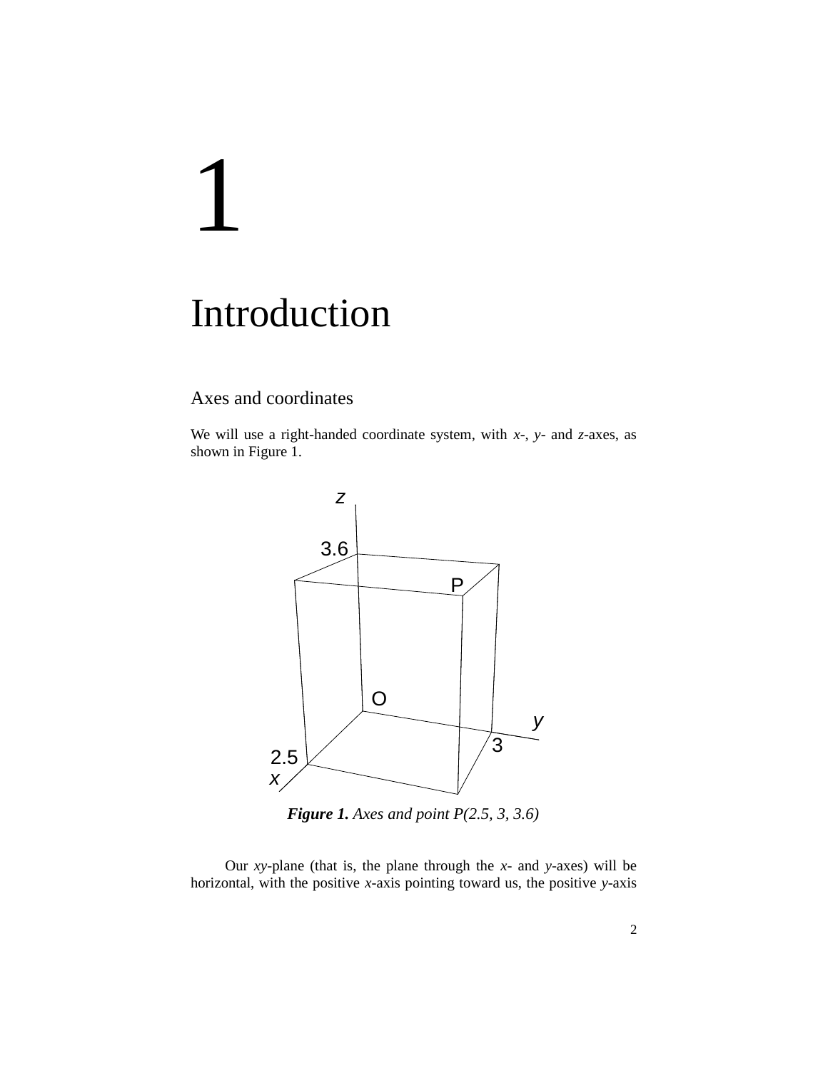# 1

# Introduction

## Axes and coordinates

We will use a right-handed coordinate system, with *x*-, *y*- and *z*-axes, as shown in Figure 1.

***Figure 1.*** *Axes and point P(2.5, 3, 3.6)*

Our *xy*-plane (that is, the plane through the *x*- and *y*-axes) will be horizontal, with the positive *x*-axis pointing toward us, the positive *y*-axis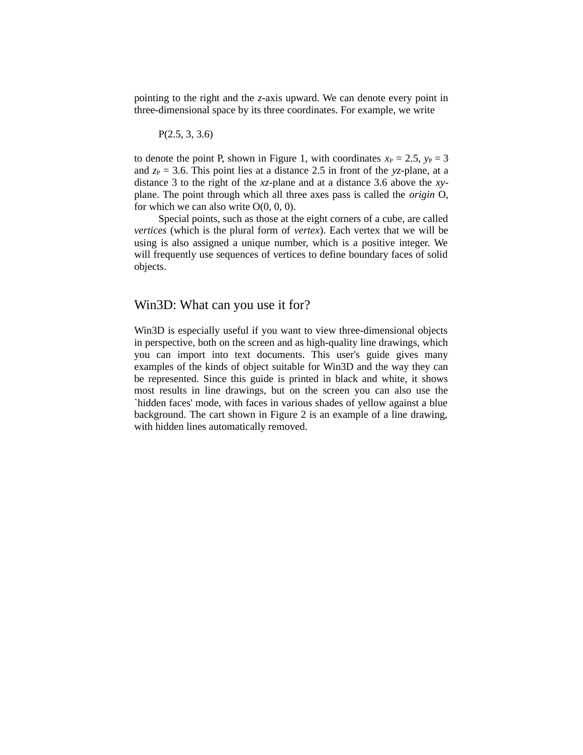pointing to the right and the *z*-axis upward. We can denote every point in three-dimensional space by its three coordinates. For example, we write

P(2.5, 3, 3.6)

to denote the point P, shown in Figure 1, with coordinates $x_P = 2.5$, $y_P = 3$ and $z_P = 3.6$. This point lies at a distance 2.5 in front of the *yz*-plane, at a distance 3 to the right of the *xz*-plane and at a distance 3.6 above the *xy*-plane. The point through which all three axes pass is called the *origin* O, for which we can also write O(0, 0, 0).

Special points, such as those at the eight corners of a cube, are called *vertices* (which is the plural form of *vertex*). Each vertex that we will be using is also assigned a unique number, which is a positive integer. We will frequently use sequences of vertices to define boundary faces of solid objects.

## Win3D: What can you use it for?

Win3D is especially useful if you want to view three-dimensional objects in perspective, both on the screen and as high-quality line drawings, which you can import into text documents. This user's guide gives many examples of the kinds of object suitable for Win3D and the way they can be represented. Since this guide is printed in black and white, it shows most results in line drawings, but on the screen you can also use the `hidden faces' mode, with faces in various shades of yellow against a blue background. The cart shown in Figure 2 is an example of a line drawing, with hidden lines automatically removed.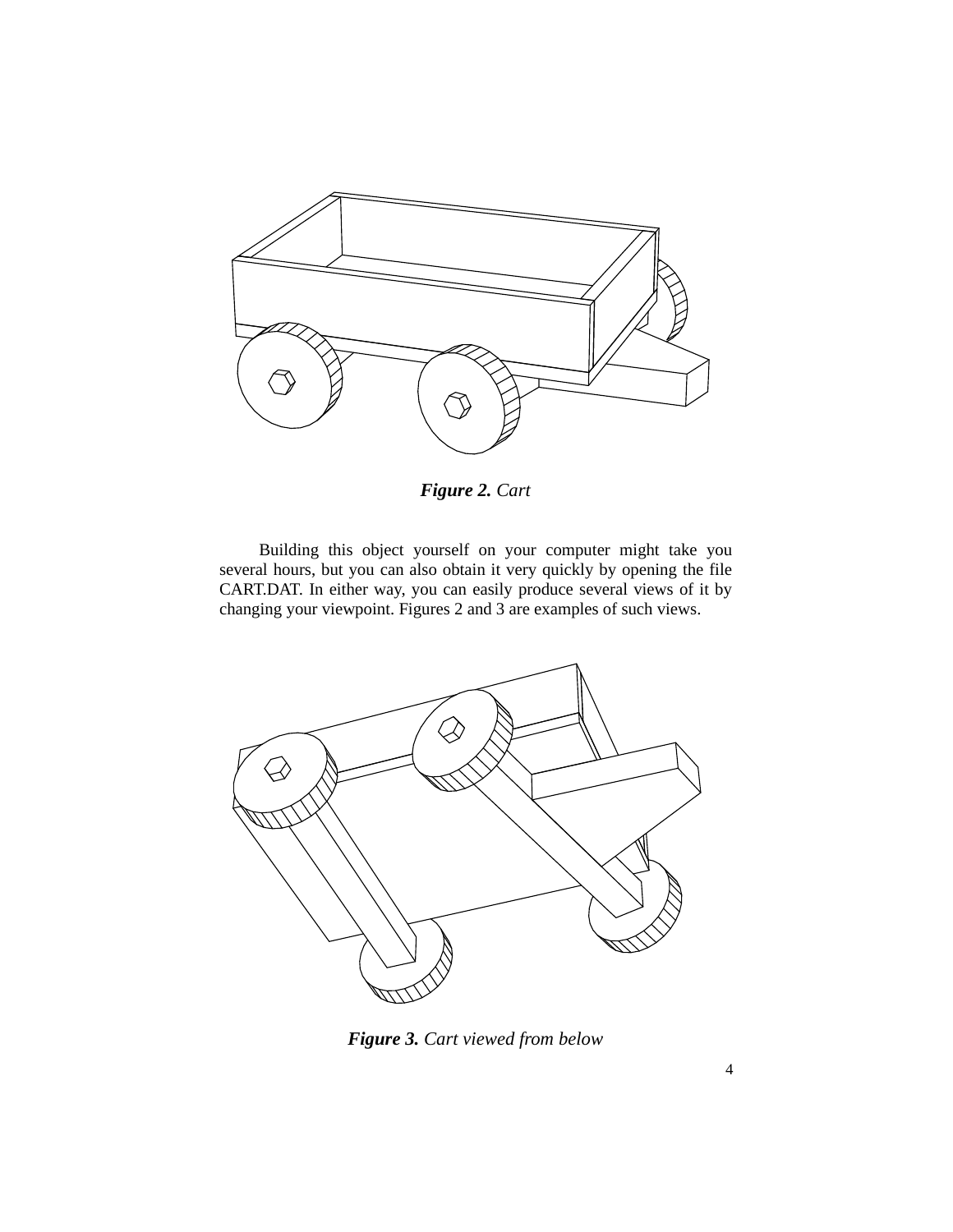***Figure 2.*** *Cart*

Building this object yourself on your computer might take you several hours, but you can also obtain it very quickly by opening the file CART.DAT. In either way, you can easily produce several views of it by changing your viewpoint. Figures 2 and 3 are examples of such views.

***Figure 3.*** *Cart viewed from below*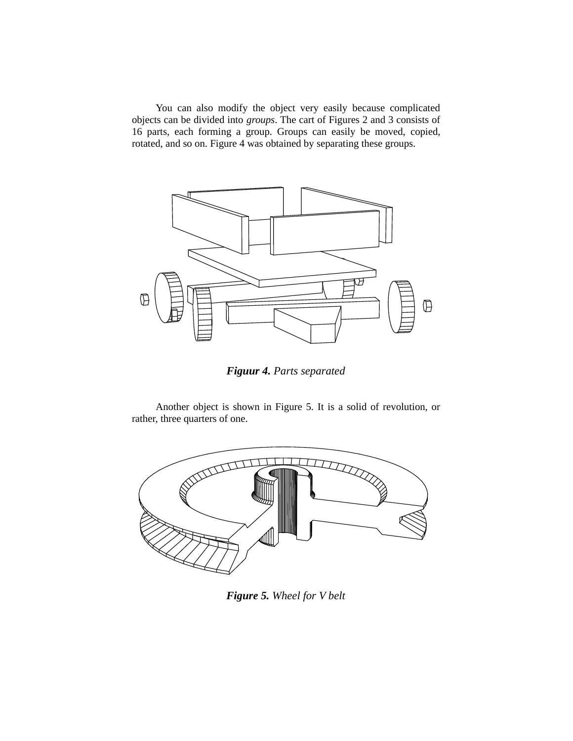You can also modify the object very easily because complicated objects can be divided into *groups*. The cart of Figures 2 and 3 consists of 16 parts, each forming a group. Groups can easily be moved, copied, rotated, and so on. Figure 4 was obtained by separating these groups.

***Figuur 4.*** *Parts separated*

Another object is shown in Figure 5. It is a solid of revolution, or rather, three quarters of one.

***Figure 5.*** *Wheel for V belt*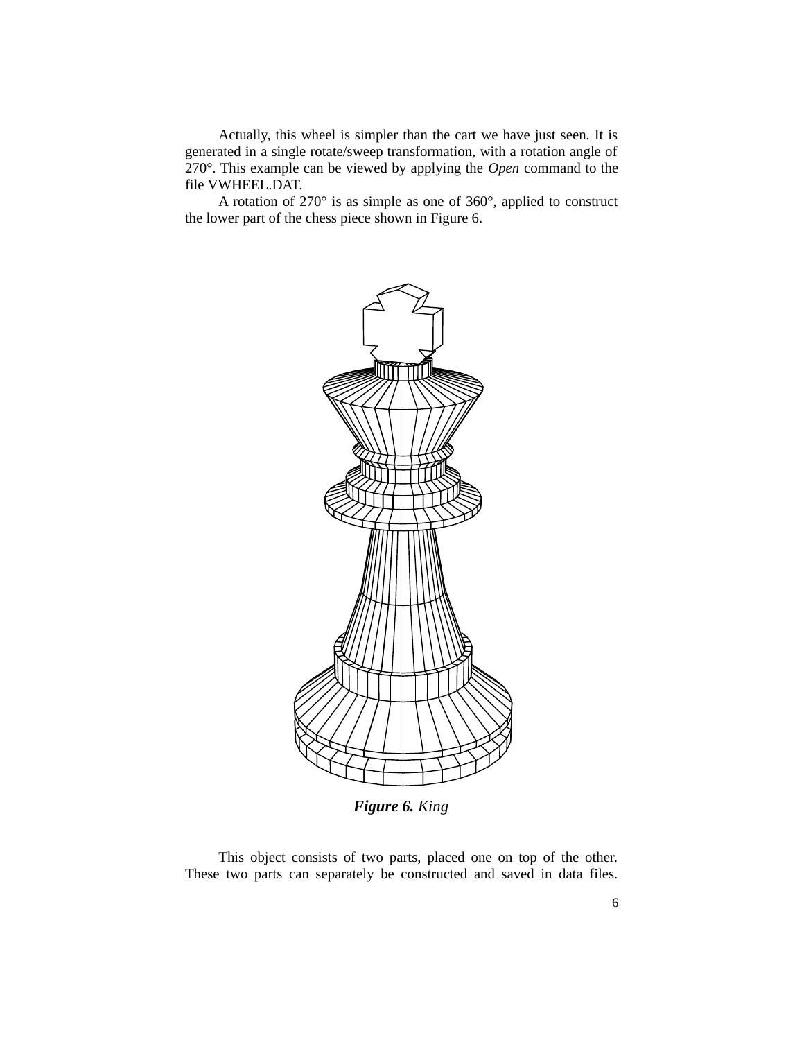Actually, this wheel is simpler than the cart we have just seen. It is generated in a single rotate/sweep transformation, with a rotation angle of 270°. This example can be viewed by applying the *Open* command to the file VWHEEL.DAT.

A rotation of 270° is as simple as one of 360°, applied to construct the lower part of the chess piece shown in Figure 6.

***Figure 6.*** *King*

This object consists of two parts, placed one on top of the other. These two parts can separately be constructed and saved in data files.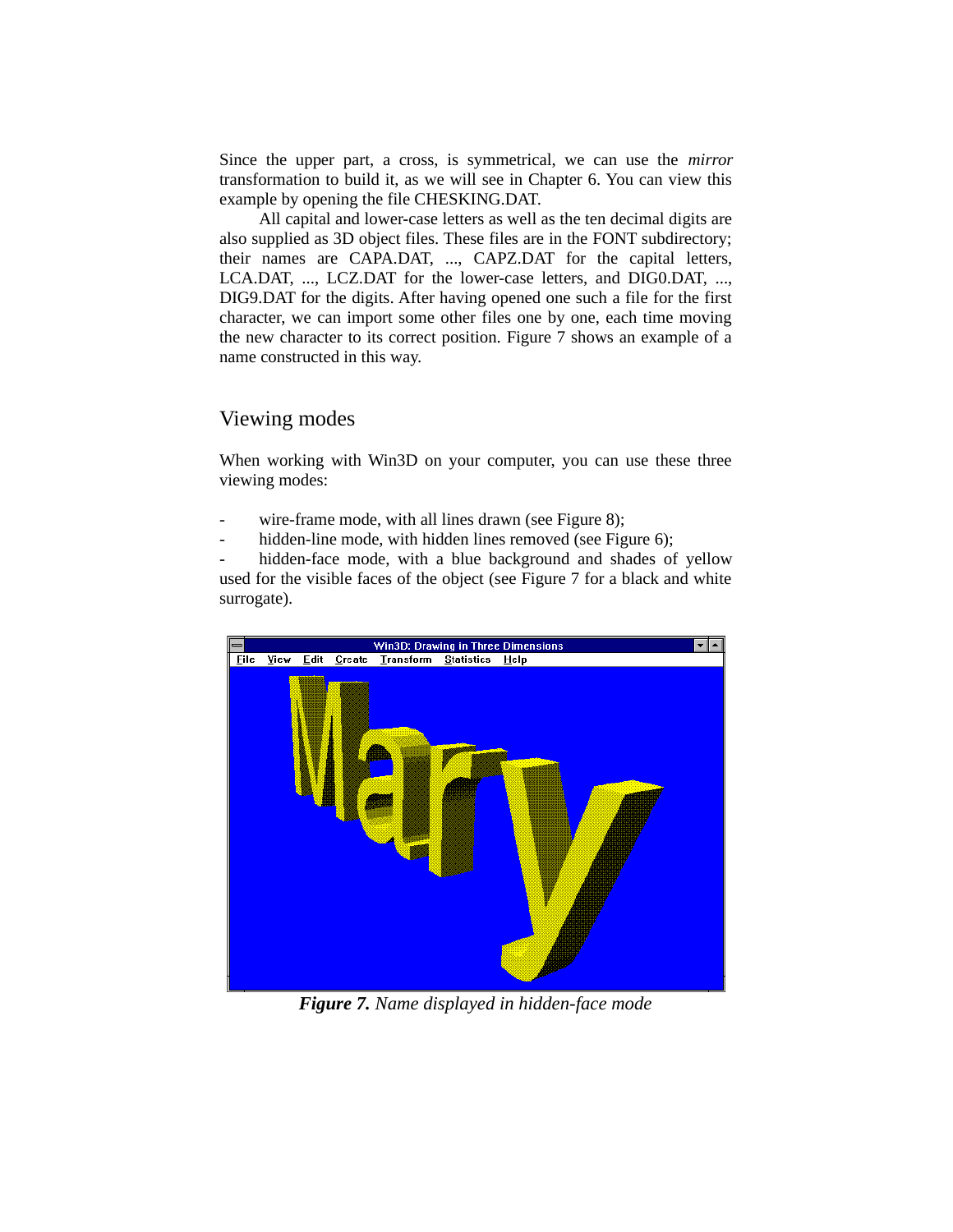Since the upper part, a cross, is symmetrical, we can use the *mirror* transformation to build it, as we will see in Chapter 6. You can view this example by opening the file CHESKING.DAT.

All capital and lower-case letters as well as the ten decimal digits are also supplied as 3D object files. These files are in the FONT subdirectory; their names are CAPA.DAT, ..., CAPZ.DAT for the capital letters, LCA.DAT, ..., LCZ.DAT for the lower-case letters, and DIG0.DAT, ..., DIG9.DAT for the digits. After having opened one such a file for the first character, we can import some other files one by one, each time moving the new character to its correct position. Figure 7 shows an example of a name constructed in this way.

## Viewing modes

When working with Win3D on your computer, you can use these three viewing modes:

- wire-frame mode, with all lines drawn (see Figure 8);
- hidden-line mode, with hidden lines removed (see Figure 6);
- hidden-face mode, with a blue background and shades of yellow used for the visible faces of the object (see Figure 7 for a black and white surrogate).

***Figure 7.*** *Name displayed in hidden-face mode*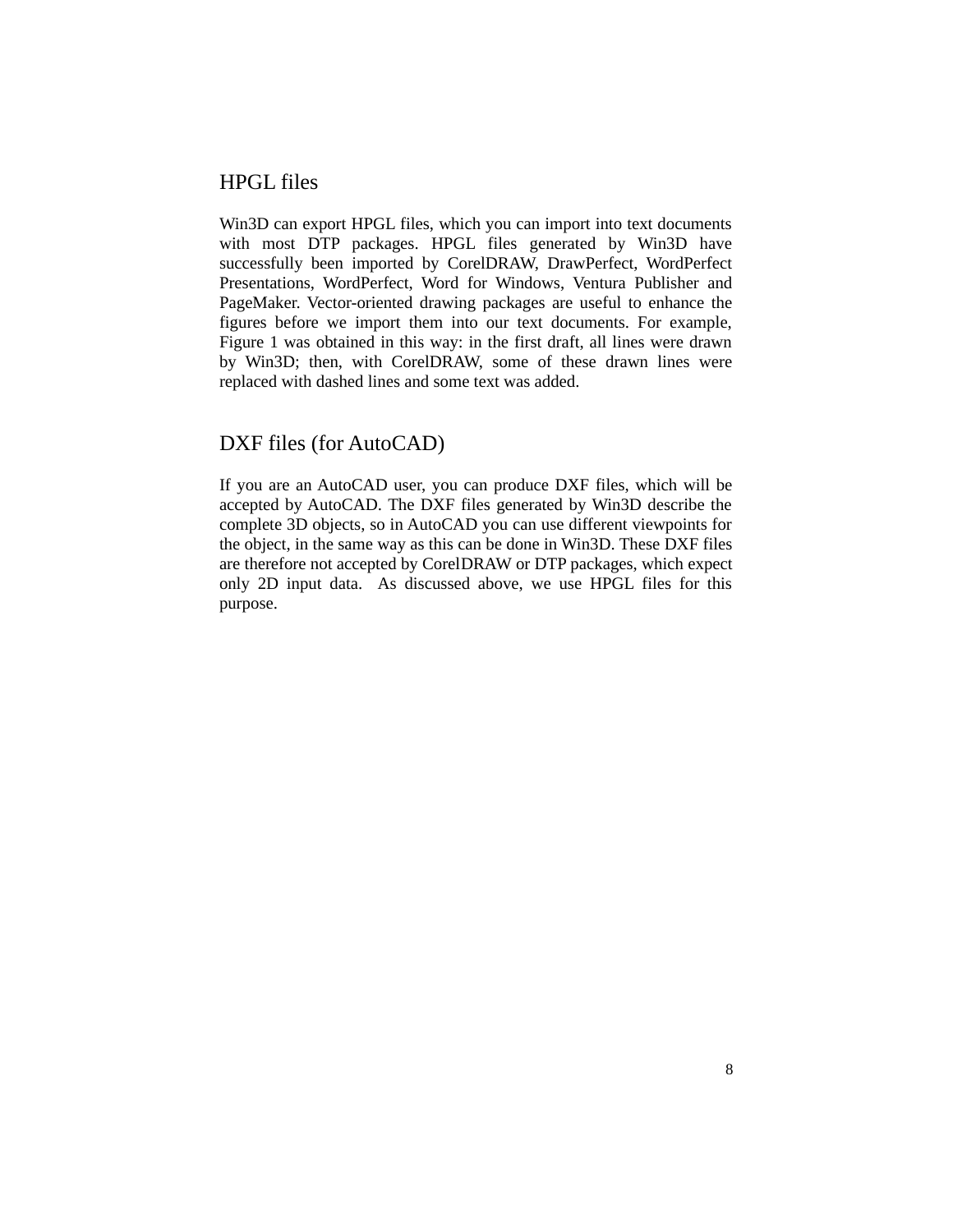## HPGL files

Win3D can export HPGL files, which you can import into text documents with most DTP packages. HPGL files generated by Win3D have successfully been imported by CorelDRAW, DrawPerfect, WordPerfect Presentations, WordPerfect, Word for Windows, Ventura Publisher and PageMaker. Vector-oriented drawing packages are useful to enhance the figures before we import them into our text documents. For example, Figure 1 was obtained in this way: in the first draft, all lines were drawn by Win3D; then, with CorelDRAW, some of these drawn lines were replaced with dashed lines and some text was added.

## DXF files (for AutoCAD)

If you are an AutoCAD user, you can produce DXF files, which will be accepted by AutoCAD. The DXF files generated by Win3D describe the complete 3D objects, so in AutoCAD you can use different viewpoints for the object, in the same way as this can be done in Win3D. These DXF files are therefore not accepted by CorelDRAW or DTP packages, which expect only 2D input data. As discussed above, we use HPGL files for this purpose.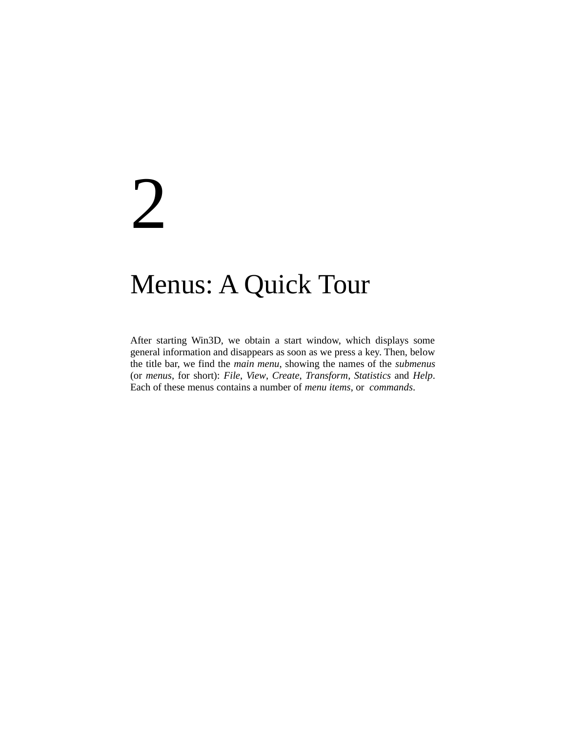# 2

# Menus: A Quick Tour

After starting Win3D, we obtain a start window, which displays some general information and disappears as soon as we press a key. Then, below the title bar, we find the *main menu*, showing the names of the *submenus* (or *menus*, for short): *File*, *View*, *Create*, *Transform*, *Statistics* and *Help*. Each of these menus contains a number of *menu items*, or *commands*.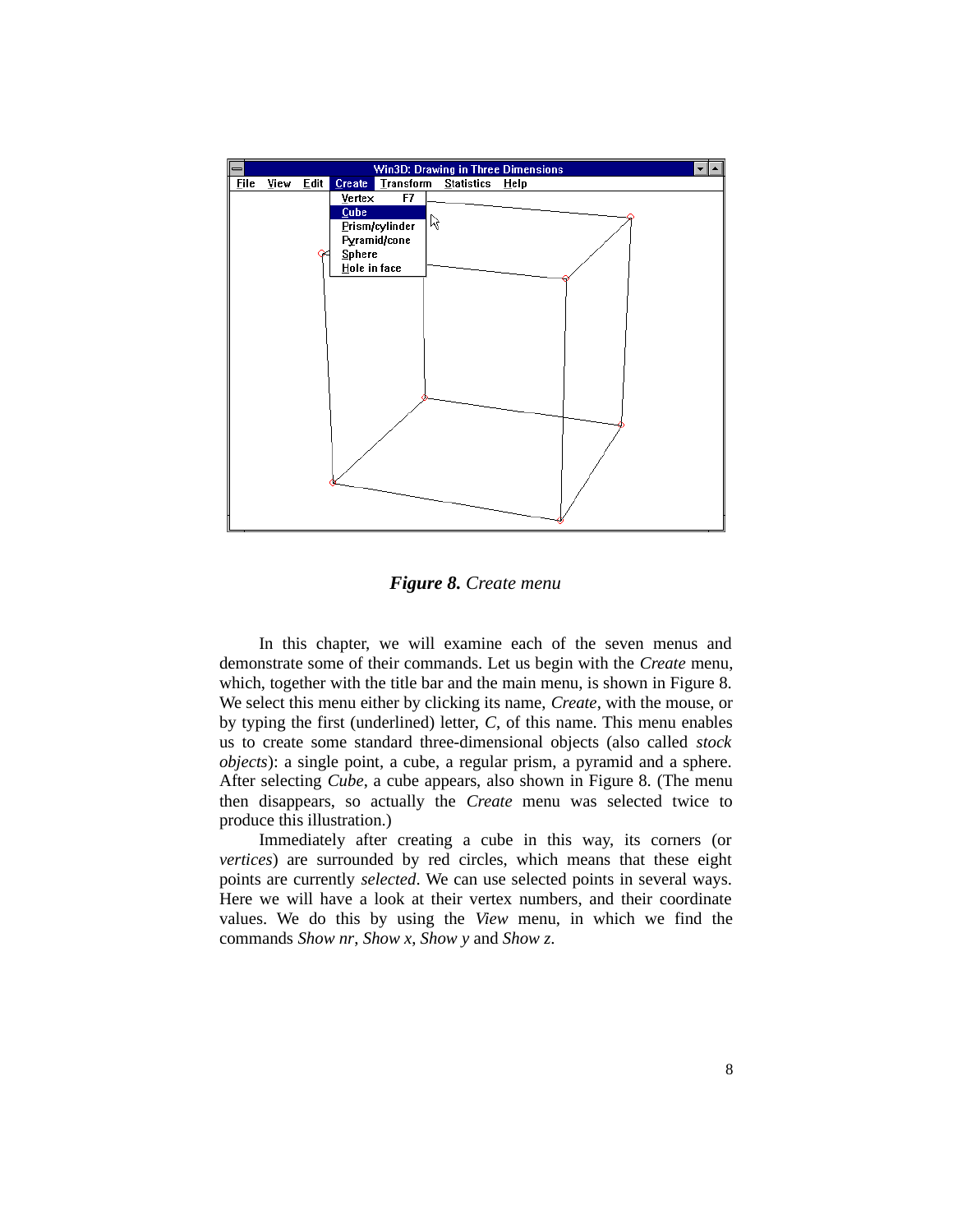*Figure 8. Create menu*

In this chapter, we will examine each of the seven menus and demonstrate some of their commands. Let us begin with the *Create* menu, which, together with the title bar and the main menu, is shown in Figure 8. We select this menu either by clicking its name, *Create*, with the mouse, or by typing the first (underlined) letter, *C*, of this name. This menu enables us to create some standard three-dimensional objects (also called *stock objects*): a single point, a cube, a regular prism, a pyramid and a sphere. After selecting *Cube*, a cube appears, also shown in Figure 8. (The menu then disappears, so actually the *Create* menu was selected twice to produce this illustration.)

Immediately after creating a cube in this way, its corners (or *vertices*) are surrounded by red circles, which means that these eight points are currently *selected*. We can use selected points in several ways. Here we will have a look at their vertex numbers, and their coordinate values. We do this by using the *View* menu, in which we find the commands *Show nr*, *Show x*, *Show y* and *Show z*.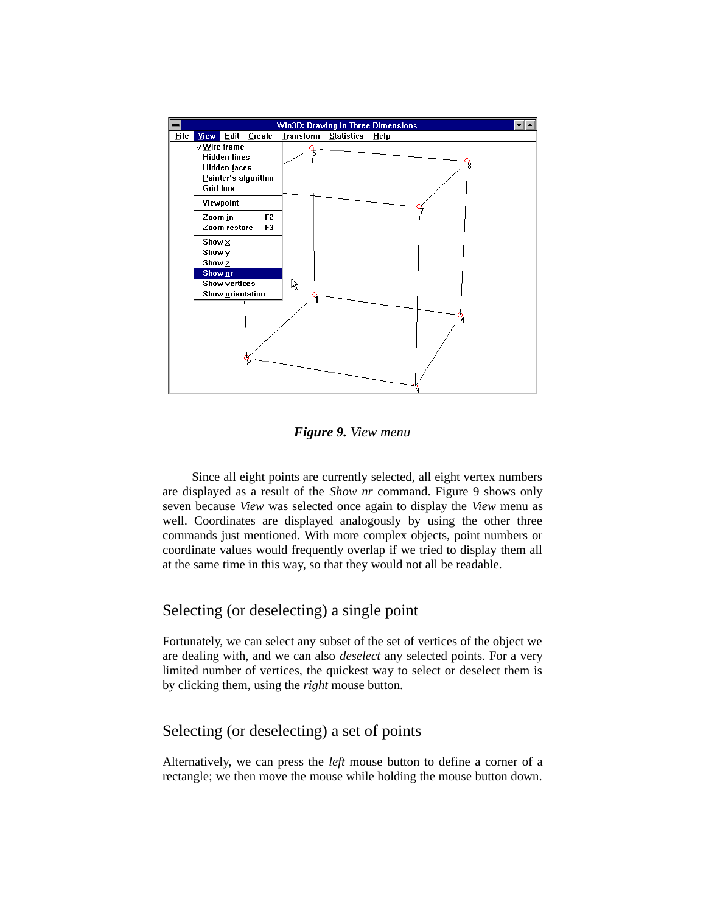***Figure 9.*** *View menu*

Since all eight points are currently selected, all eight vertex numbers are displayed as a result of the *Show nr* command. Figure 9 shows only seven because *View* was selected once again to display the *View* menu as well. Coordinates are displayed analogously by using the other three commands just mentioned. With more complex objects, point numbers or coordinate values would frequently overlap if we tried to display them all at the same time in this way, so that they would not all be readable.

## Selecting (or deselecting) a single point

Fortunately, we can select any subset of the set of vertices of the object we are dealing with, and we can also *deselect* any selected points. For a very limited number of vertices, the quickest way to select or deselect them is by clicking them, using the *right* mouse button.

## Selecting (or deselecting) a set of points

Alternatively, we can press the *left* mouse button to define a corner of a rectangle; we then move the mouse while holding the mouse button down.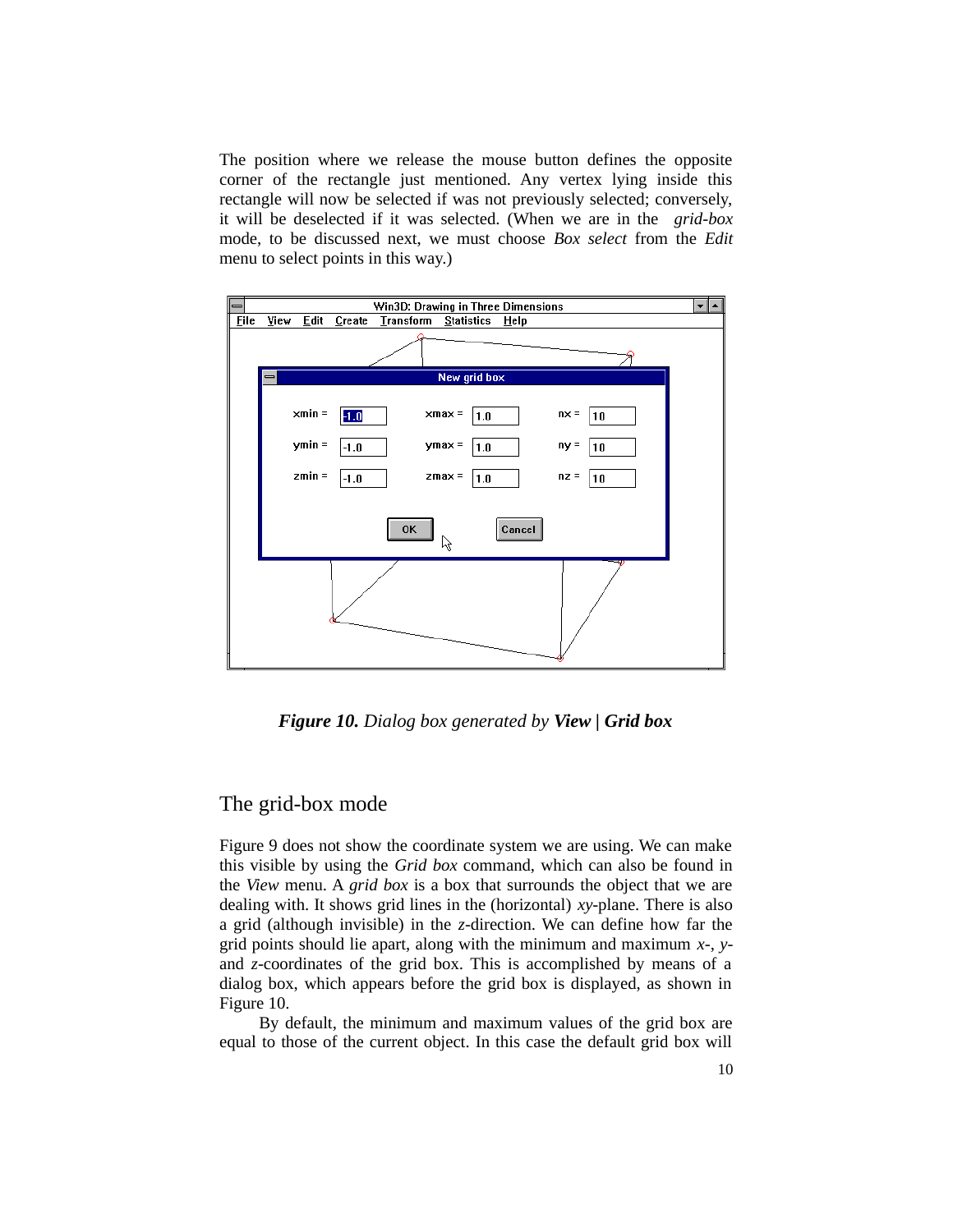The position where we release the mouse button defines the opposite corner of the rectangle just mentioned. Any vertex lying inside this rectangle will now be selected if was not previously selected; conversely, it will be deselected if it was selected. (When we are in the *grid-box* mode, to be discussed next, we must choose *Box select* from the *Edit* menu to select points in this way.)

***Figure 10.*** *Dialog box generated by* ***View | Grid box***

## The grid-box mode

Figure 9 does not show the coordinate system we are using. We can make this visible by using the *Grid box* command, which can also be found in the *View* menu. A *grid box* is a box that surrounds the object that we are dealing with. It shows grid lines in the (horizontal) *xy*-plane. There is also a grid (although invisible) in the *z*-direction. We can define how far the grid points should lie apart, along with the minimum and maximum *x*-, *y*- and *z*-coordinates of the grid box. This is accomplished by means of a dialog box, which appears before the grid box is displayed, as shown in Figure 10.

By default, the minimum and maximum values of the grid box are equal to those of the current object. In this case the default grid box will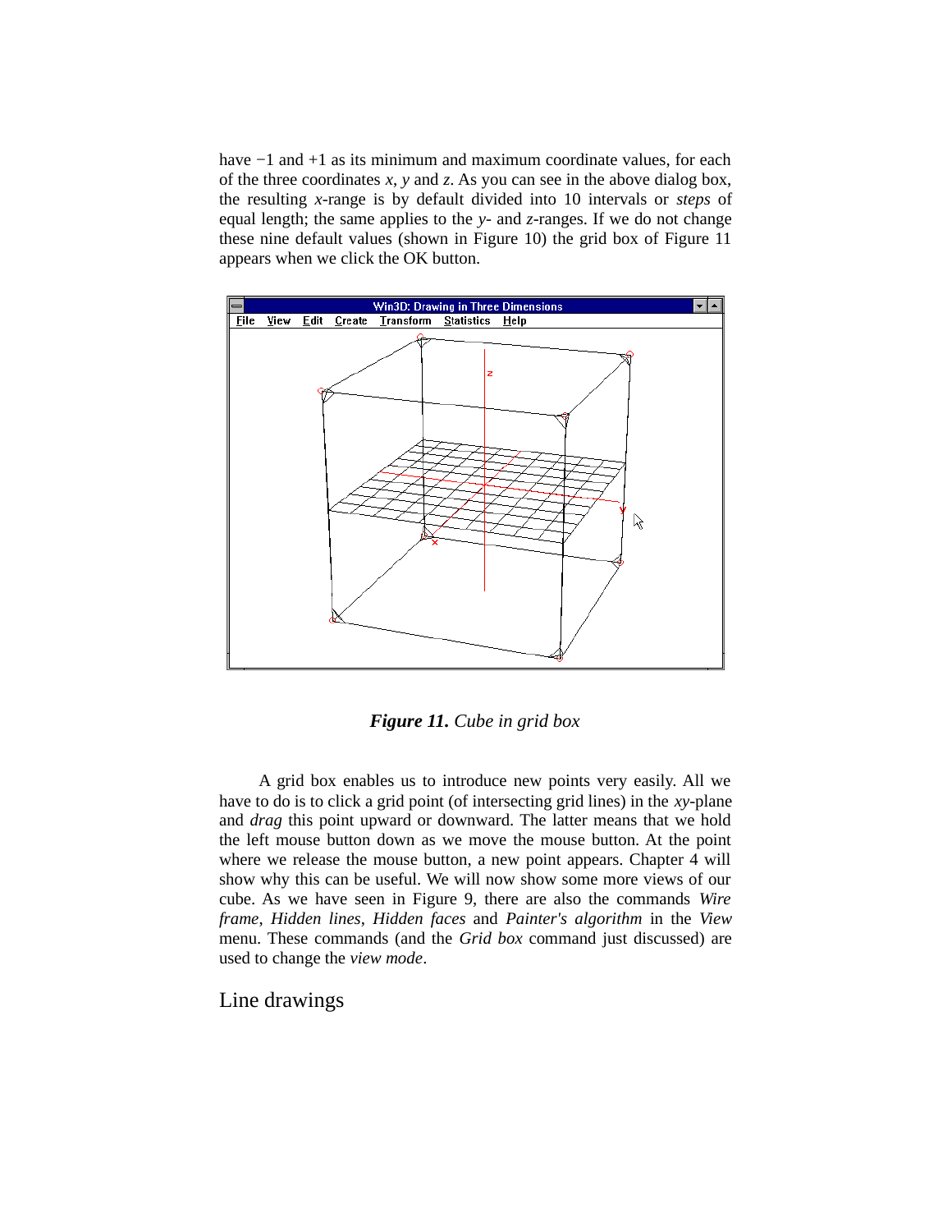have −1 and +1 as its minimum and maximum coordinate values, for each of the three coordinates $x$, $y$ and $z$. As you can see in the above dialog box, the resulting $x$-range is by default divided into 10 intervals or *steps* of equal length; the same applies to the $y$- and $z$-ranges. If we do not change these nine default values (shown in Figure 10) the grid box of Figure 11 appears when we click the OK button.

***Figure 11.*** *Cube in grid box*

A grid box enables us to introduce new points very easily. All we have to do is to click a grid point (of intersecting grid lines) in the $xy$-plane and *drag* this point upward or downward. The latter means that we hold the left mouse button down as we move the mouse button. At the point where we release the mouse button, a new point appears. Chapter 4 will show why this can be useful. We will now show some more views of our cube. As we have seen in Figure 9, there are also the commands *Wire frame*, *Hidden lines*, *Hidden faces* and *Painter's algorithm* in the *View* menu. These commands (and the *Grid box* command just discussed) are used to change the *view mode*.

## Line drawings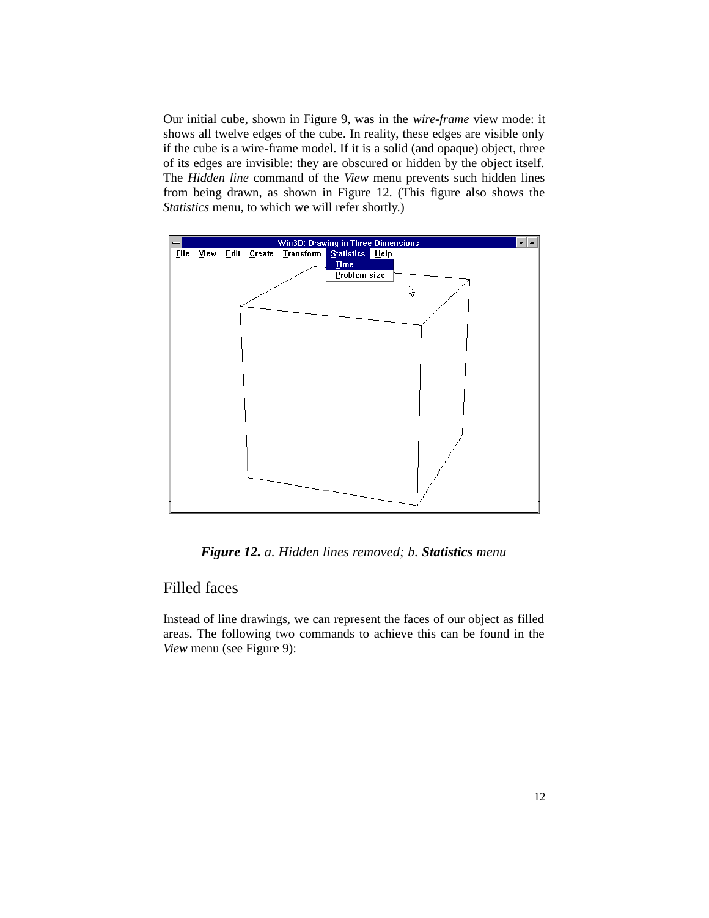Our initial cube, shown in Figure 9, was in the *wire-frame* view mode: it shows all twelve edges of the cube. In reality, these edges are visible only if the cube is a wire-frame model. If it is a solid (and opaque) object, three of its edges are invisible: they are obscured or hidden by the object itself. The *Hidden line* command of the *View* menu prevents such hidden lines from being drawn, as shown in Figure 12. (This figure also shows the *Statistics* menu, to which we will refer shortly.)

***Figure 12.*** *a. Hidden lines removed; b.* ***Statistics*** *menu*

## Filled faces

Instead of line drawings, we can represent the faces of our object as filled areas. The following two commands to achieve this can be found in the *View* menu (see Figure 9):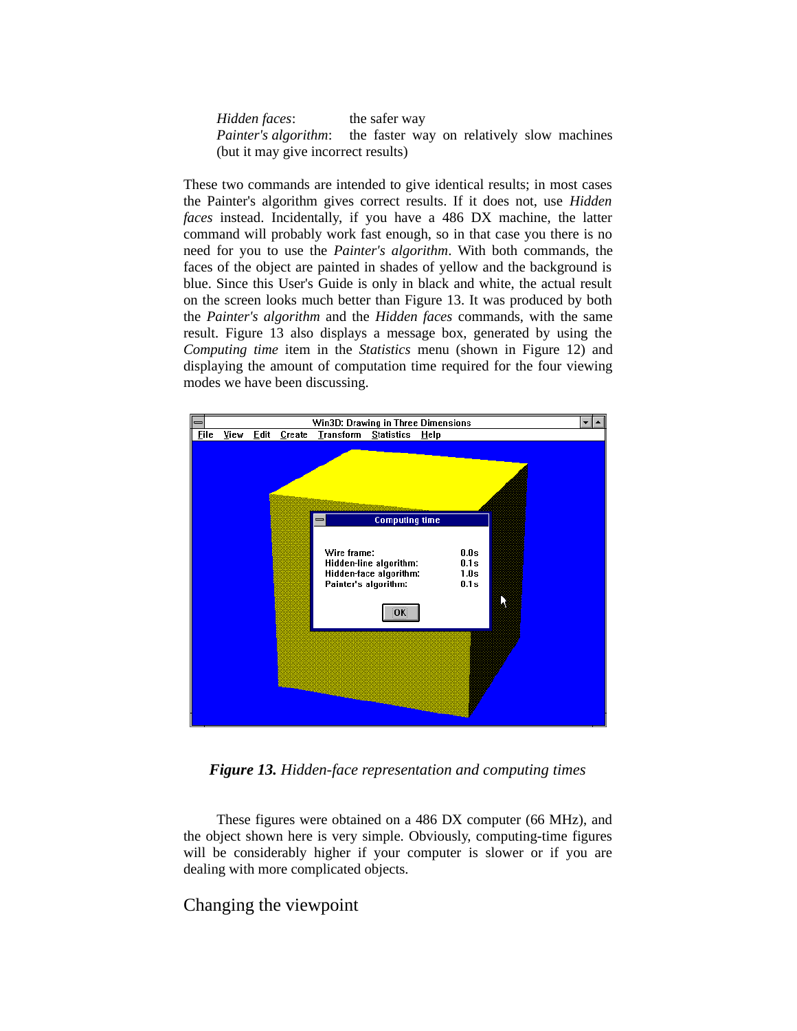*Hidden faces*: the safer way
*Painter's algorithm*: the faster way on relatively slow machines (but it may give incorrect results)

These two commands are intended to give identical results; in most cases the Painter's algorithm gives correct results. If it does not, use *Hidden faces* instead. Incidentally, if you have a 486 DX machine, the latter command will probably work fast enough, so in that case you there is no need for you to use the *Painter's algorithm*. With both commands, the faces of the object are painted in shades of yellow and the background is blue. Since this User's Guide is only in black and white, the actual result on the screen looks much better than Figure 13. It was produced by both the *Painter's algorithm* and the *Hidden faces* commands, with the same result. Figure 13 also displays a message box, generated by using the *Computing time* item in the *Statistics* menu (shown in Figure 12) and displaying the amount of computation time required for the four viewing modes we have been discussing.

***Figure 13.*** *Hidden-face representation and computing times*

These figures were obtained on a 486 DX computer (66 MHz), and the object shown here is very simple. Obviously, computing-time figures will be considerably higher if your computer is slower or if you are dealing with more complicated objects.

## Changing the viewpoint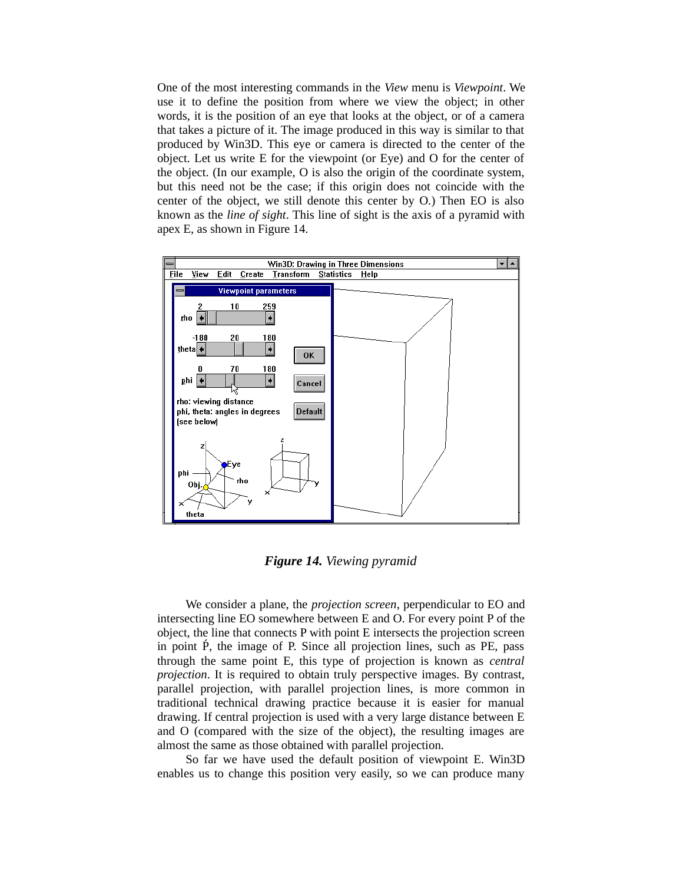One of the most interesting commands in the *View* menu is *Viewpoint*. We use it to define the position from where we view the object; in other words, it is the position of an eye that looks at the object, or of a camera that takes a picture of it. The image produced in this way is similar to that produced by Win3D. This eye or camera is directed to the center of the object. Let us write E for the viewpoint (or Eye) and O for the center of the object. (In our example, O is also the origin of the coordinate system, but this need not be the case; if this origin does not coincide with the center of the object, we still denote this center by O.) Then EO is also known as the *line of sight*. This line of sight is the axis of a pyramid with apex E, as shown in Figure 14.

***Figure 14.*** *Viewing pyramid*

We consider a plane, the *projection screen*, perpendicular to EO and intersecting line EO somewhere between E and O. For every point P of the object, the line that connects P with point E intersects the projection screen in point Ṕ, the image of P. Since all projection lines, such as PE, pass through the same point E, this type of projection is known as *central projection*. It is required to obtain truly perspective images. By contrast, parallel projection, with parallel projection lines, is more common in traditional technical drawing practice because it is easier for manual drawing. If central projection is used with a very large distance between E and O (compared with the size of the object), the resulting images are almost the same as those obtained with parallel projection.

So far we have used the default position of viewpoint E. Win3D enables us to change this position very easily, so we can produce many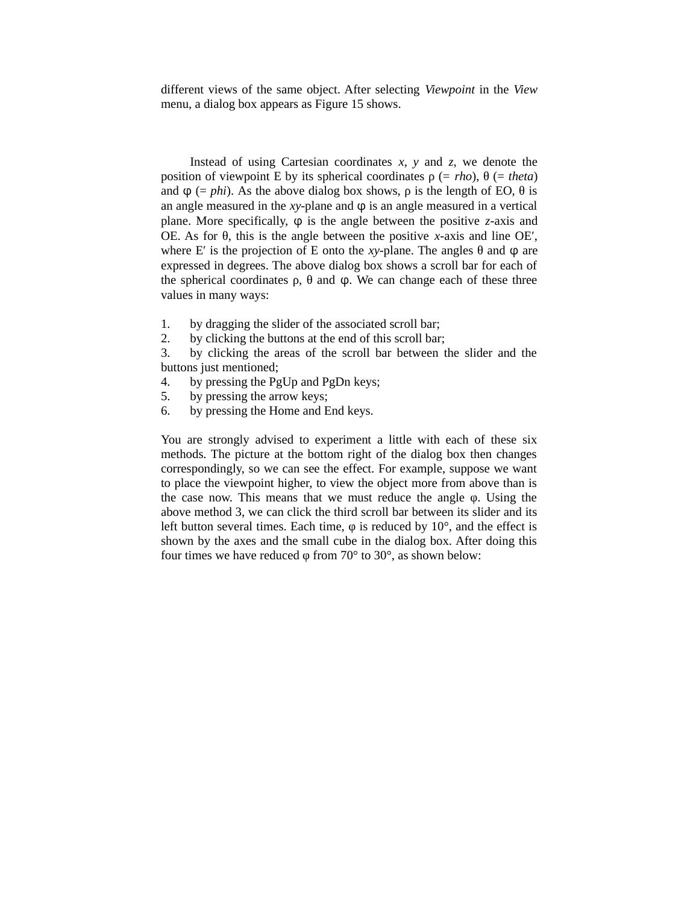different views of the same object. After selecting *Viewpoint* in the *View* menu, a dialog box appears as Figure 15 shows.

Instead of using Cartesian coordinates $x$, $y$ and $z$, we denote the position of viewpoint E by its spherical coordinates $\rho$ (= *rho*), $\theta$ (= *theta*) and $\varphi$ (= *phi*). As the above dialog box shows, $\rho$ is the length of EO, $\theta$ is an angle measured in the $xy$-plane and $\varphi$ is an angle measured in a vertical plane. More specifically, $\varphi$ is the angle between the positive $z$-axis and OE. As for $\theta$, this is the angle between the positive $x$-axis and line OE′, where E′ is the projection of E onto the $xy$-plane. The angles $\theta$ and $\varphi$ are expressed in degrees. The above dialog box shows a scroll bar for each of the spherical coordinates $\rho$, $\theta$ and $\varphi$. We can change each of these three values in many ways:

1. by dragging the slider of the associated scroll bar;
2. by clicking the buttons at the end of this scroll bar;
3. by clicking the areas of the scroll bar between the slider and the buttons just mentioned;
4. by pressing the PgUp and PgDn keys;
5. by pressing the arrow keys;
6. by pressing the Home and End keys.

You are strongly advised to experiment a little with each of these six methods. The picture at the bottom right of the dialog box then changes correspondingly, so we can see the effect. For example, suppose we want to place the viewpoint higher, to view the object more from above than is the case now. This means that we must reduce the angle $\varphi$. Using the above method 3, we can click the third scroll bar between its slider and its left button several times. Each time, $\varphi$ is reduced by 10°, and the effect is shown by the axes and the small cube in the dialog box. After doing this four times we have reduced $\varphi$ from 70° to 30°, as shown below: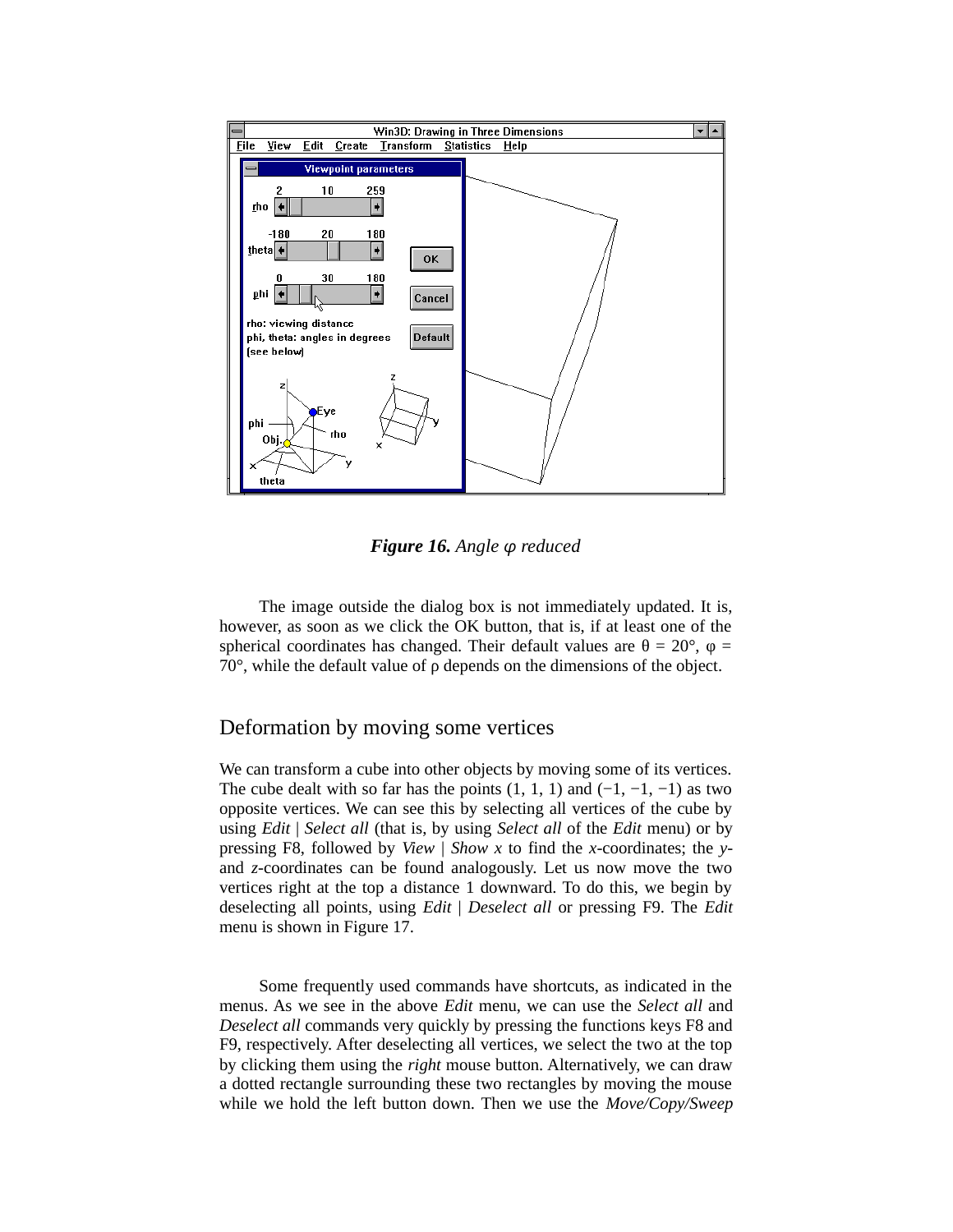*Figure 16.* *Angle φ reduced*

The image outside the dialog box is not immediately updated. It is, however, as soon as we click the OK button, that is, if at least one of the spherical coordinates has changed. Their default values are θ = 20°, φ = 70°, while the default value of ρ depends on the dimensions of the object.

## Deformation by moving some vertices

We can transform a cube into other objects by moving some of its vertices. The cube dealt with so far has the points (1, 1, 1) and (−1, −1, −1) as two opposite vertices. We can see this by selecting all vertices of the cube by using *Edit* | *Select all* (that is, by using *Select all* of the *Edit* menu) or by pressing F8, followed by *View* | *Show x* to find the *x*-coordinates; the *y*- and *z*-coordinates can be found analogously. Let us now move the two vertices right at the top a distance 1 downward. To do this, we begin by deselecting all points, using *Edit* | *Deselect all* or pressing F9. The *Edit* menu is shown in Figure 17.

Some frequently used commands have shortcuts, as indicated in the menus. As we see in the above *Edit* menu, we can use the *Select all* and *Deselect all* commands very quickly by pressing the functions keys F8 and F9, respectively. After deselecting all vertices, we select the two at the top by clicking them using the *right* mouse button. Alternatively, we can draw a dotted rectangle surrounding these two rectangles by moving the mouse while we hold the left button down. Then we use the *Move/Copy/Sweep*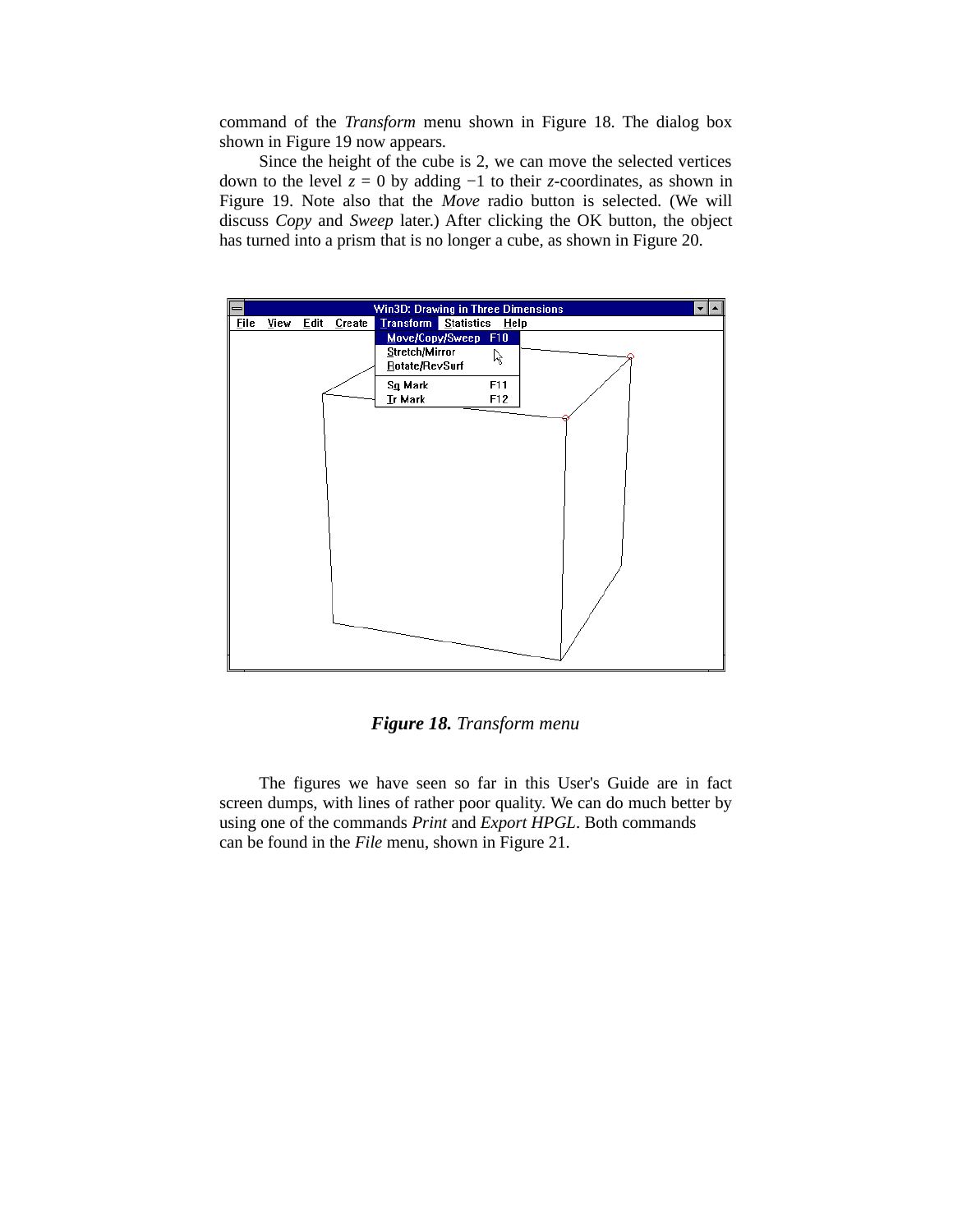command of the *Transform* menu shown in Figure 18. The dialog box shown in Figure 19 now appears.

Since the height of the cube is 2, we can move the selected vertices down to the level $z = 0$ by adding $-1$ to their $z$-coordinates, as shown in Figure 19. Note also that the *Move* radio button is selected. (We will discuss *Copy* and *Sweep* later.) After clicking the OK button, the object has turned into a prism that is no longer a cube, as shown in Figure 20.

***Figure 18.*** *Transform menu*

The figures we have seen so far in this User's Guide are in fact screen dumps, with lines of rather poor quality. We can do much better by using one of the commands *Print* and *Export HPGL*. Both commands can be found in the *File* menu, shown in Figure 21.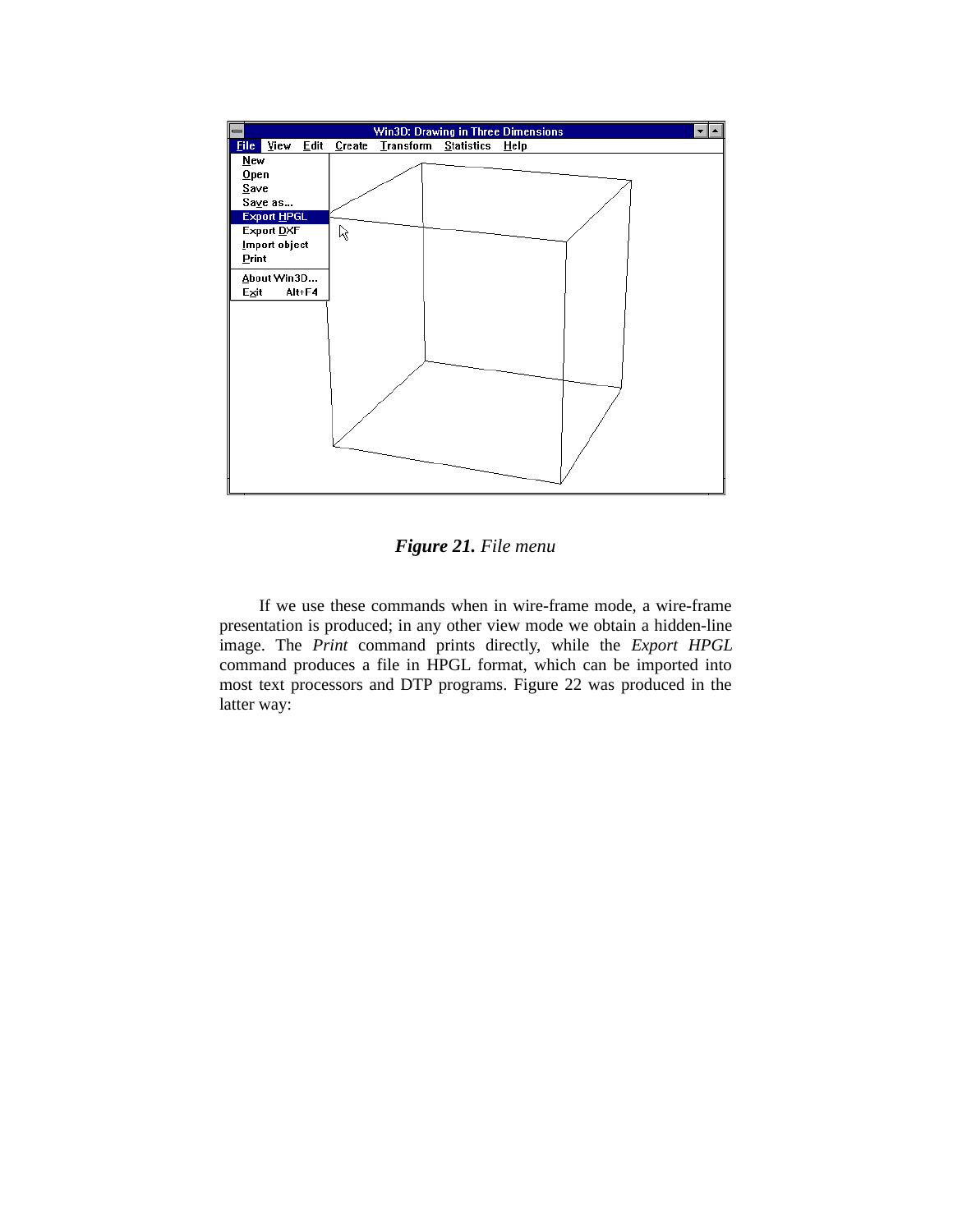***Figure 21.*** *File menu*

If we use these commands when in wire-frame mode, a wire-frame presentation is produced; in any other view mode we obtain a hidden-line image. The *Print* command prints directly, while the *Export HPGL* command produces a file in HPGL format, which can be imported into most text processors and DTP programs. Figure 22 was produced in the latter way: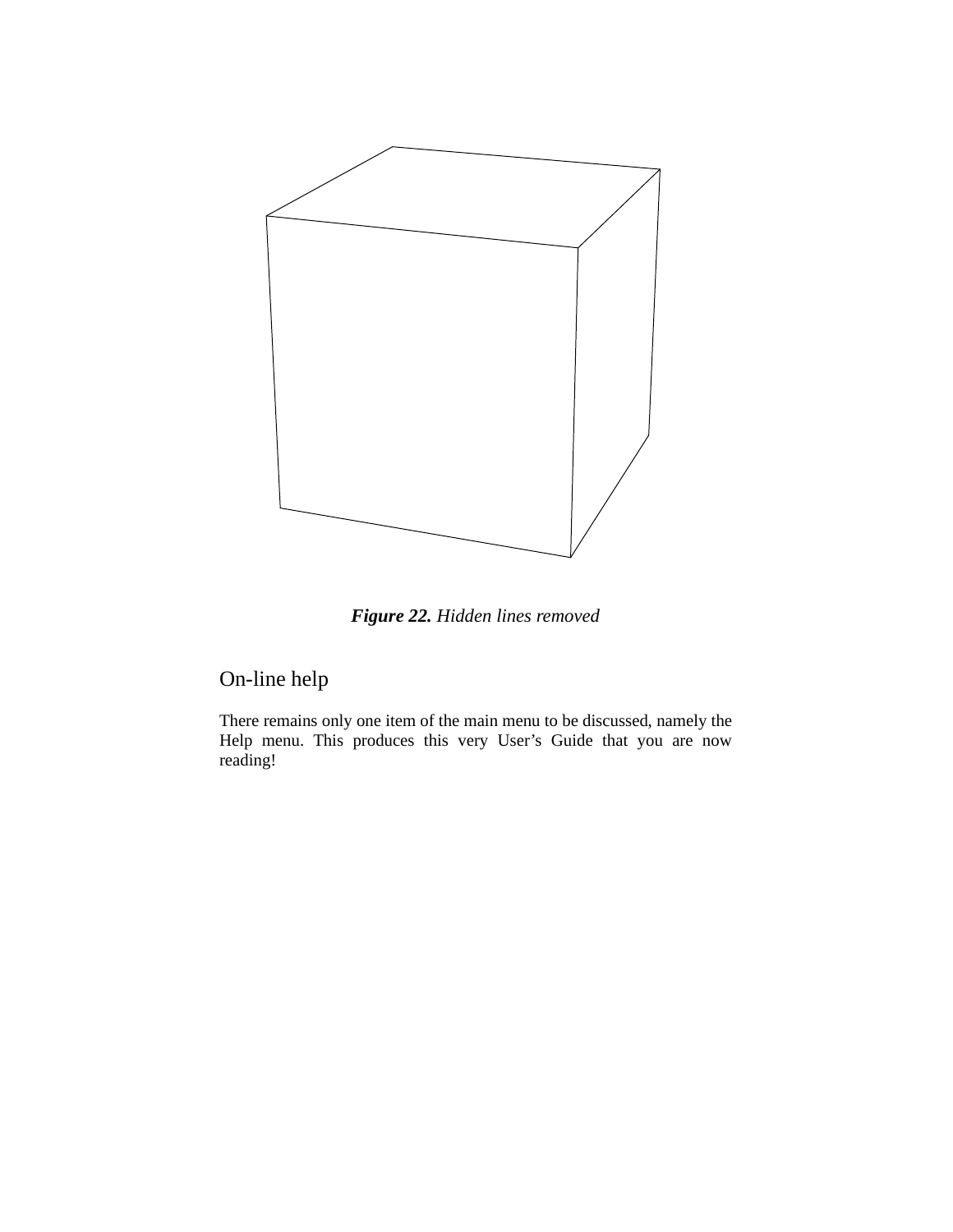***Figure 22.*** *Hidden lines removed*

## On-line help

There remains only one item of the main menu to be discussed, namely the Help menu. This produces this very User's Guide that you are now reading!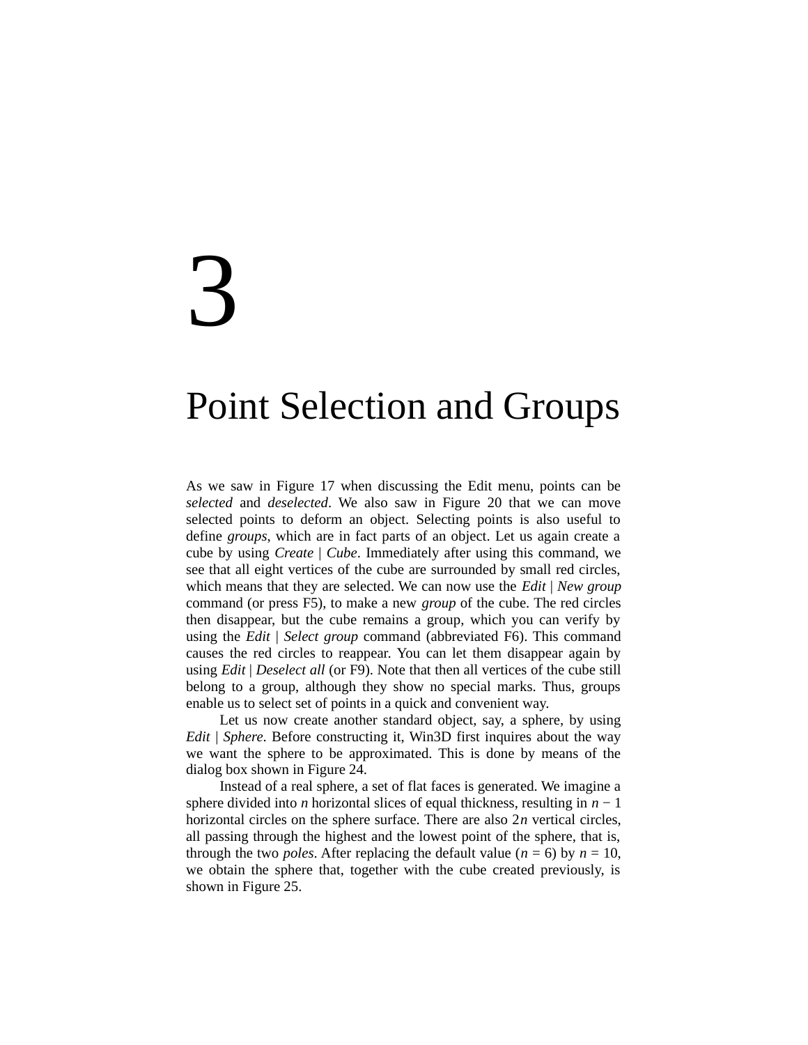// 3

# Point Selection and Groups

As we saw in Figure 17 when discussing the Edit menu, points can be *selected* and *deselected*. We also saw in Figure 20 that we can move selected points to deform an object. Selecting points is also useful to define *groups*, which are in fact parts of an object. Let us again create a cube by using *Create* | *Cube*. Immediately after using this command, we see that all eight vertices of the cube are surrounded by small red circles, which means that they are selected. We can now use the *Edit* | *New group* command (or press F5), to make a new *group* of the cube. The red circles then disappear, but the cube remains a group, which you can verify by using the *Edit* | *Select group* command (abbreviated F6). This command causes the red circles to reappear. You can let them disappear again by using *Edit* | *Deselect all* (or F9). Note that then all vertices of the cube still belong to a group, although they show no special marks. Thus, groups enable us to select set of points in a quick and convenient way.

Let us now create another standard object, say, a sphere, by using *Edit* | *Sphere*. Before constructing it, Win3D first inquires about the way we want the sphere to be approximated. This is done by means of the dialog box shown in Figure 24.

Instead of a real sphere, a set of flat faces is generated. We imagine a sphere divided into $n$ horizontal slices of equal thickness, resulting in $n - 1$ horizontal circles on the sphere surface. There are also $2n$ vertical circles, all passing through the highest and the lowest point of the sphere, that is, through the two *poles*. After replacing the default value ($n = 6$) by $n = 10$, we obtain the sphere that, together with the cube created previously, is shown in Figure 25.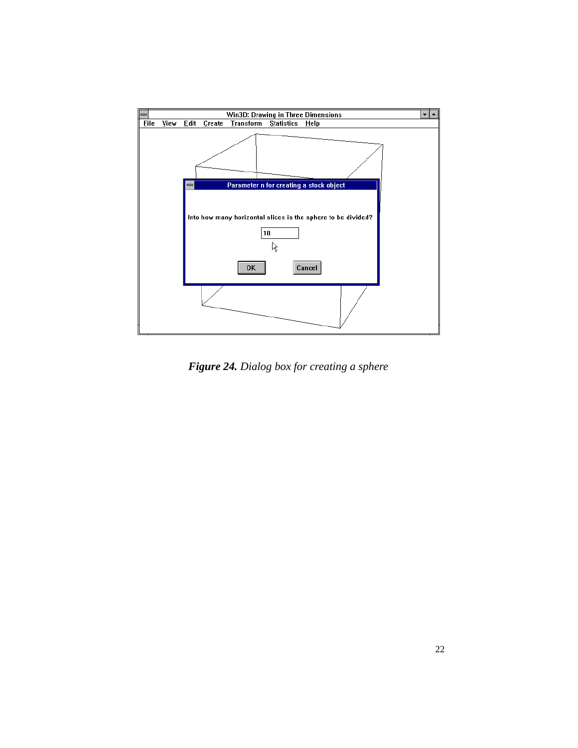*Figure 24. Dialog box for creating a sphere*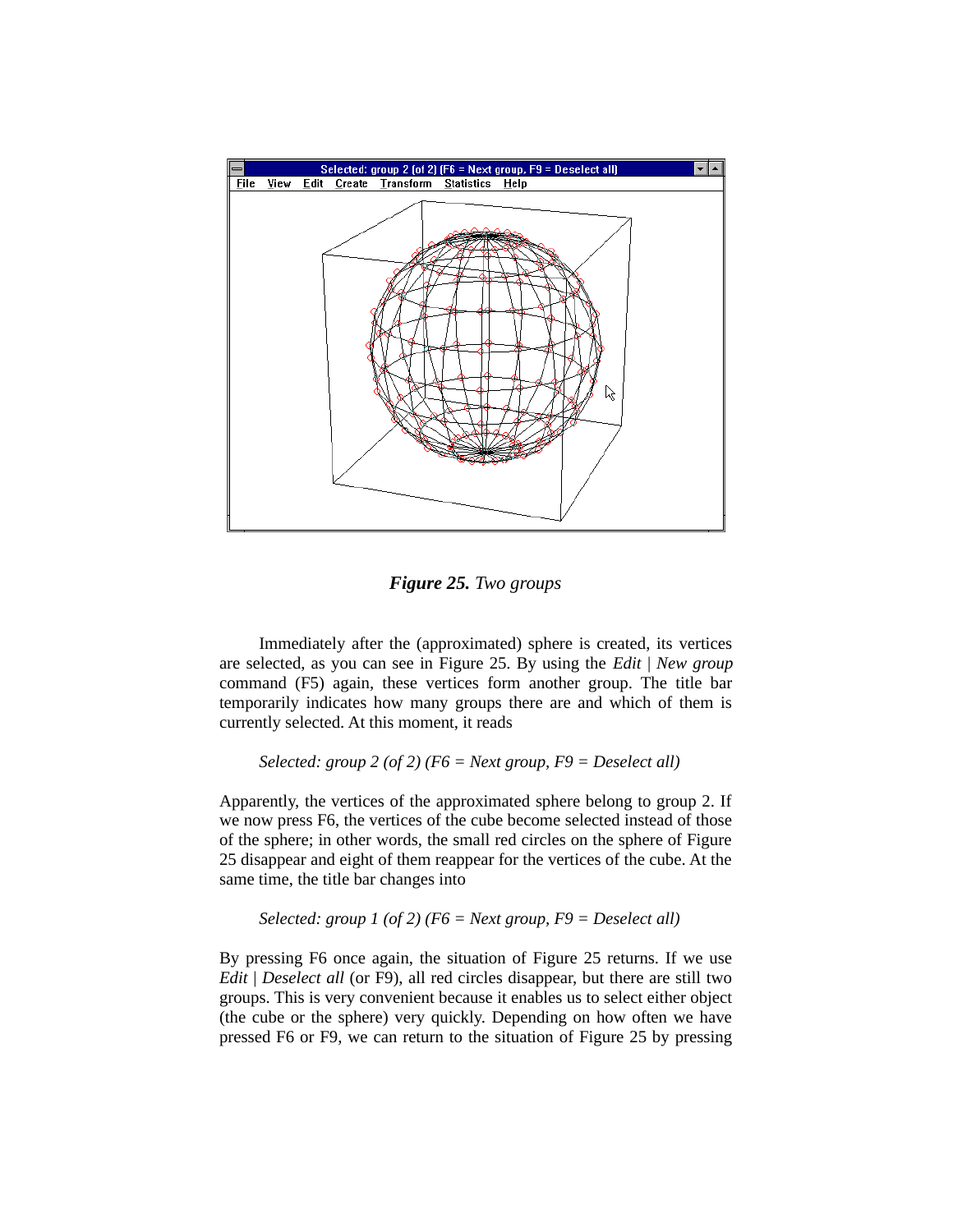***Figure 25.*** *Two groups*

Immediately after the (approximated) sphere is created, its vertices are selected, as you can see in Figure 25. By using the *Edit | New group* command (F5) again, these vertices form another group. The title bar temporarily indicates how many groups there are and which of them is currently selected. At this moment, it reads

*Selected: group 2 (of 2) (F6 = Next group, F9 = Deselect all)*

Apparently, the vertices of the approximated sphere belong to group 2. If we now press F6, the vertices of the cube become selected instead of those of the sphere; in other words, the small red circles on the sphere of Figure 25 disappear and eight of them reappear for the vertices of the cube. At the same time, the title bar changes into

*Selected: group 1 (of 2) (F6 = Next group, F9 = Deselect all)*

By pressing F6 once again, the situation of Figure 25 returns. If we use *Edit | Deselect all* (or F9), all red circles disappear, but there are still two groups. This is very convenient because it enables us to select either object (the cube or the sphere) very quickly. Depending on how often we have pressed F6 or F9, we can return to the situation of Figure 25 by pressing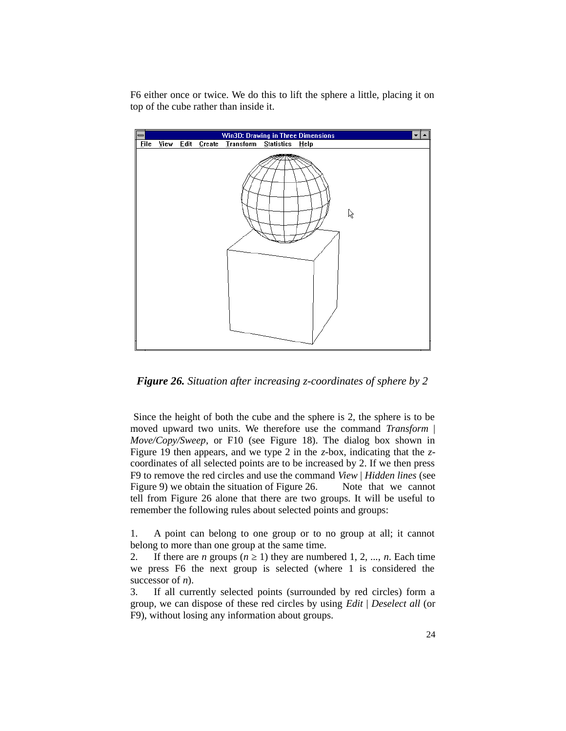F6 either once or twice. We do this to lift the sphere a little, placing it on top of the cube rather than inside it.

***Figure 26.*** *Situation after increasing z-coordinates of sphere by 2*

Since the height of both the cube and the sphere is 2, the sphere is to be moved upward two units. We therefore use the command *Transform | Move/Copy/Sweep*, or F10 (see Figure 18). The dialog box shown in Figure 19 then appears, and we type 2 in the *z*-box, indicating that the *z*-coordinates of all selected points are to be increased by 2. If we then press F9 to remove the red circles and use the command *View | Hidden lines* (see Figure 9) we obtain the situation of Figure 26. Note that we cannot tell from Figure 26 alone that there are two groups. It will be useful to remember the following rules about selected points and groups:

1. A point can belong to one group or to no group at all; it cannot belong to more than one group at the same time.
2. If there are *n* groups ($n \geq 1$) they are numbered 1, 2, ..., *n*. Each time we press F6 the next group is selected (where 1 is considered the successor of *n*).
3. If all currently selected points (surrounded by red circles) form a group, we can dispose of these red circles by using *Edit | Deselect all* (or F9), without losing any information about groups.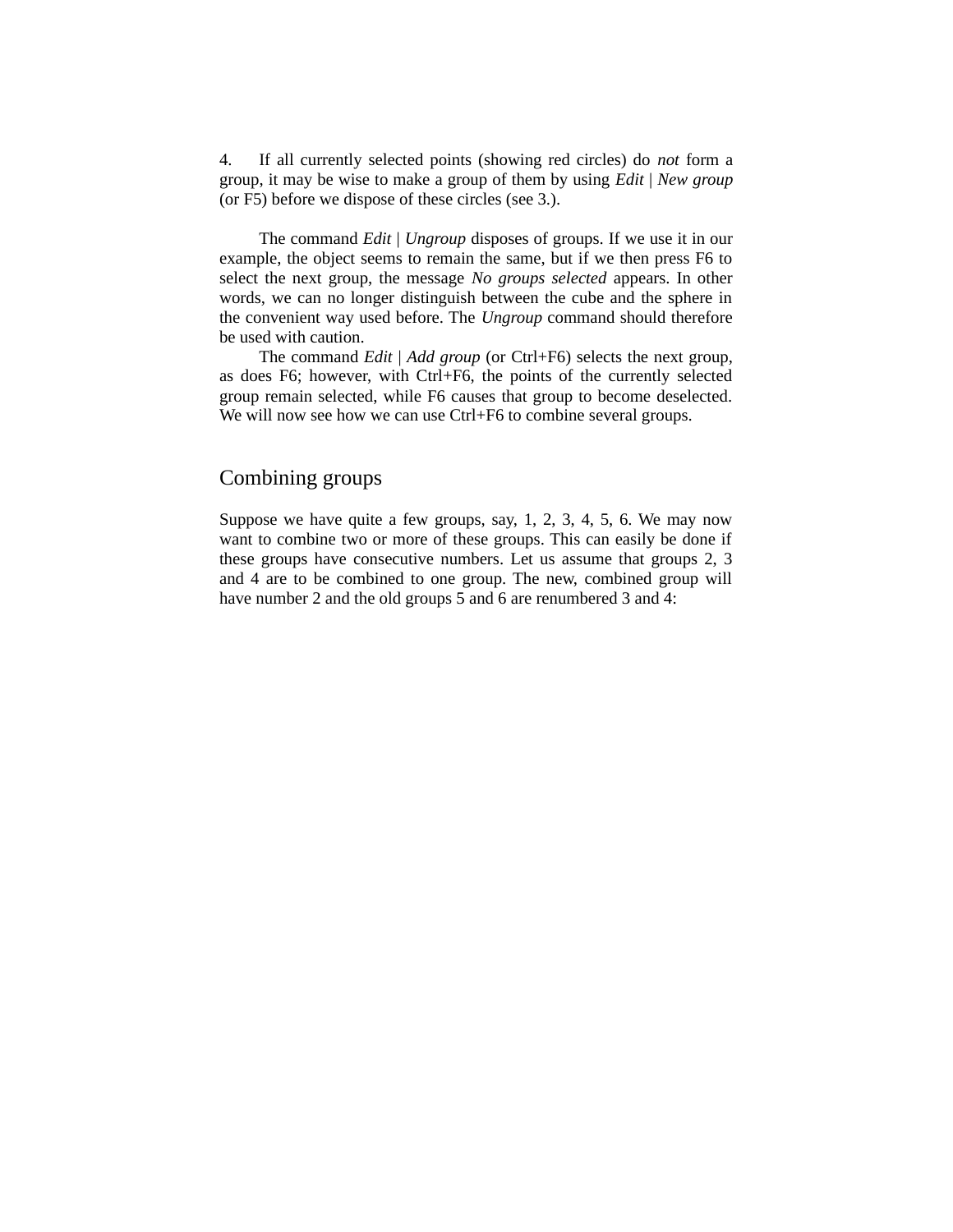4. If all currently selected points (showing red circles) do *not* form a group, it may be wise to make a group of them by using *Edit* | *New group* (or F5) before we dispose of these circles (see 3.).

The command *Edit* | *Ungroup* disposes of groups. If we use it in our example, the object seems to remain the same, but if we then press F6 to select the next group, the message *No groups selected* appears. In other words, we can no longer distinguish between the cube and the sphere in the convenient way used before. The *Ungroup* command should therefore be used with caution.

The command *Edit* | *Add group* (or Ctrl+F6) selects the next group, as does F6; however, with Ctrl+F6, the points of the currently selected group remain selected, while F6 causes that group to become deselected. We will now see how we can use Ctrl+F6 to combine several groups.

## Combining groups

Suppose we have quite a few groups, say, 1, 2, 3, 4, 5, 6. We may now want to combine two or more of these groups. This can easily be done if these groups have consecutive numbers. Let us assume that groups 2, 3 and 4 are to be combined to one group. The new, combined group will have number 2 and the old groups 5 and 6 are renumbered 3 and 4: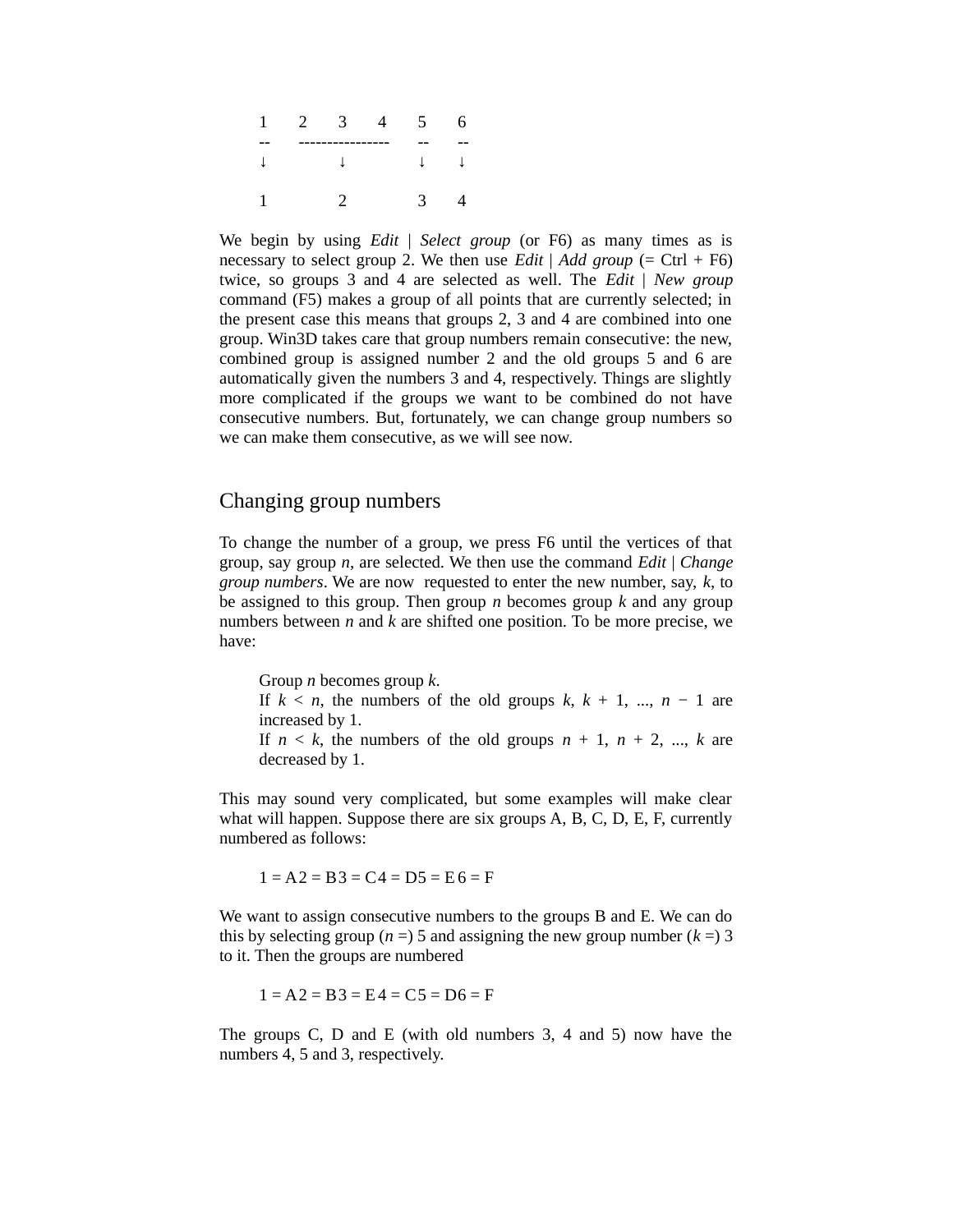```
1    2    3    4    5    6
--   ----------------  --   --
↓         ↓         ↓    ↓

1         2         3    4
```

We begin by using *Edit* | *Select group* (or F6) as many times as is necessary to select group 2. We then use *Edit* | *Add group* (= Ctrl + F6) twice, so groups 3 and 4 are selected as well. The *Edit* | *New group* command (F5) makes a group of all points that are currently selected; in the present case this means that groups 2, 3 and 4 are combined into one group. Win3D takes care that group numbers remain consecutive: the new, combined group is assigned number 2 and the old groups 5 and 6 are automatically given the numbers 3 and 4, respectively. Things are slightly more complicated if the groups we want to be combined do not have consecutive numbers. But, fortunately, we can change group numbers so we can make them consecutive, as we will see now.

## Changing group numbers

To change the number of a group, we press F6 until the vertices of that group, say group *n*, are selected. We then use the command *Edit* | *Change group numbers*. We are now requested to enter the new number, say, *k*, to be assigned to this group. Then group *n* becomes group *k* and any group numbers between *n* and *k* are shifted one position. To be more precise, we have:

> Group *n* becomes group *k*.
> If $k < n$, the numbers of the old groups $k$, $k + 1$, ..., $n - 1$ are increased by 1.
> If $n < k$, the numbers of the old groups $n + 1$, $n + 2$, ..., $k$ are decreased by 1.

This may sound very complicated, but some examples will make clear what will happen. Suppose there are six groups A, B, C, D, E, F, currently numbered as follows:

1 = A 2 = B 3 = C 4 = D 5 = E 6 = F

We want to assign consecutive numbers to the groups B and E. We can do this by selecting group ($n$ =) 5 and assigning the new group number ($k$ =) 3 to it. Then the groups are numbered

1 = A 2 = B 3 = E 4 = C 5 = D 6 = F

The groups C, D and E (with old numbers 3, 4 and 5) now have the numbers 4, 5 and 3, respectively.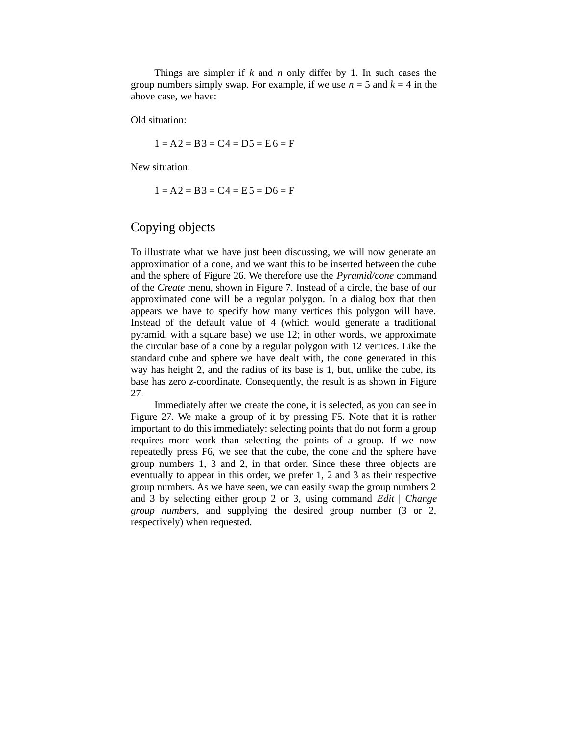Things are simpler if *k* and *n* only differ by 1. In such cases the group numbers simply swap. For example, if we use $n = 5$ and $k = 4$ in the above case, we have:

Old situation:

1 = A 2 = B 3 = C 4 = D 5 = E 6 = F

New situation:

1 = A 2 = B 3 = C 4 = E 5 = D 6 = F

## Copying objects

To illustrate what we have just been discussing, we will now generate an approximation of a cone, and we want this to be inserted between the cube and the sphere of Figure 26. We therefore use the *Pyramid/cone* command of the *Create* menu, shown in Figure 7. Instead of a circle, the base of our approximated cone will be a regular polygon. In a dialog box that then appears we have to specify how many vertices this polygon will have. Instead of the default value of 4 (which would generate a traditional pyramid, with a square base) we use 12; in other words, we approximate the circular base of a cone by a regular polygon with 12 vertices. Like the standard cube and sphere we have dealt with, the cone generated in this way has height 2, and the radius of its base is 1, but, unlike the cube, its base has zero *z*-coordinate. Consequently, the result is as shown in Figure 27.

Immediately after we create the cone, it is selected, as you can see in Figure 27. We make a group of it by pressing F5. Note that it is rather important to do this immediately: selecting points that do not form a group requires more work than selecting the points of a group. If we now repeatedly press F6, we see that the cube, the cone and the sphere have group numbers 1, 3 and 2, in that order. Since these three objects are eventually to appear in this order, we prefer 1, 2 and 3 as their respective group numbers. As we have seen, we can easily swap the group numbers 2 and 3 by selecting either group 2 or 3, using command *Edit | Change group numbers*, and supplying the desired group number (3 or 2, respectively) when requested.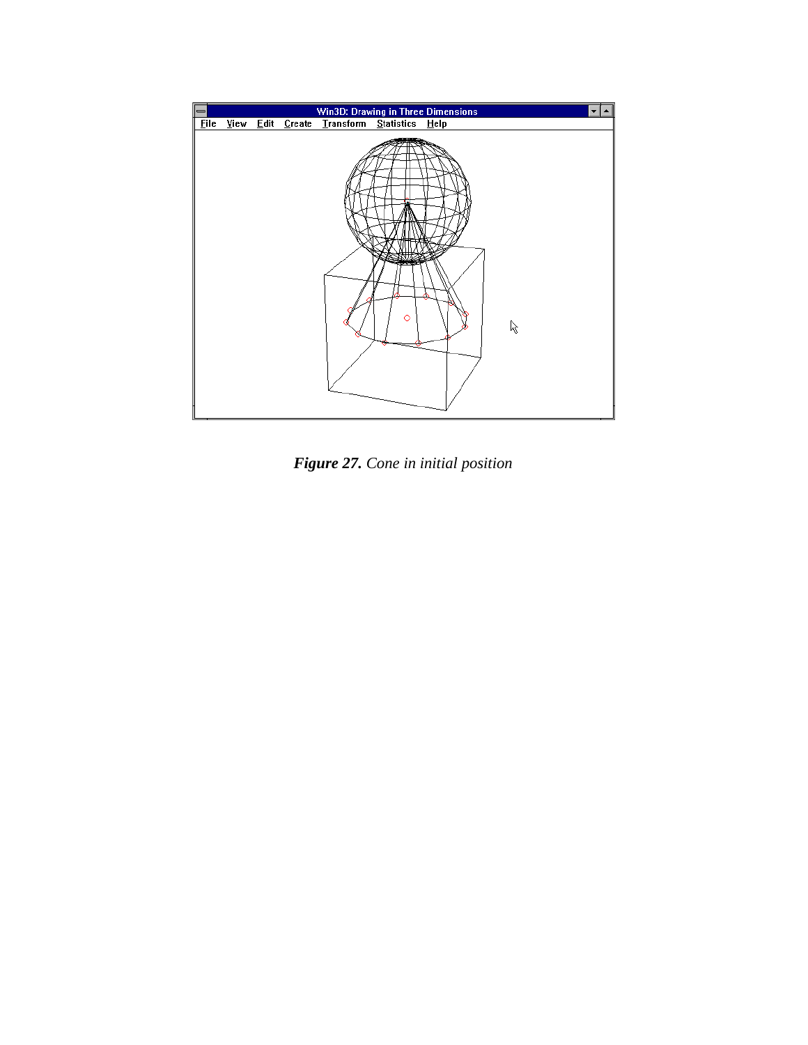***Figure 27.*** *Cone in initial position*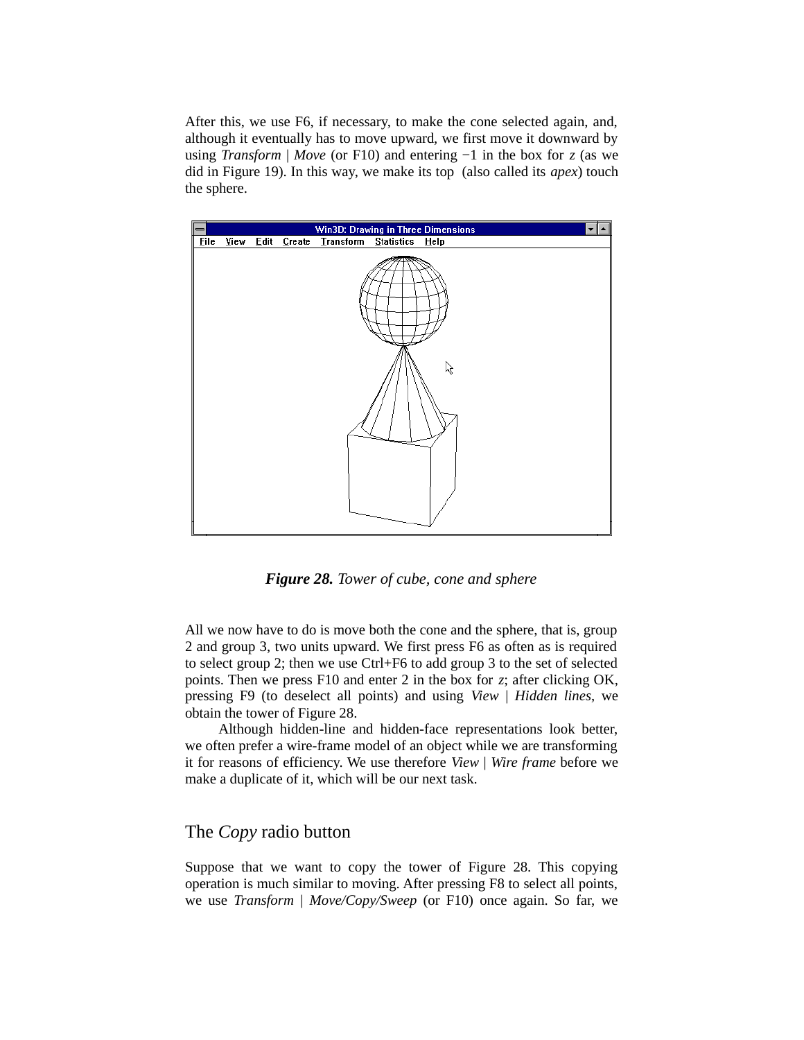After this, we use F6, if necessary, to make the cone selected again, and, although it eventually has to move upward, we first move it downward by using *Transform* | *Move* (or F10) and entering −1 in the box for *z* (as we did in Figure 19). In this way, we make its top (also called its *apex*) touch the sphere.

***Figure 28.*** *Tower of cube, cone and sphere*

All we now have to do is move both the cone and the sphere, that is, group 2 and group 3, two units upward. We first press F6 as often as is required to select group 2; then we use Ctrl+F6 to add group 3 to the set of selected points. Then we press F10 and enter 2 in the box for *z*; after clicking OK, pressing F9 (to deselect all points) and using *View* | *Hidden lines*, we obtain the tower of Figure 28.

Although hidden-line and hidden-face representations look better, we often prefer a wire-frame model of an object while we are transforming it for reasons of efficiency. We use therefore *View* | *Wire frame* before we make a duplicate of it, which will be our next task.

## The *Copy* radio button

Suppose that we want to copy the tower of Figure 28. This copying operation is much similar to moving. After pressing F8 to select all points, we use *Transform* | *Move/Copy/Sweep* (or F10) once again. So far, we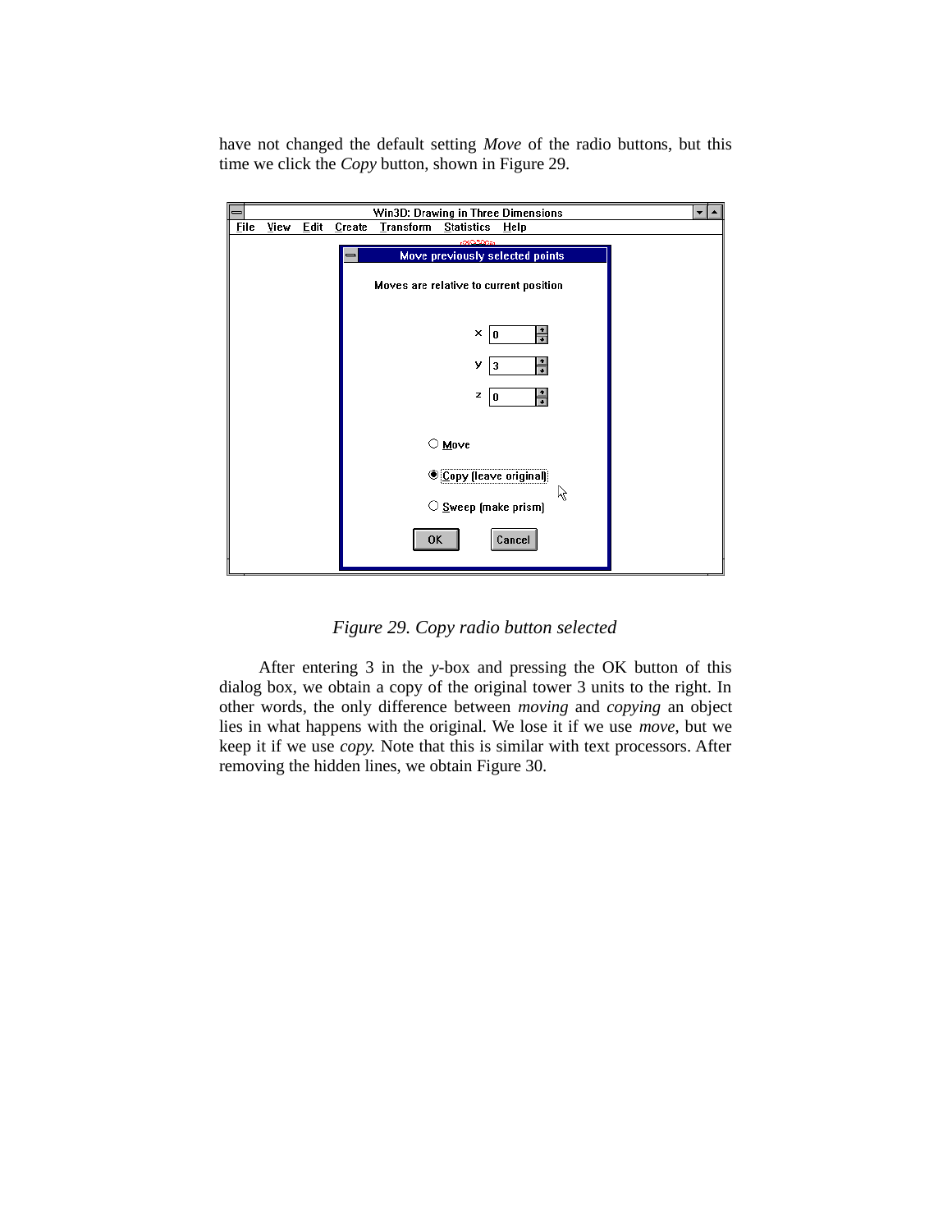have not changed the default setting *Move* of the radio buttons, but this time we click the *Copy* button, shown in Figure 29.

*Figure 29. Copy radio button selected*

After entering 3 in the *y*-box and pressing the OK button of this dialog box, we obtain a copy of the original tower 3 units to the right. In other words, the only difference between *moving* and *copying* an object lies in what happens with the original. We lose it if we use *move*, but we keep it if we use *copy.* Note that this is similar with text processors. After removing the hidden lines, we obtain Figure 30.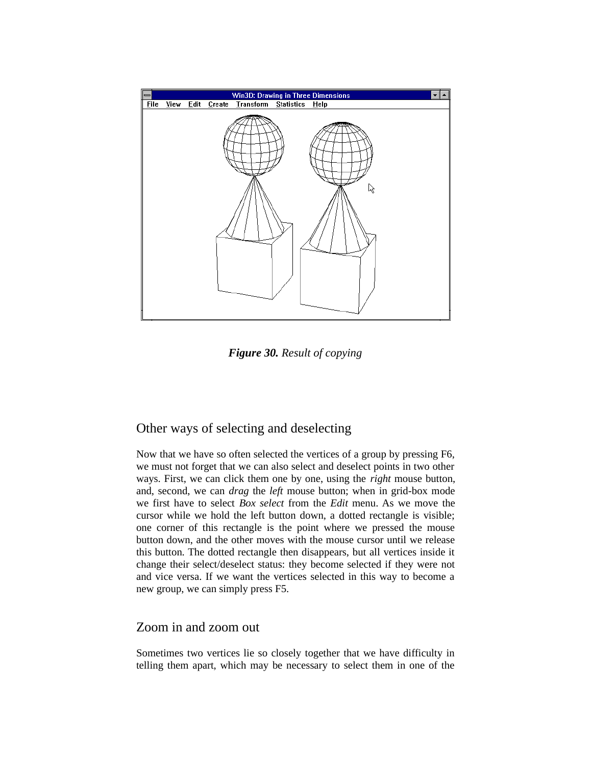*Figure 30.* *Result of copying*

## Other ways of selecting and deselecting

Now that we have so often selected the vertices of a group by pressing F6, we must not forget that we can also select and deselect points in two other ways. First, we can click them one by one, using the *right* mouse button, and, second, we can *drag* the *left* mouse button; when in grid-box mode we first have to select *Box select* from the *Edit* menu. As we move the cursor while we hold the left button down, a dotted rectangle is visible; one corner of this rectangle is the point where we pressed the mouse button down, and the other moves with the mouse cursor until we release this button. The dotted rectangle then disappears, but all vertices inside it change their select/deselect status: they become selected if they were not and vice versa. If we want the vertices selected in this way to become a new group, we can simply press F5.

## Zoom in and zoom out

Sometimes two vertices lie so closely together that we have difficulty in telling them apart, which may be necessary to select them in one of the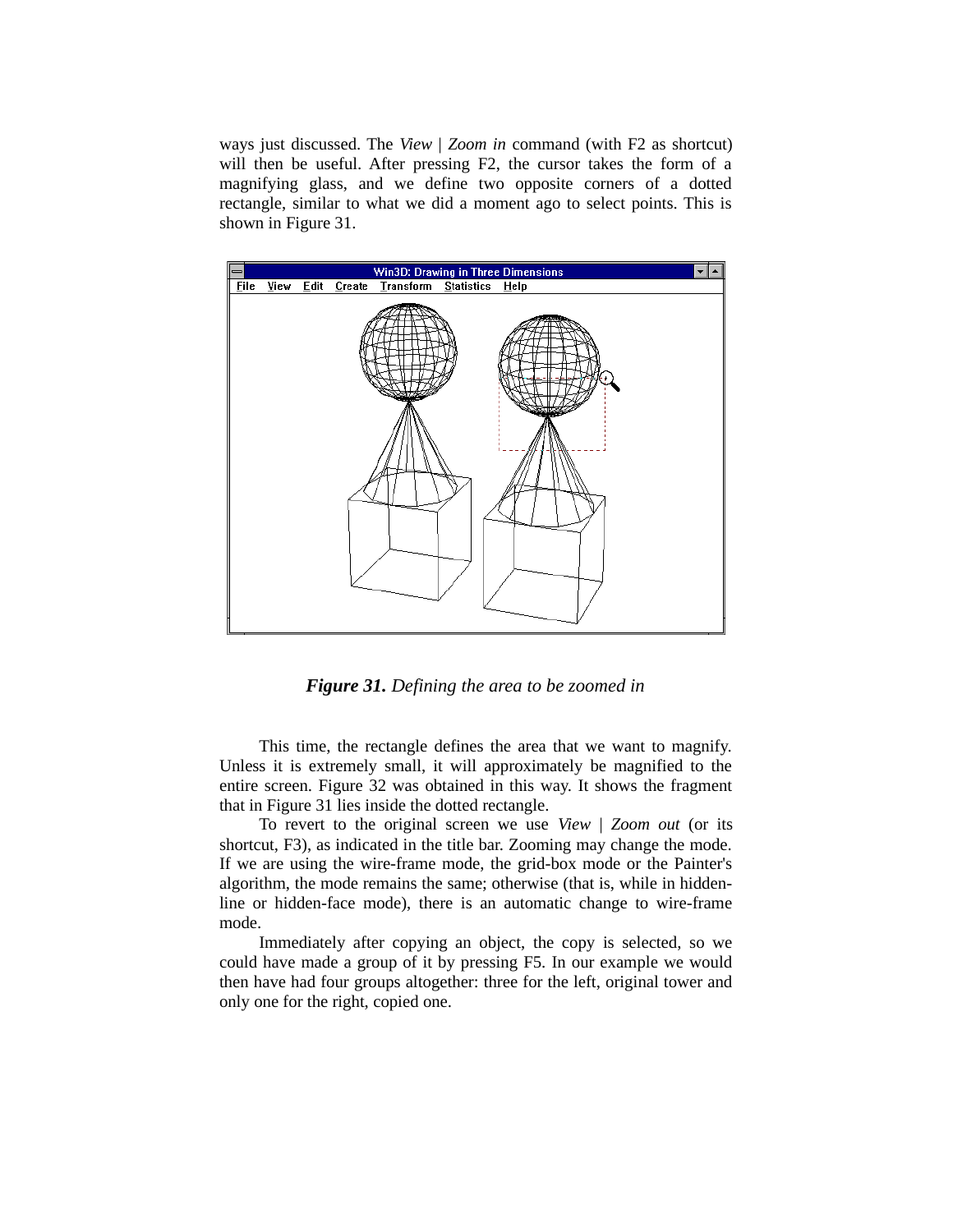ways just discussed. The *View | Zoom in* command (with F2 as shortcut) will then be useful. After pressing F2, the cursor takes the form of a magnifying glass, and we define two opposite corners of a dotted rectangle, similar to what we did a moment ago to select points. This is shown in Figure 31.

***Figure 31.*** *Defining the area to be zoomed in*

This time, the rectangle defines the area that we want to magnify. Unless it is extremely small, it will approximately be magnified to the entire screen. Figure 32 was obtained in this way. It shows the fragment that in Figure 31 lies inside the dotted rectangle.

To revert to the original screen we use *View | Zoom out* (or its shortcut, F3), as indicated in the title bar. Zooming may change the mode. If we are using the wire-frame mode, the grid-box mode or the Painter's algorithm, the mode remains the same; otherwise (that is, while in hidden-line or hidden-face mode), there is an automatic change to wire-frame mode.

Immediately after copying an object, the copy is selected, so we could have made a group of it by pressing F5. In our example we would then have had four groups altogether: three for the left, original tower and only one for the right, copied one.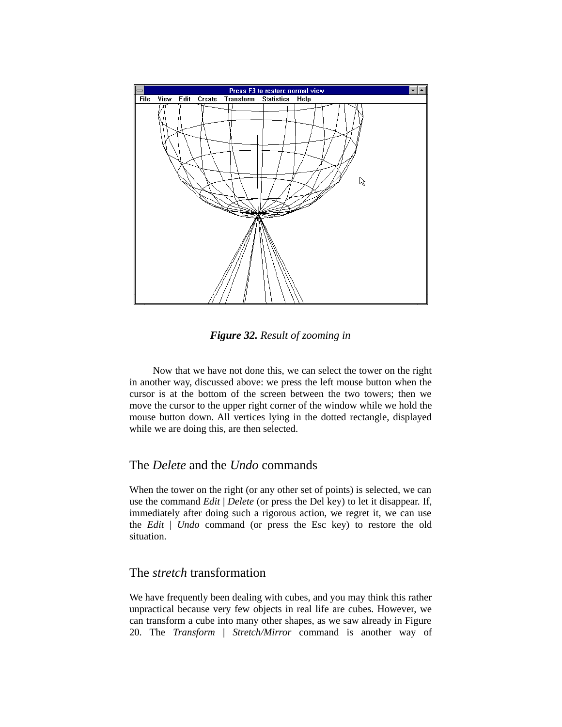*Figure 32. Result of zooming in*

Now that we have not done this, we can select the tower on the right in another way, discussed above: we press the left mouse button when the cursor is at the bottom of the screen between the two towers; then we move the cursor to the upper right corner of the window while we hold the mouse button down. All vertices lying in the dotted rectangle, displayed while we are doing this, are then selected.

## The *Delete* and the *Undo* commands

When the tower on the right (or any other set of points) is selected, we can use the command *Edit* | *Delete* (or press the Del key) to let it disappear. If, immediately after doing such a rigorous action, we regret it, we can use the *Edit* | *Undo* command (or press the Esc key) to restore the old situation.

## The *stretch* transformation

We have frequently been dealing with cubes, and you may think this rather unpractical because very few objects in real life are cubes. However, we can transform a cube into many other shapes, as we saw already in Figure 20. The *Transform* | *Stretch/Mirror* command is another way of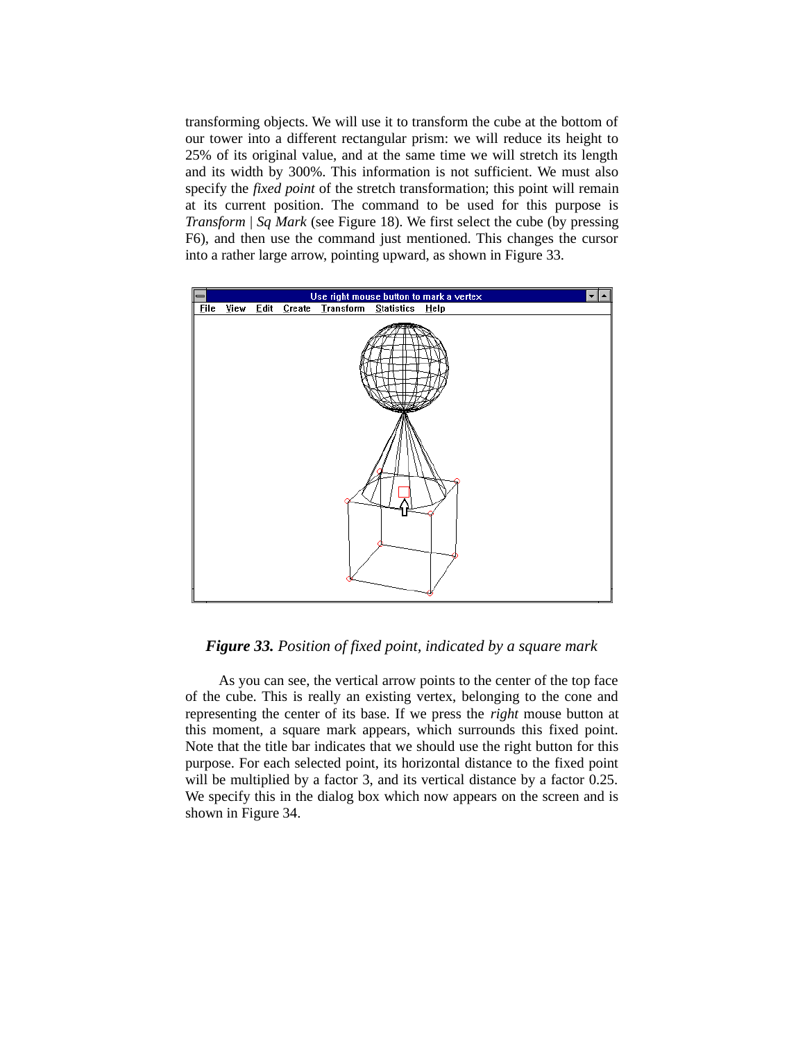transforming objects. We will use it to transform the cube at the bottom of our tower into a different rectangular prism: we will reduce its height to 25% of its original value, and at the same time we will stretch its length and its width by 300%. This information is not sufficient. We must also specify the *fixed point* of the stretch transformation; this point will remain at its current position. The command to be used for this purpose is *Transform | Sq Mark* (see Figure 18). We first select the cube (by pressing F6), and then use the command just mentioned. This changes the cursor into a rather large arrow, pointing upward, as shown in Figure 33.

***Figure 33.*** *Position of fixed point, indicated by a square mark*

As you can see, the vertical arrow points to the center of the top face of the cube. This is really an existing vertex, belonging to the cone and representing the center of its base. If we press the *right* mouse button at this moment, a square mark appears, which surrounds this fixed point. Note that the title bar indicates that we should use the right button for this purpose. For each selected point, its horizontal distance to the fixed point will be multiplied by a factor 3, and its vertical distance by a factor 0.25. We specify this in the dialog box which now appears on the screen and is shown in Figure 34.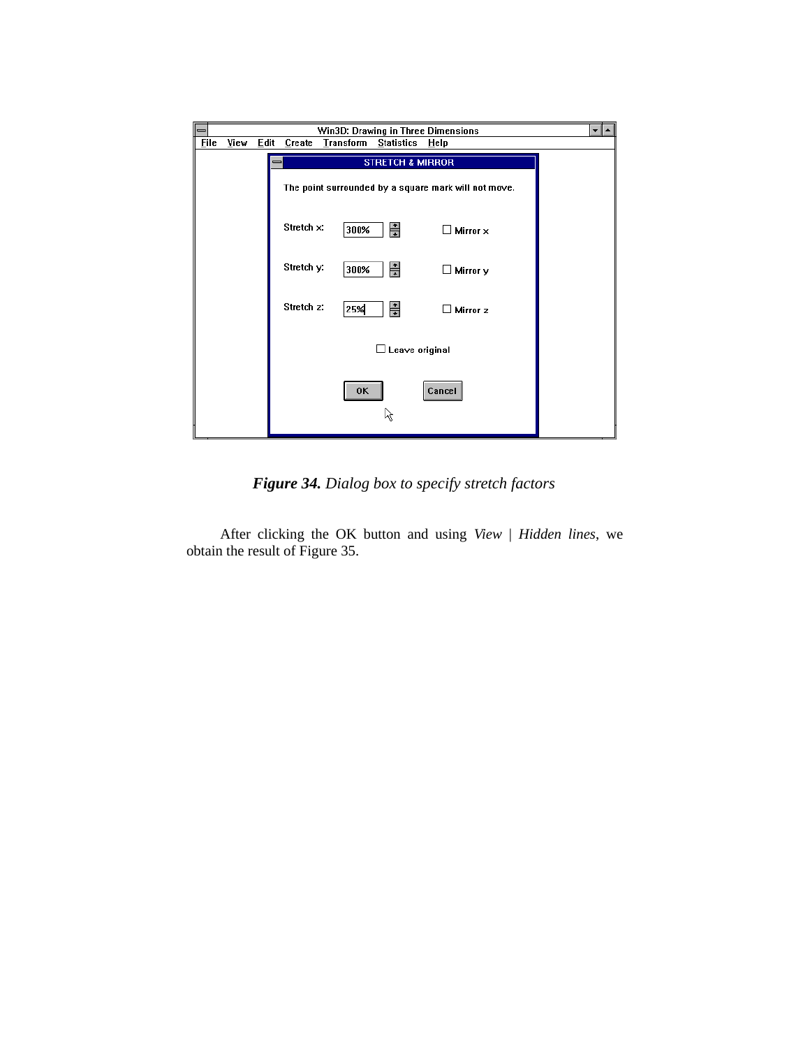*Figure 34. Dialog box to specify stretch factors*

After clicking the OK button and using *View | Hidden lines*, we obtain the result of Figure 35.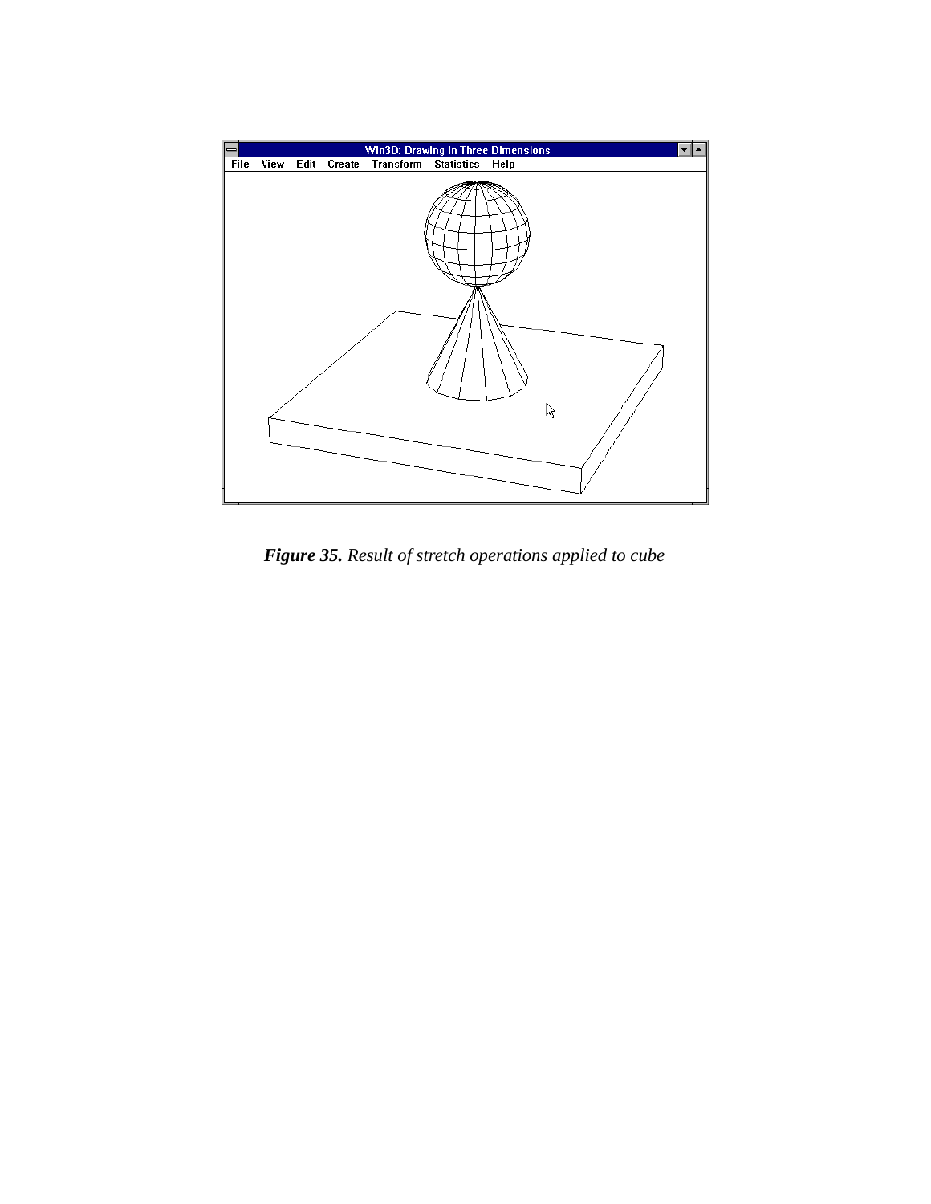***Figure 35.*** *Result of stretch operations applied to cube*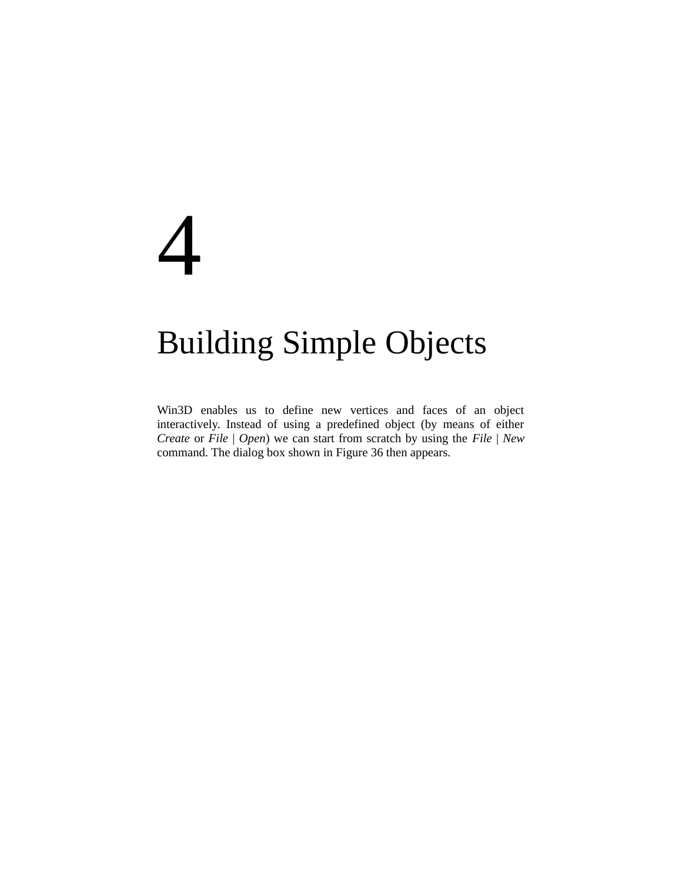# 4

# Building Simple Objects

Win3D enables us to define new vertices and faces of an object interactively. Instead of using a predefined object (by means of either *Create* or *File* | *Open*) we can start from scratch by using the *File* | *New* command. The dialog box shown in Figure 36 then appears.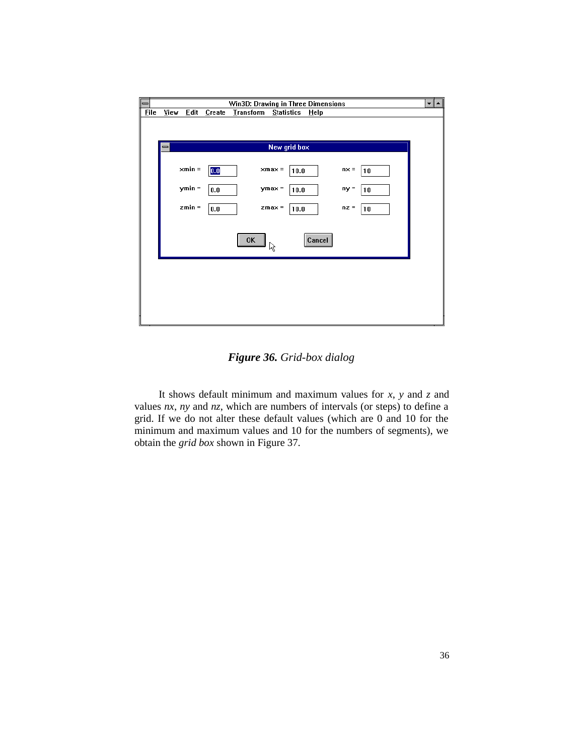***Figure 36.*** *Grid-box dialog*

It shows default minimum and maximum values for *x*, *y* and *z* and values *nx*, *ny* and *nz*, which are numbers of intervals (or steps) to define a grid. If we do not alter these default values (which are 0 and 10 for the minimum and maximum values and 10 for the numbers of segments), we obtain the *grid box* shown in Figure 37.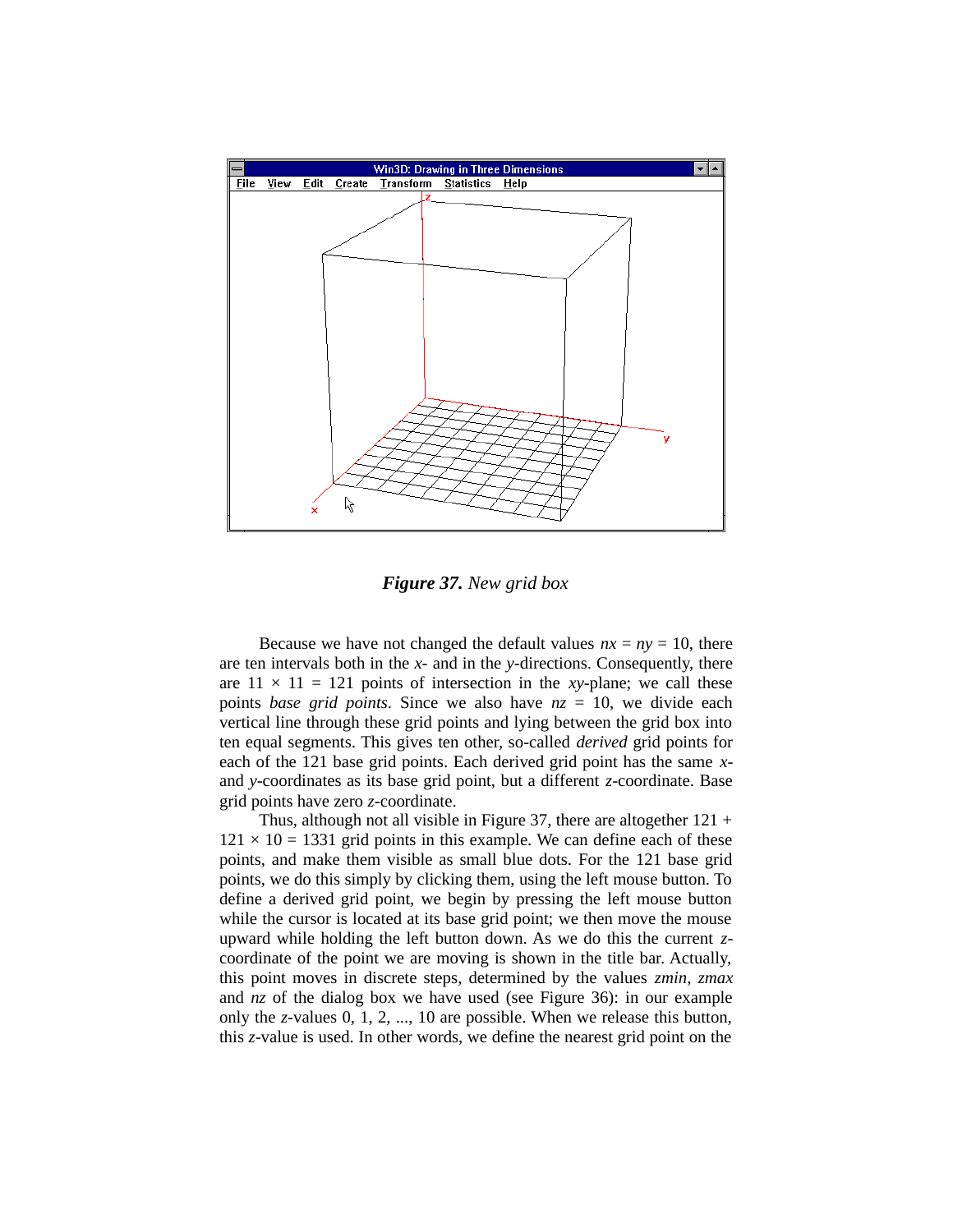***Figure 37.*** *New grid box*

Because we have not changed the default values $nx = ny = 10$, there are ten intervals both in the $x$- and in the $y$-directions. Consequently, there are $11 \times 11 = 121$ points of intersection in the $xy$-plane; we call these points *base grid points*. Since we also have $nz = 10$, we divide each vertical line through these grid points and lying between the grid box into ten equal segments. This gives ten other, so-called *derived* grid points for each of the 121 base grid points. Each derived grid point has the same $x$- and $y$-coordinates as its base grid point, but a different $z$-coordinate. Base grid points have zero $z$-coordinate.

Thus, although not all visible in Figure 37, there are altogether $121 + 121 \times 10 = 1331$ grid points in this example. We can define each of these points, and make them visible as small blue dots. For the 121 base grid points, we do this simply by clicking them, using the left mouse button. To define a derived grid point, we begin by pressing the left mouse button while the cursor is located at its base grid point; we then move the mouse upward while holding the left button down. As we do this the current $z$-coordinate of the point we are moving is shown in the title bar. Actually, this point moves in discrete steps, determined by the values *zmin*, *zmax* and *nz* of the dialog box we have used (see Figure 36): in our example only the $z$-values 0, 1, 2, ..., 10 are possible. When we release this button, this $z$-value is used. In other words, we define the nearest grid point on the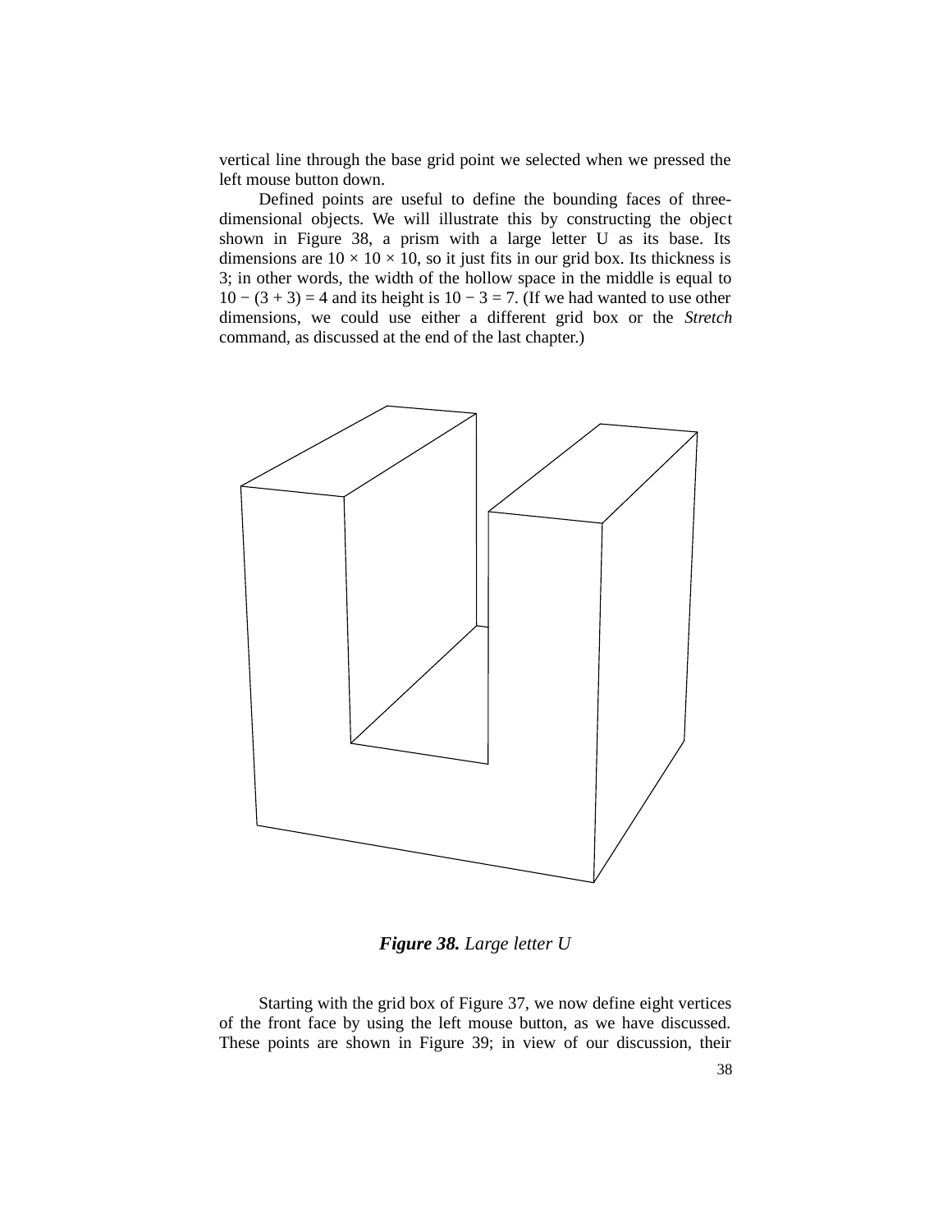vertical line through the base grid point we selected when we pressed the left mouse button down.

Defined points are useful to define the bounding faces of three-dimensional objects. We will illustrate this by constructing the object shown in Figure 38, a prism with a large letter U as its base. Its dimensions are $10 \times 10 \times 10$, so it just fits in our grid box. Its thickness is 3; in other words, the width of the hollow space in the middle is equal to $10 - (3 + 3) = 4$ and its height is $10 - 3 = 7$. (If we had wanted to use other dimensions, we could use either a different grid box or the *Stretch* command, as discussed at the end of the last chapter.)

***Figure 38.*** *Large letter U*

Starting with the grid box of Figure 37, we now define eight vertices of the front face by using the left mouse button, as we have discussed. These points are shown in Figure 39; in view of our discussion, their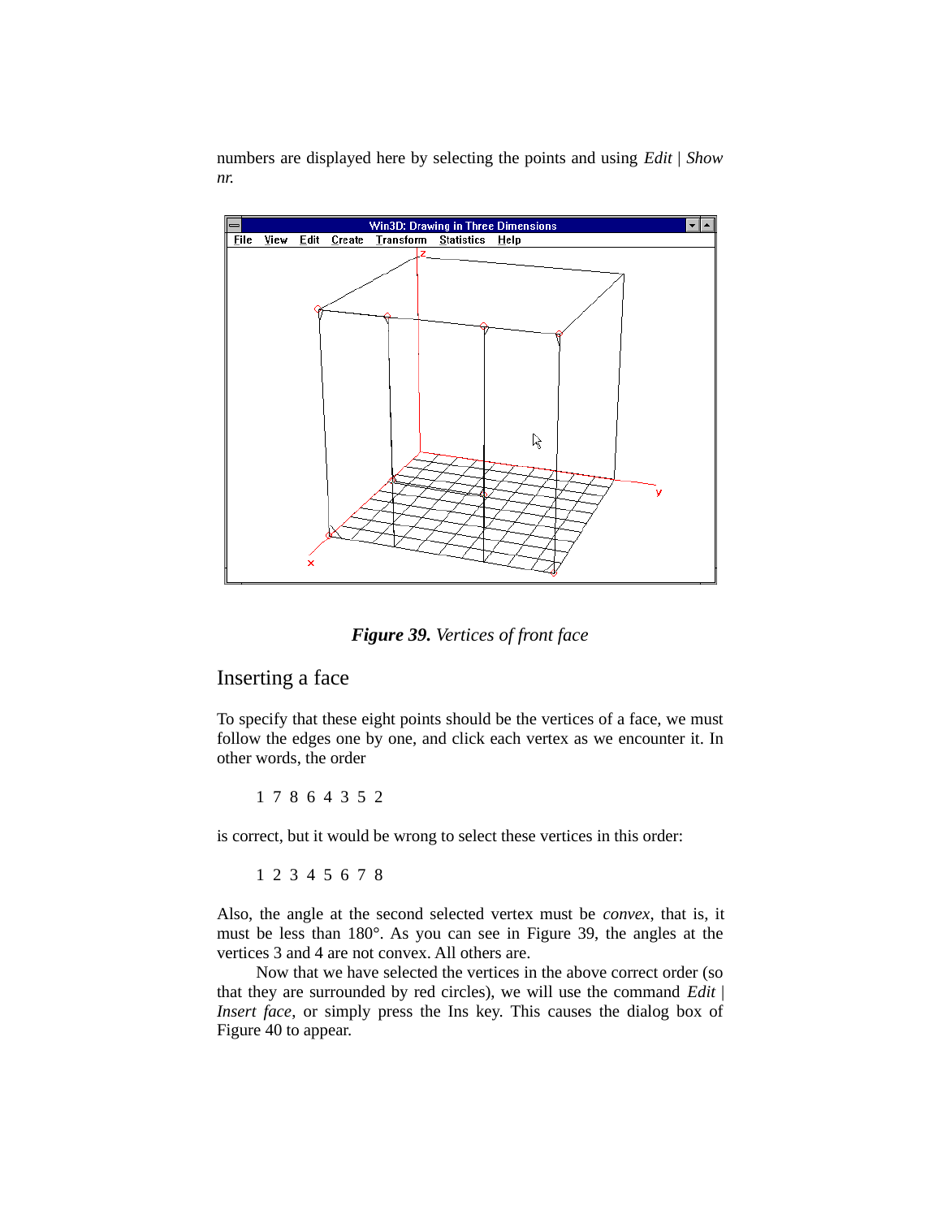numbers are displayed here by selecting the points and using *Edit | Show nr.*

***Figure 39.*** *Vertices of front face*

## Inserting a face

To specify that these eight points should be the vertices of a face, we must follow the edges one by one, and click each vertex as we encounter it. In other words, the order

1 7 8 6 4 3 5 2

is correct, but it would be wrong to select these vertices in this order:

1 2 3 4 5 6 7 8

Also, the angle at the second selected vertex must be *convex*, that is, it must be less than 180°. As you can see in Figure 39, the angles at the vertices 3 and 4 are not convex. All others are.

Now that we have selected the vertices in the above correct order (so that they are surrounded by red circles), we will use the command *Edit | Insert face*, or simply press the Ins key. This causes the dialog box of Figure 40 to appear.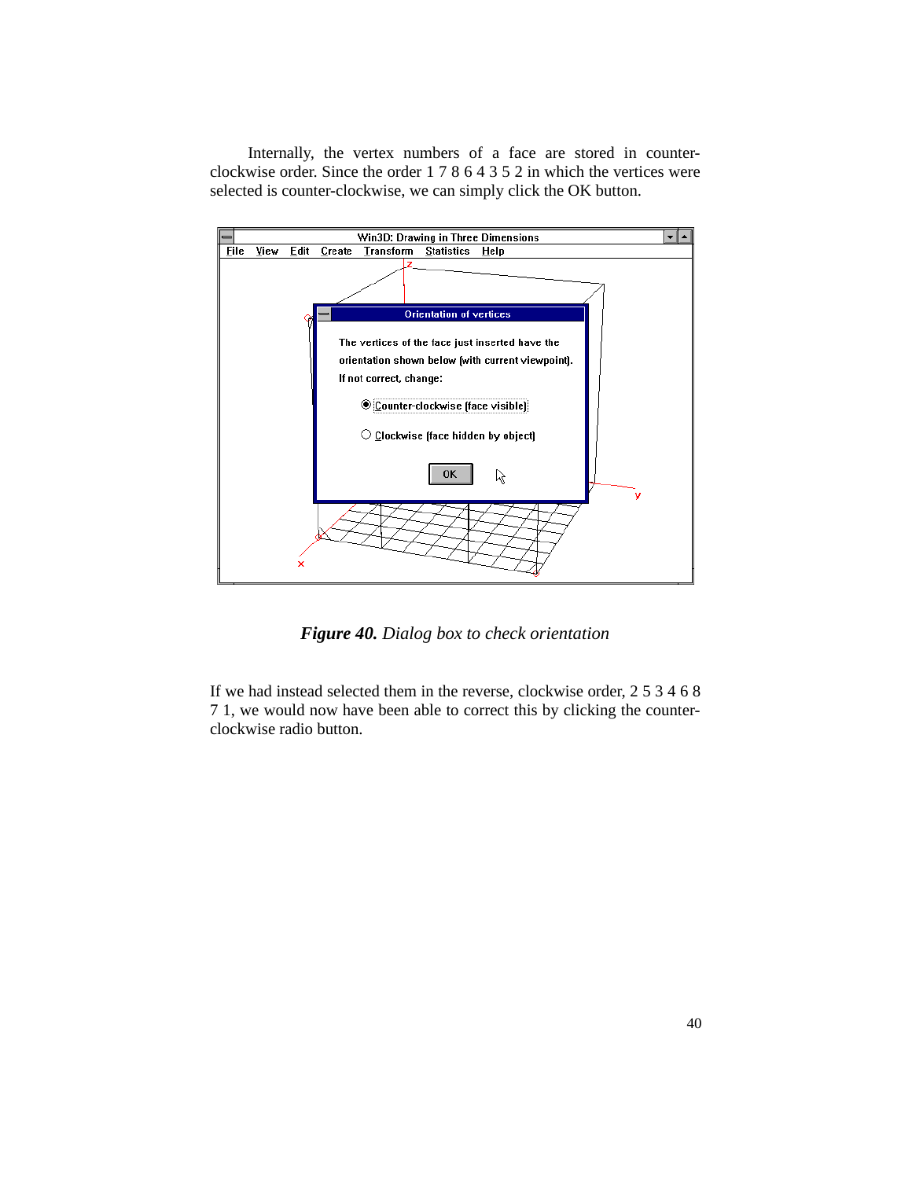Internally, the vertex numbers of a face are stored in counter-clockwise order. Since the order 1 7 8 6 4 3 5 2 in which the vertices were selected is counter-clockwise, we can simply click the OK button.

***Figure 40.*** *Dialog box to check orientation*

If we had instead selected them in the reverse, clockwise order, 2 5 3 4 6 8 7 1, we would now have been able to correct this by clicking the counter-clockwise radio button.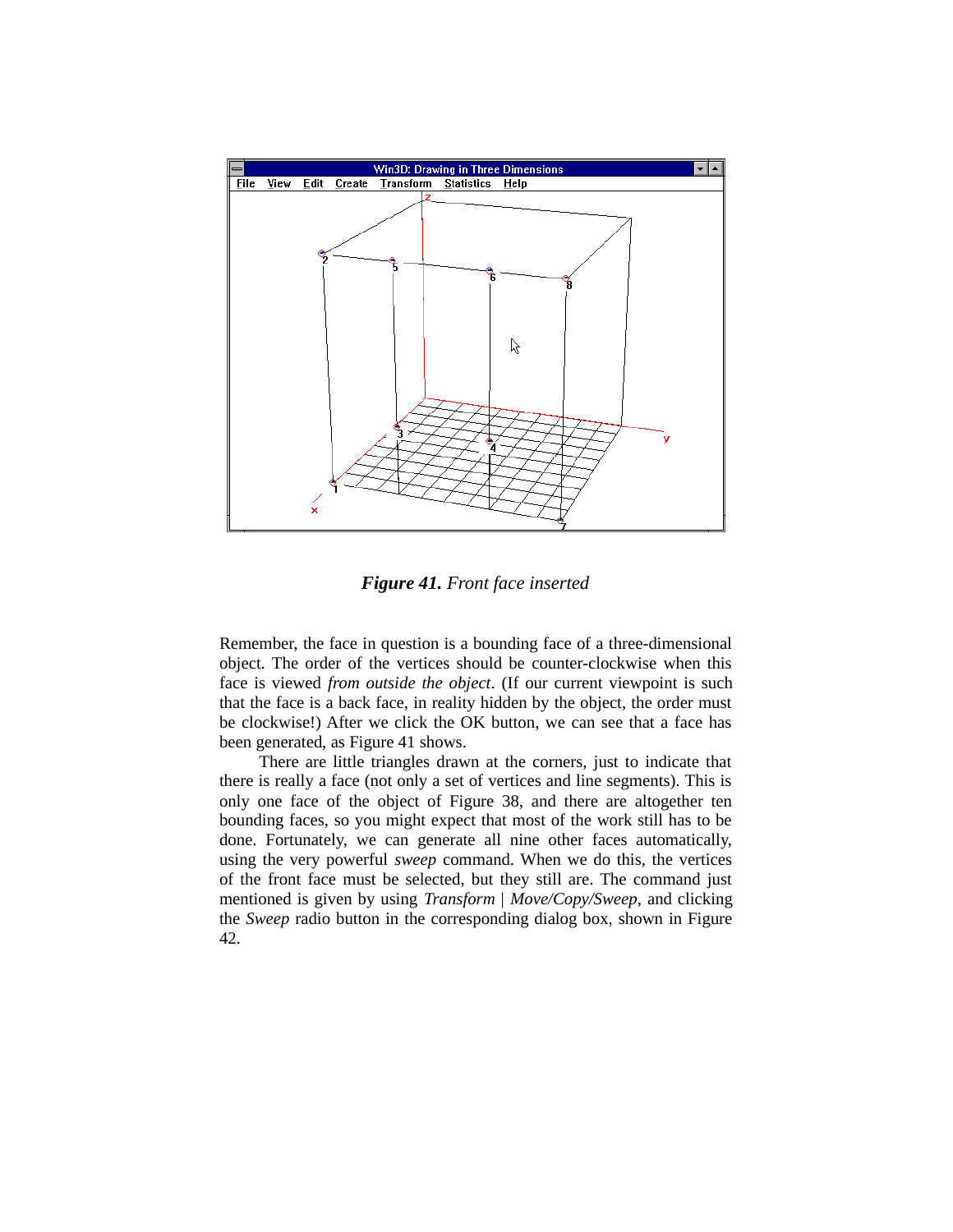*__Figure 41.__ Front face inserted*

Remember, the face in question is a bounding face of a three-dimensional object. The order of the vertices should be counter-clockwise when this face is viewed *from outside the object*. (If our current viewpoint is such that the face is a back face, in reality hidden by the object, the order must be clockwise!) After we click the OK button, we can see that a face has been generated, as Figure 41 shows.

There are little triangles drawn at the corners, just to indicate that there is really a face (not only a set of vertices and line segments). This is only one face of the object of Figure 38, and there are altogether ten bounding faces, so you might expect that most of the work still has to be done. Fortunately, we can generate all nine other faces automatically, using the very powerful *sweep* command. When we do this, the vertices of the front face must be selected, but they still are. The command just mentioned is given by using *Transform | Move/Copy/Sweep*, and clicking the *Sweep* radio button in the corresponding dialog box, shown in Figure 42.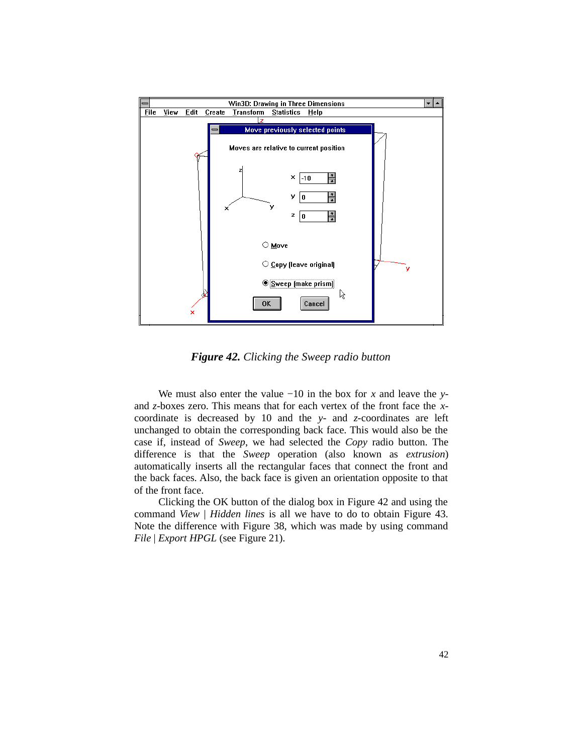***Figure 42.*** *Clicking the Sweep radio button*

We must also enter the value −10 in the box for $x$ and leave the $y$- and $z$-boxes zero. This means that for each vertex of the front face the $x$-coordinate is decreased by 10 and the $y$- and $z$-coordinates are left unchanged to obtain the corresponding back face. This would also be the case if, instead of *Sweep*, we had selected the *Copy* radio button. The difference is that the *Sweep* operation (also known as *extrusion*) automatically inserts all the rectangular faces that connect the front and the back faces. Also, the back face is given an orientation opposite to that of the front face.

Clicking the OK button of the dialog box in Figure 42 and using the command *View* | *Hidden lines* is all we have to do to obtain Figure 43. Note the difference with Figure 38, which was made by using command *File* | *Export HPGL* (see Figure 21).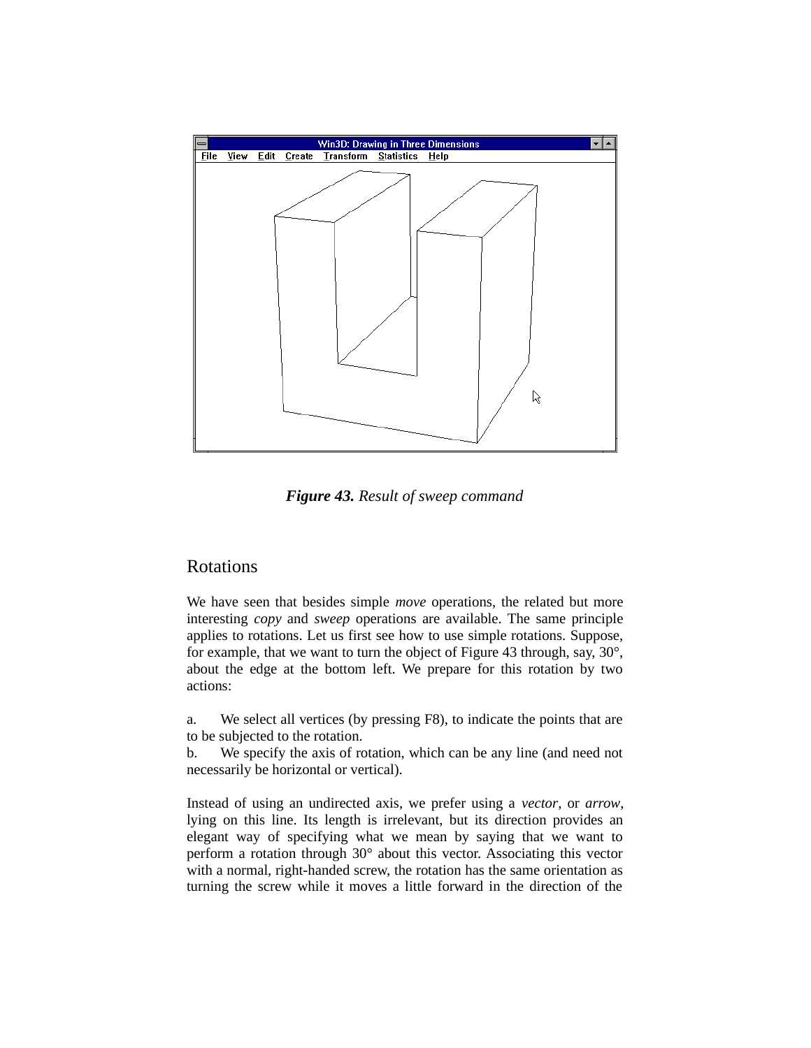*Figure 43.* *Result of sweep command*

## Rotations

We have seen that besides simple *move* operations, the related but more interesting *copy* and *sweep* operations are available. The same principle applies to rotations. Let us first see how to use simple rotations. Suppose, for example, that we want to turn the object of Figure 43 through, say, 30°, about the edge at the bottom left. We prepare for this rotation by two actions:

a. We select all vertices (by pressing F8), to indicate the points that are to be subjected to the rotation.

b. We specify the axis of rotation, which can be any line (and need not necessarily be horizontal or vertical).

Instead of using an undirected axis, we prefer using a *vector*, or *arrow*, lying on this line. Its length is irrelevant, but its direction provides an elegant way of specifying what we mean by saying that we want to perform a rotation through 30° about this vector. Associating this vector with a normal, right-handed screw, the rotation has the same orientation as turning the screw while it moves a little forward in the direction of the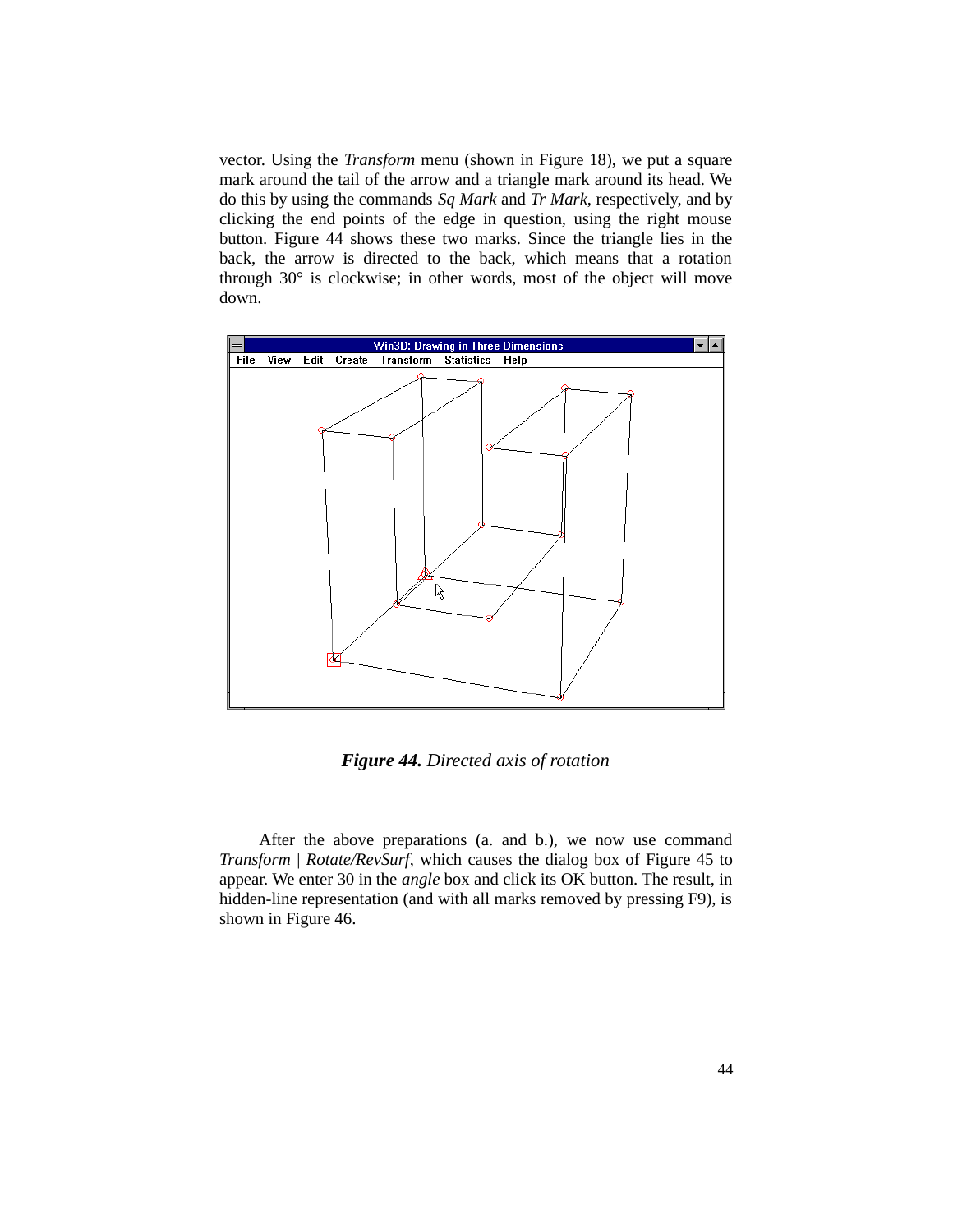vector. Using the *Transform* menu (shown in Figure 18), we put a square mark around the tail of the arrow and a triangle mark around its head. We do this by using the commands *Sq Mark* and *Tr Mark*, respectively, and by clicking the end points of the edge in question, using the right mouse button. Figure 44 shows these two marks. Since the triangle lies in the back, the arrow is directed to the back, which means that a rotation through 30° is clockwise; in other words, most of the object will move down.

***Figure 44.*** *Directed axis of rotation*

After the above preparations (a. and b.), we now use command *Transform* | *Rotate/RevSurf*, which causes the dialog box of Figure 45 to appear. We enter 30 in the *angle* box and click its OK button. The result, in hidden-line representation (and with all marks removed by pressing F9), is shown in Figure 46.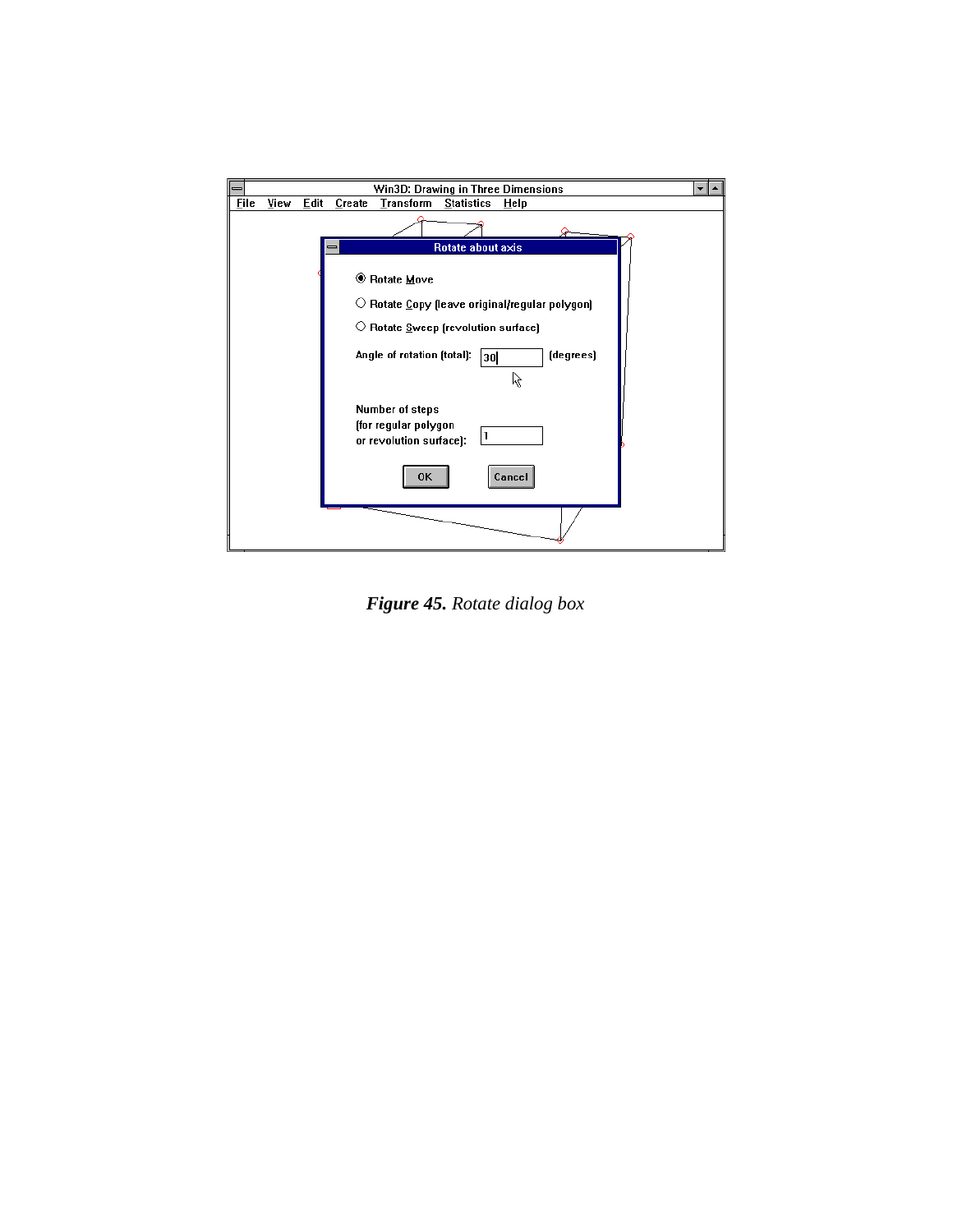***Figure 45.*** *Rotate dialog box*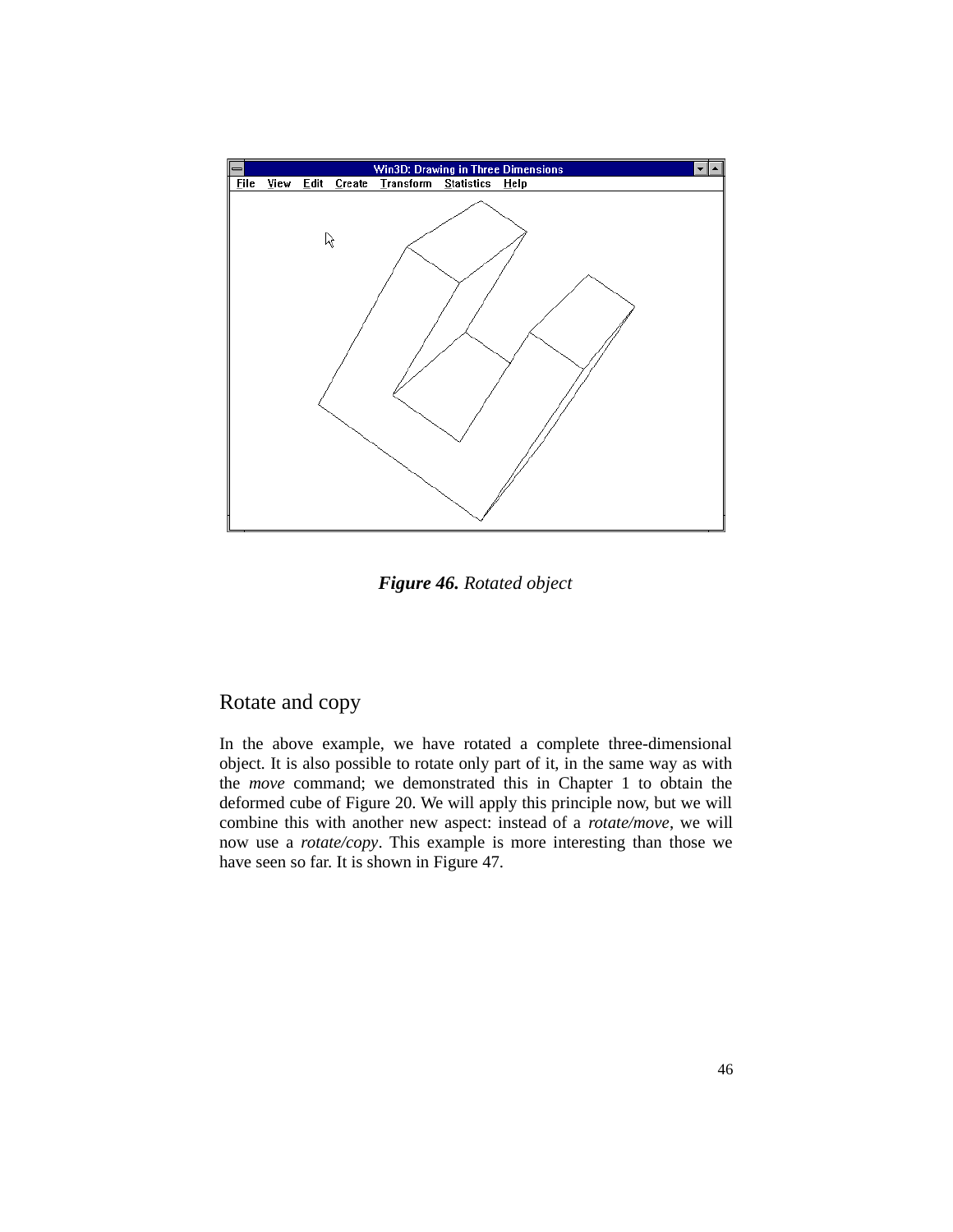*Figure 46.* *Rotated object*

## Rotate and copy

In the above example, we have rotated a complete three-dimensional object. It is also possible to rotate only part of it, in the same way as with the *move* command; we demonstrated this in Chapter 1 to obtain the deformed cube of Figure 20. We will apply this principle now, but we will combine this with another new aspect: instead of a *rotate/move*, we will now use a *rotate/copy*. This example is more interesting than those we have seen so far. It is shown in Figure 47.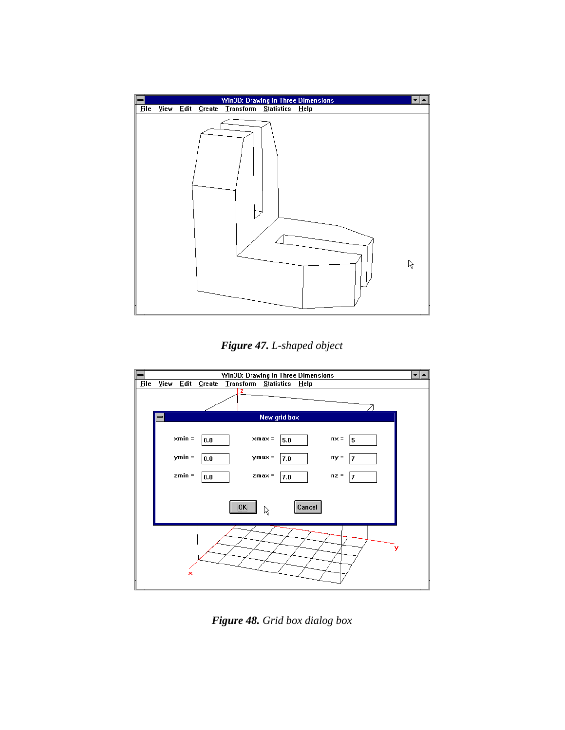***Figure 47.*** *L-shaped object*

***Figure 48.*** *Grid box dialog box*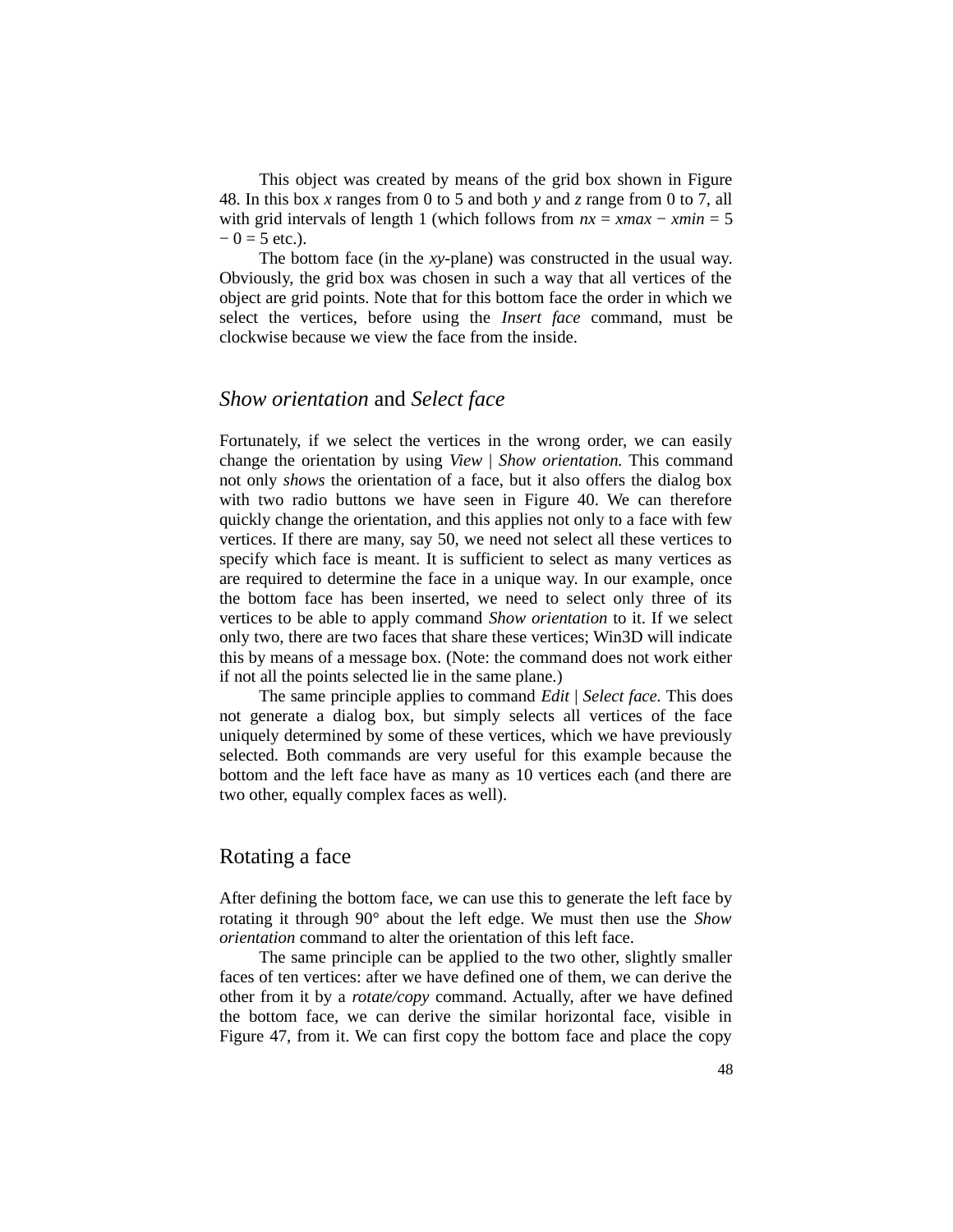This object was created by means of the grid box shown in Figure 48. In this box *x* ranges from 0 to 5 and both *y* and *z* range from 0 to 7, all with grid intervals of length 1 (which follows from $nx = xmax - xmin = 5 - 0 = 5$ etc.).

The bottom face (in the *xy*-plane) was constructed in the usual way. Obviously, the grid box was chosen in such a way that all vertices of the object are grid points. Note that for this bottom face the order in which we select the vertices, before using the *Insert face* command, must be clockwise because we view the face from the inside.

## *Show orientation* and *Select face*

Fortunately, if we select the vertices in the wrong order, we can easily change the orientation by using *View | Show orientation.* This command not only *shows* the orientation of a face, but it also offers the dialog box with two radio buttons we have seen in Figure 40. We can therefore quickly change the orientation, and this applies not only to a face with few vertices. If there are many, say 50, we need not select all these vertices to specify which face is meant. It is sufficient to select as many vertices as are required to determine the face in a unique way. In our example, once the bottom face has been inserted, we need to select only three of its vertices to be able to apply command *Show orientation* to it. If we select only two, there are two faces that share these vertices; Win3D will indicate this by means of a message box. (Note: the command does not work either if not all the points selected lie in the same plane.)

The same principle applies to command *Edit | Select face.* This does not generate a dialog box, but simply selects all vertices of the face uniquely determined by some of these vertices, which we have previously selected. Both commands are very useful for this example because the bottom and the left face have as many as 10 vertices each (and there are two other, equally complex faces as well).

## Rotating a face

After defining the bottom face, we can use this to generate the left face by rotating it through 90° about the left edge. We must then use the *Show orientation* command to alter the orientation of this left face.

The same principle can be applied to the two other, slightly smaller faces of ten vertices: after we have defined one of them, we can derive the other from it by a *rotate/copy* command. Actually, after we have defined the bottom face, we can derive the similar horizontal face, visible in Figure 47, from it. We can first copy the bottom face and place the copy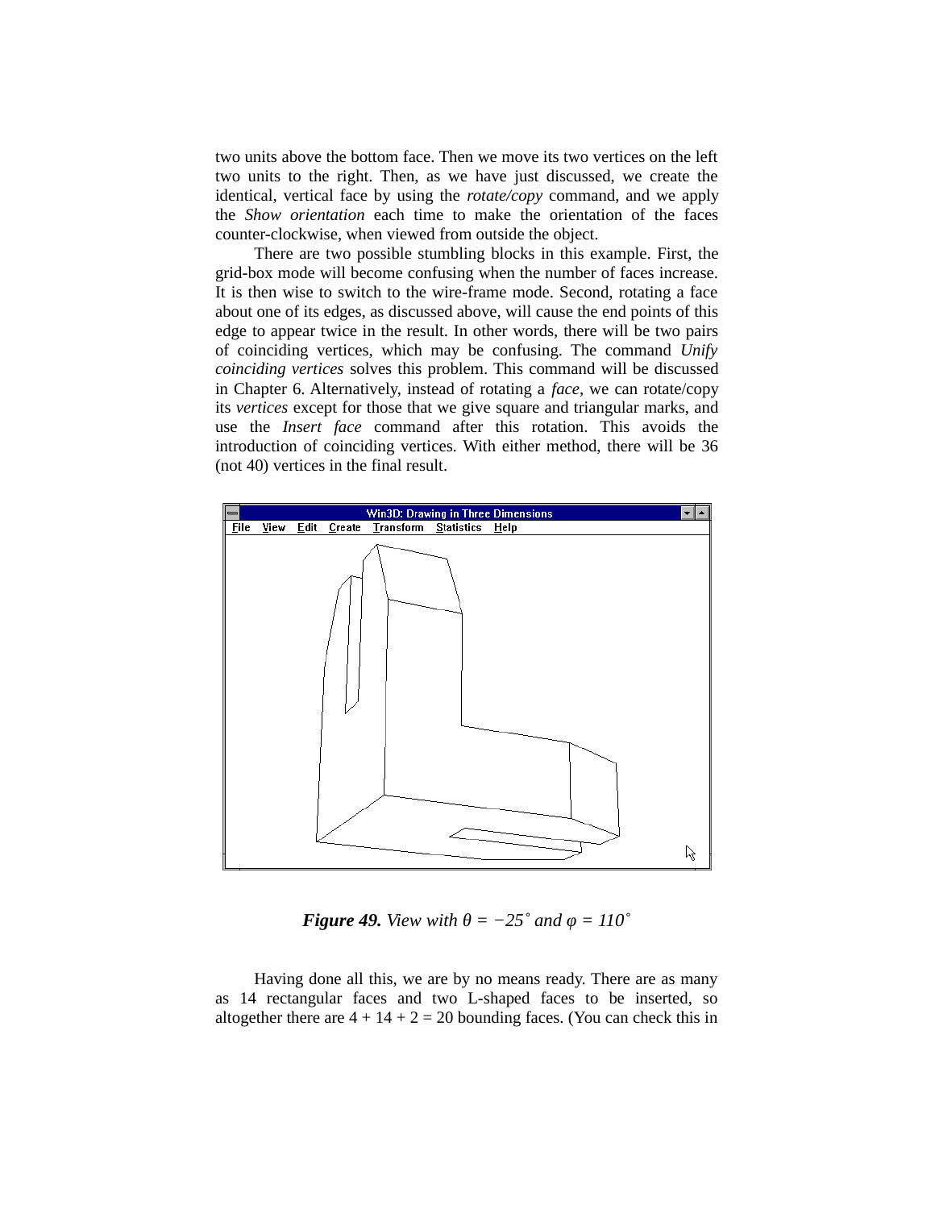two units above the bottom face. Then we move its two vertices on the left two units to the right. Then, as we have just discussed, we create the identical, vertical face by using the *rotate/copy* command, and we apply the *Show orientation* each time to make the orientation of the faces counter-clockwise, when viewed from outside the object.

There are two possible stumbling blocks in this example. First, the grid-box mode will become confusing when the number of faces increase. It is then wise to switch to the wire-frame mode. Second, rotating a face about one of its edges, as discussed above, will cause the end points of this edge to appear twice in the result. In other words, there will be two pairs of coinciding vertices, which may be confusing. The command *Unify coinciding vertices* solves this problem. This command will be discussed in Chapter 6. Alternatively, instead of rotating a *face*, we can rotate/copy its *vertices* except for those that we give square and triangular marks, and use the *Insert face* command after this rotation. This avoids the introduction of coinciding vertices. With either method, there will be 36 (not 40) vertices in the final result.

***Figure 49.*** *View with* $\theta = -25^\circ$ *and* $\varphi = 110^\circ$

Having done all this, we are by no means ready. There are as many as 14 rectangular faces and two L-shaped faces to be inserted, so altogether there are $4 + 14 + 2 = 20$ bounding faces. (You can check this in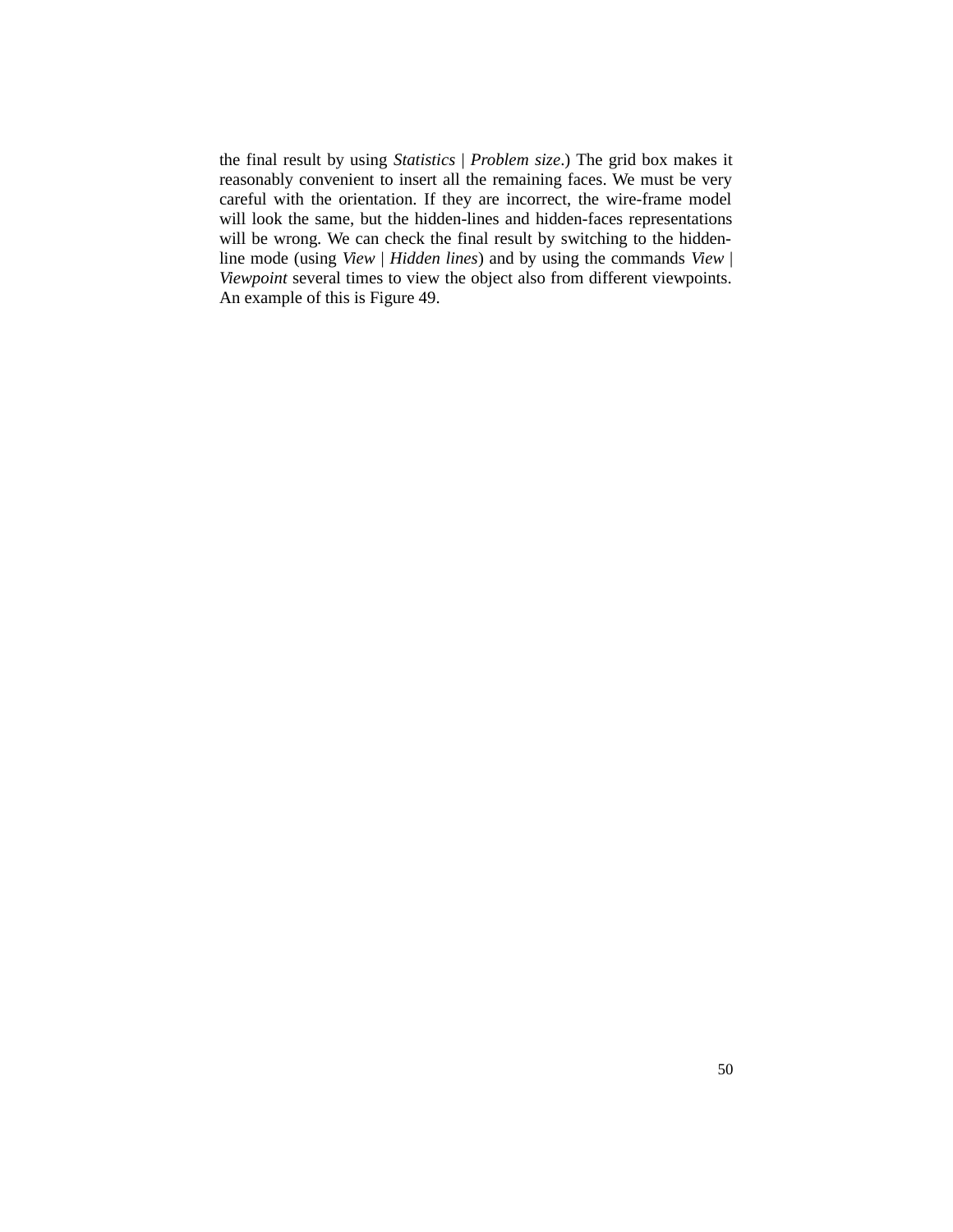the final result by using *Statistics* | *Problem size*.) The grid box makes it reasonably convenient to insert all the remaining faces. We must be very careful with the orientation. If they are incorrect, the wire-frame model will look the same, but the hidden-lines and hidden-faces representations will be wrong. We can check the final result by switching to the hidden-line mode (using *View* | *Hidden lines*) and by using the commands *View* | *Viewpoint* several times to view the object also from different viewpoints. An example of this is Figure 49.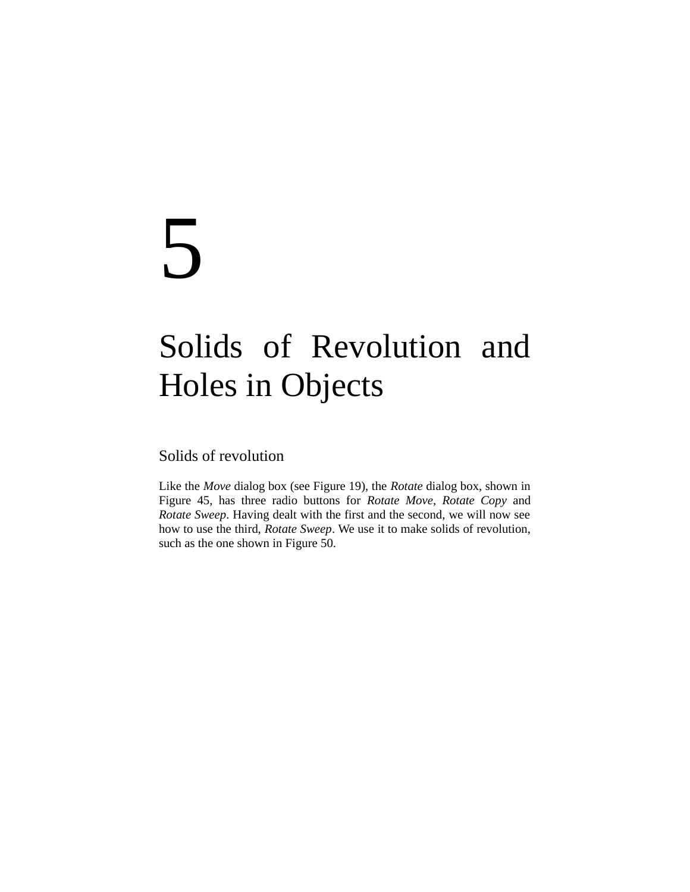# 5

# Solids of Revolution and Holes in Objects

## Solids of revolution

Like the *Move* dialog box (see Figure 19), the *Rotate* dialog box, shown in Figure 45, has three radio buttons for *Rotate Move*, *Rotate Copy* and *Rotate Sweep*. Having dealt with the first and the second, we will now see how to use the third, *Rotate Sweep*. We use it to make solids of revolution, such as the one shown in Figure 50.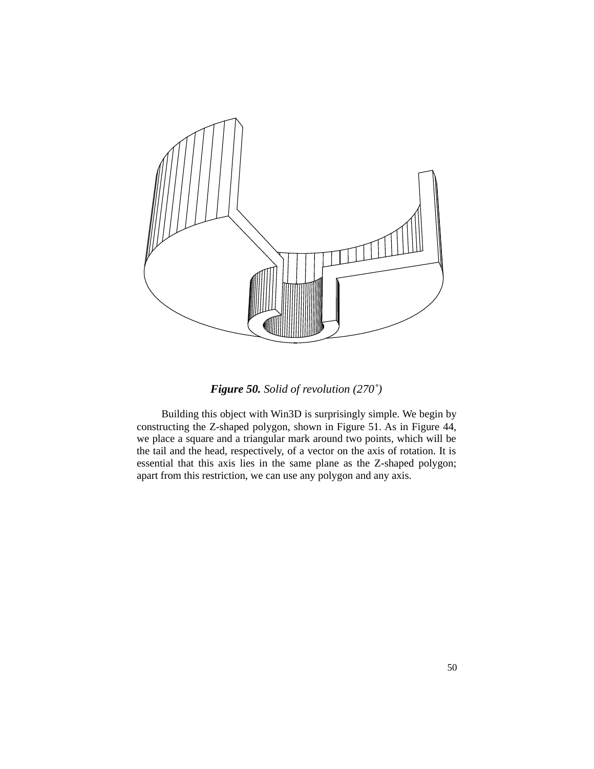***Figure 50.*** *Solid of revolution (270˚)*

Building this object with Win3D is surprisingly simple. We begin by constructing the Z-shaped polygon, shown in Figure 51. As in Figure 44, we place a square and a triangular mark around two points, which will be the tail and the head, respectively, of a vector on the axis of rotation. It is essential that this axis lies in the same plane as the Z-shaped polygon; apart from this restriction, we can use any polygon and any axis.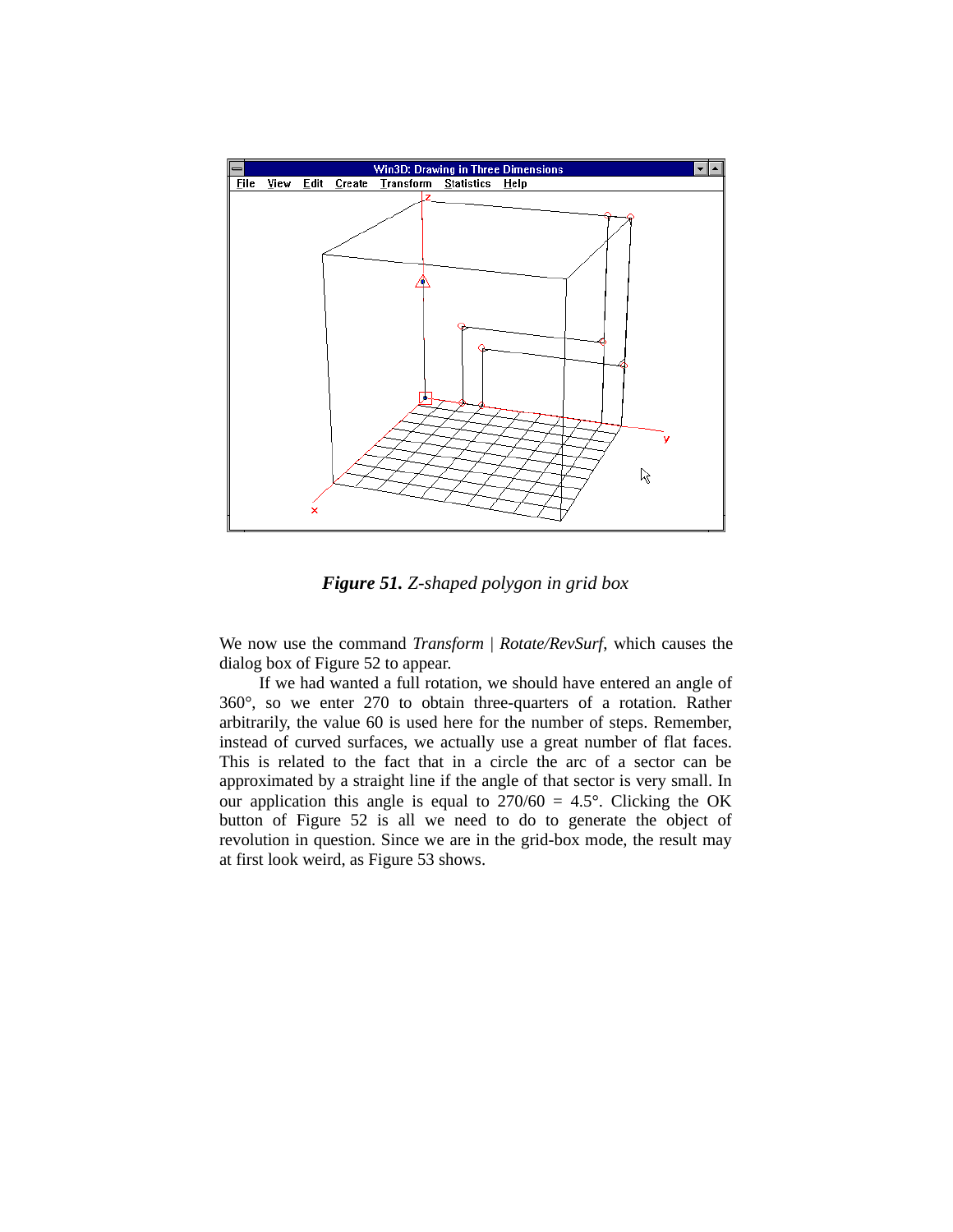***Figure 51.*** *Z-shaped polygon in grid box*

We now use the command *Transform | Rotate/RevSurf*, which causes the dialog box of Figure 52 to appear.

If we had wanted a full rotation, we should have entered an angle of 360°, so we enter 270 to obtain three-quarters of a rotation. Rather arbitrarily, the value 60 is used here for the number of steps. Remember, instead of curved surfaces, we actually use a great number of flat faces. This is related to the fact that in a circle the arc of a sector can be approximated by a straight line if the angle of that sector is very small. In our application this angle is equal to 270/60 = 4.5°. Clicking the OK button of Figure 52 is all we need to do to generate the object of revolution in question. Since we are in the grid-box mode, the result may at first look weird, as Figure 53 shows.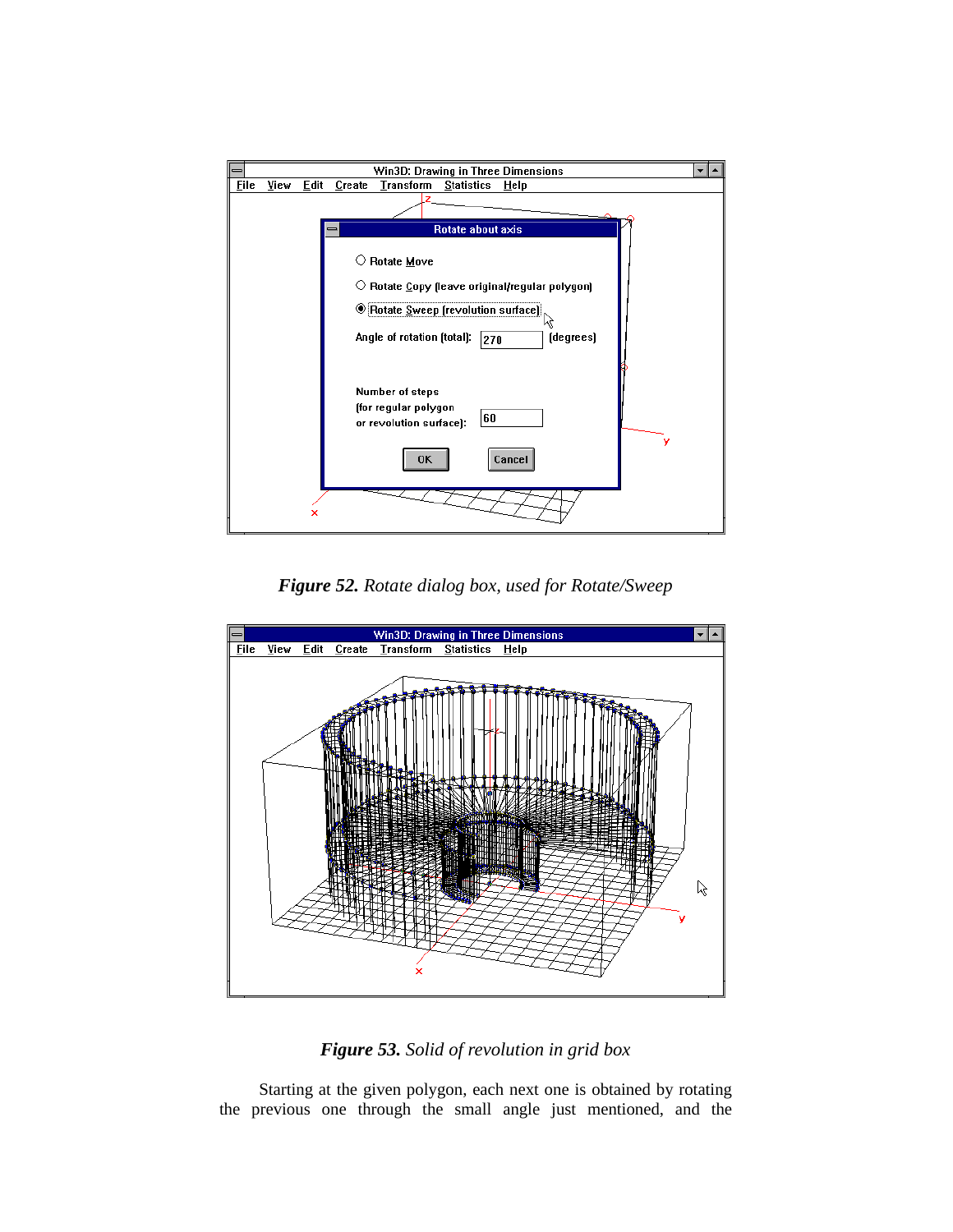*Figure 52. Rotate dialog box, used for Rotate/Sweep*

*Figure 53. Solid of revolution in grid box*

Starting at the given polygon, each next one is obtained by rotating the previous one through the small angle just mentioned, and the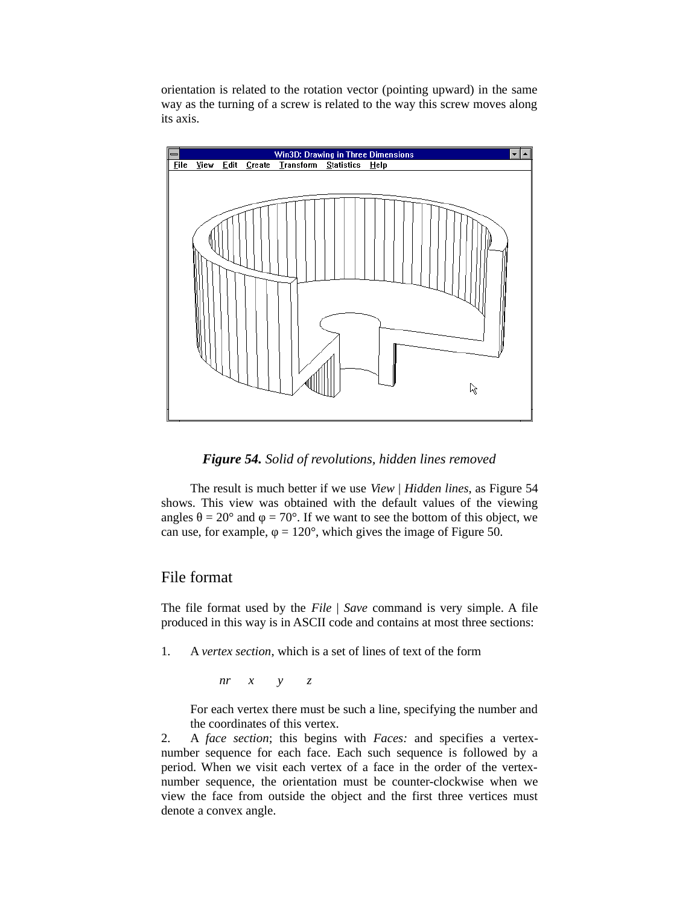orientation is related to the rotation vector (pointing upward) in the same way as the turning of a screw is related to the way this screw moves along its axis.

***Figure 54.*** *Solid of revolutions, hidden lines removed*

The result is much better if we use *View | Hidden lines*, as Figure 54 shows. This view was obtained with the default values of the viewing angles θ = 20° and φ = 70°. If we want to see the bottom of this object, we can use, for example, φ = 120°, which gives the image of Figure 50.

## File format

The file format used by the *File | Save* command is very simple. A file produced in this way is in ASCII code and contains at most three sections:

1. A *vertex section*, which is a set of lines of text of the form

   *nr   x   y   z*

   For each vertex there must be such a line, specifying the number and the coordinates of this vertex.

2. A *face section*; this begins with *Faces:* and specifies a vertex-number sequence for each face. Each such sequence is followed by a period. When we visit each vertex of a face in the order of the vertex-number sequence, the orientation must be counter-clockwise when we view the face from outside the object and the first three vertices must denote a convex angle.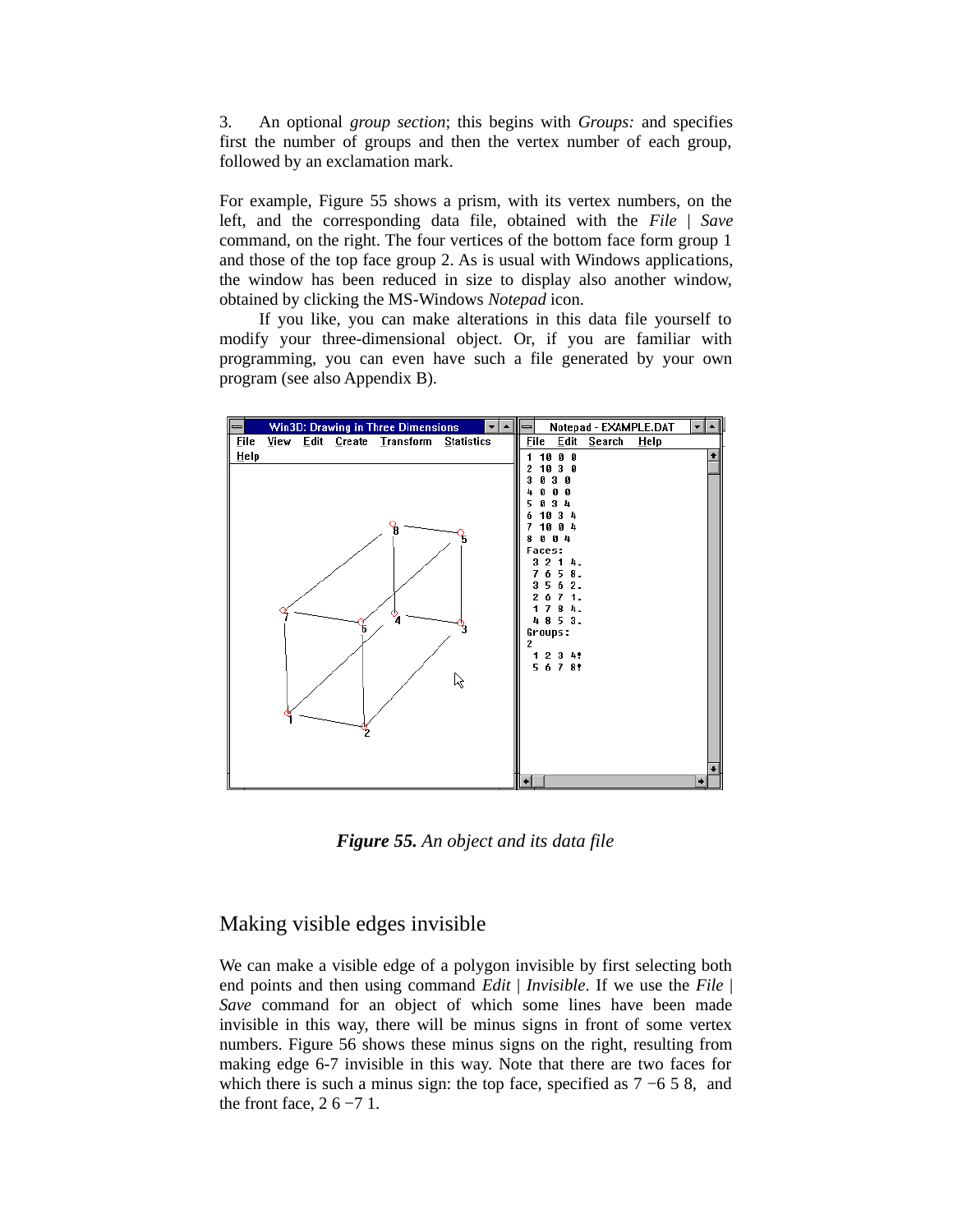3. An optional *group section*; this begins with *Groups:* and specifies first the number of groups and then the vertex number of each group, followed by an exclamation mark.

For example, Figure 55 shows a prism, with its vertex numbers, on the left, and the corresponding data file, obtained with the *File* | *Save* command, on the right. The four vertices of the bottom face form group 1 and those of the top face group 2. As is usual with Windows applications, the window has been reduced in size to display also another window, obtained by clicking the MS-Windows *Notepad* icon.

If you like, you can make alterations in this data file yourself to modify your three-dimensional object. Or, if you are familiar with programming, you can even have such a file generated by your own program (see also Appendix B).

```
1 10 0 0
2 10 3 0
3 0 3 0
4 0 0 0
5 0 3 4
6 10 3 4
7 10 0 4
8 0 0 4
Faces:
 3 2 1 4.
 7 6 5 8.
 3 5 6 2.
 2 6 7 1.
 1 7 8 4.
 4 8 5 3.
Groups:
2
 1 2 3 4!
 5 6 7 8!
```

***Figure 55.*** *An object and its data file*

## Making visible edges invisible

We can make a visible edge of a polygon invisible by first selecting both end points and then using command *Edit* | *Invisible*. If we use the *File* | *Save* command for an object of which some lines have been made invisible in this way, there will be minus signs in front of some vertex numbers. Figure 56 shows these minus signs on the right, resulting from making edge 6-7 invisible in this way. Note that there are two faces for which there is such a minus sign: the top face, specified as 7 −6 5 8, and the front face, 2 6 −7 1.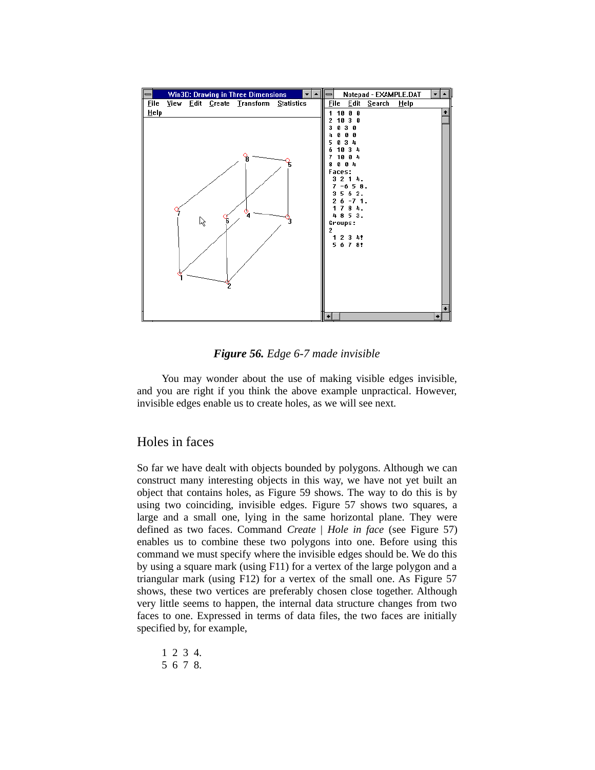*Figure 56. Edge 6-7 made invisible*

You may wonder about the use of making visible edges invisible, and you are right if you think the above example unpractical. However, invisible edges enable us to create holes, as we will see next.

## Holes in faces

So far we have dealt with objects bounded by polygons. Although we can construct many interesting objects in this way, we have not yet built an object that contains holes, as Figure 59 shows. The way to do this is by using two coinciding, invisible edges. Figure 57 shows two squares, a large and a small one, lying in the same horizontal plane. They were defined as two faces. Command *Create* | *Hole in face* (see Figure 57) enables us to combine these two polygons into one. Before using this command we must specify where the invisible edges should be. We do this by using a square mark (using F11) for a vertex of the large polygon and a triangular mark (using F12) for a vertex of the small one. As Figure 57 shows, these two vertices are preferably chosen close together. Although very little seems to happen, the internal data structure changes from two faces to one. Expressed in terms of data files, the two faces are initially specified by, for example,

```
1 2 3 4.
5 6 7 8.
```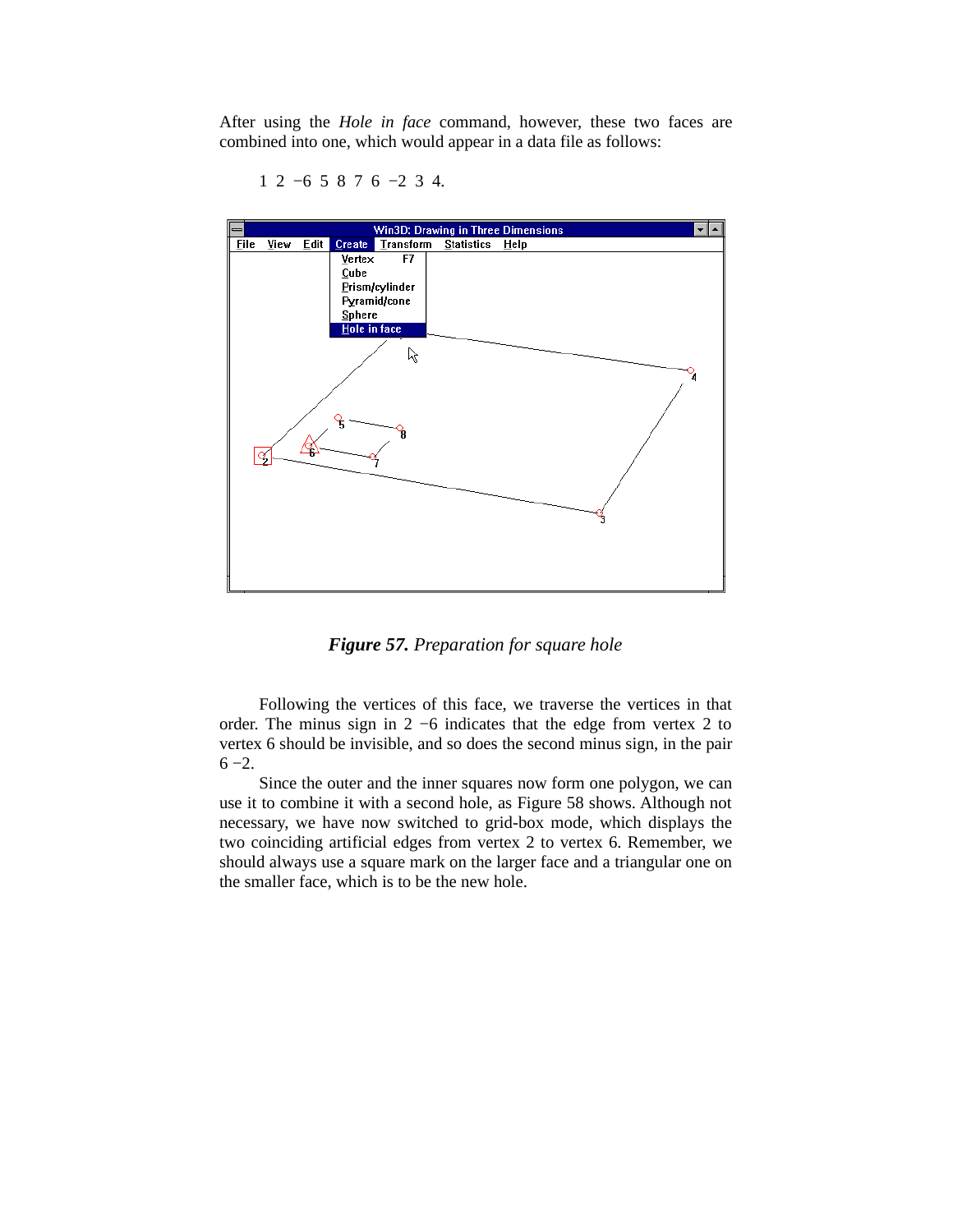After using the *Hole in face* command, however, these two faces are combined into one, which would appear in a data file as follows:

1 2 −6 5 8 7 6 −2 3 4.

***Figure 57.*** *Preparation for square hole*

Following the vertices of this face, we traverse the vertices in that order. The minus sign in 2 −6 indicates that the edge from vertex 2 to vertex 6 should be invisible, and so does the second minus sign, in the pair 6 −2.

Since the outer and the inner squares now form one polygon, we can use it to combine it with a second hole, as Figure 58 shows. Although not necessary, we have now switched to grid-box mode, which displays the two coinciding artificial edges from vertex 2 to vertex 6. Remember, we should always use a square mark on the larger face and a triangular one on the smaller face, which is to be the new hole.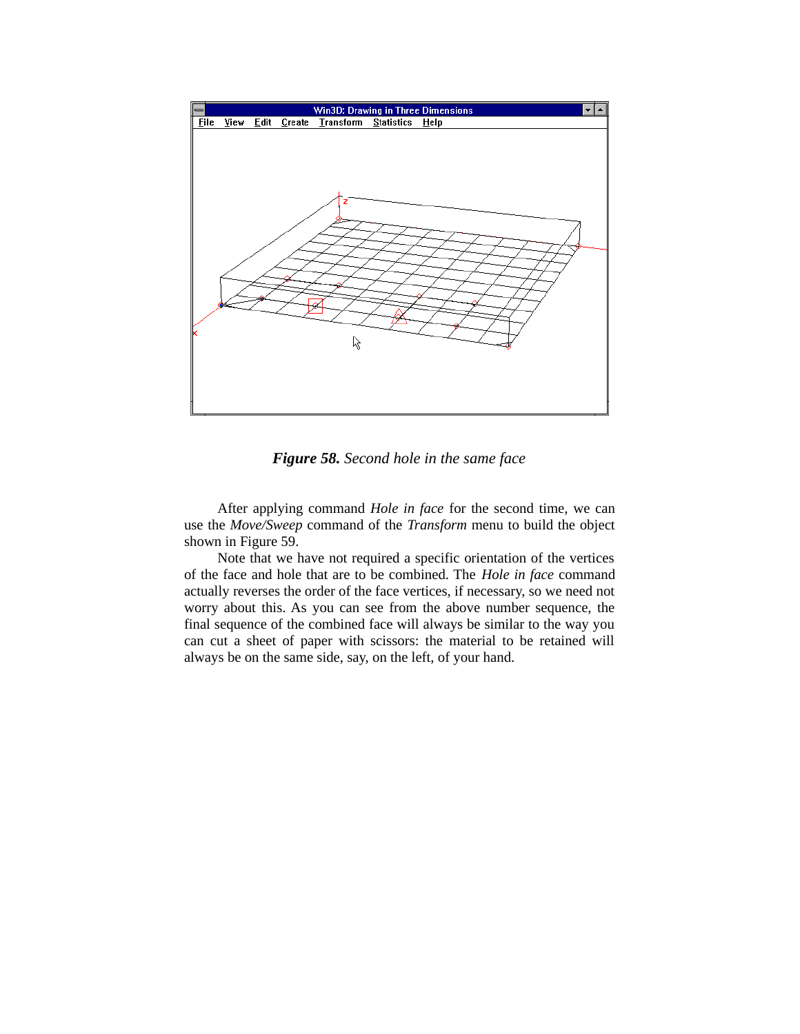***Figure 58.*** *Second hole in the same face*

After applying command *Hole in face* for the second time, we can use the *Move/Sweep* command of the *Transform* menu to build the object shown in Figure 59.

Note that we have not required a specific orientation of the vertices of the face and hole that are to be combined. The *Hole in face* command actually reverses the order of the face vertices, if necessary, so we need not worry about this. As you can see from the above number sequence, the final sequence of the combined face will always be similar to the way you can cut a sheet of paper with scissors: the material to be retained will always be on the same side, say, on the left, of your hand.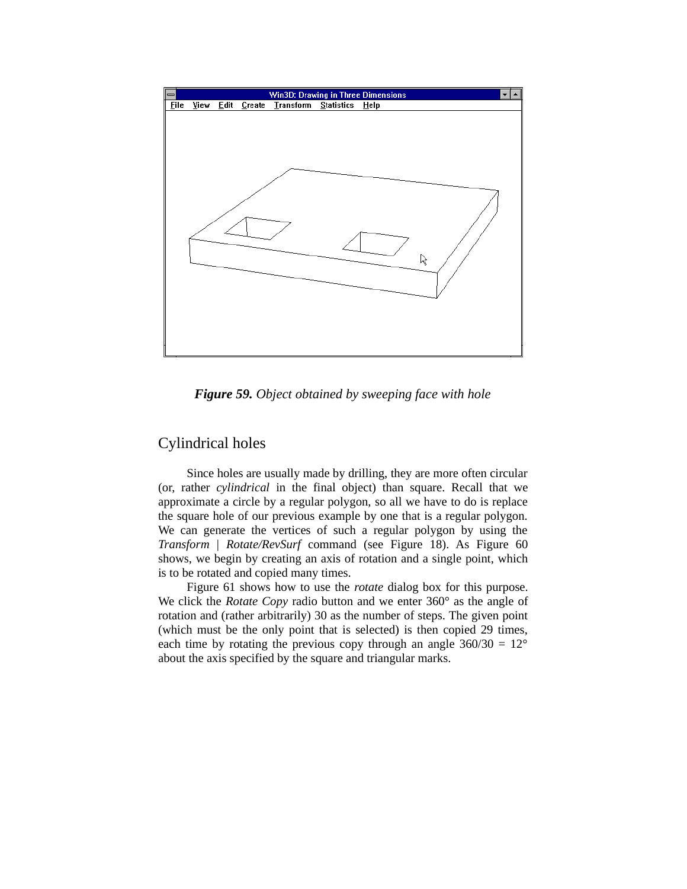*Figure 59.* *Object obtained by sweeping face with hole*

## Cylindrical holes

Since holes are usually made by drilling, they are more often circular (or, rather *cylindrical* in the final object) than square. Recall that we approximate a circle by a regular polygon, so all we have to do is replace the square hole of our previous example by one that is a regular polygon. We can generate the vertices of such a regular polygon by using the *Transform | Rotate/RevSurf* command (see Figure 18). As Figure 60 shows, we begin by creating an axis of rotation and a single point, which is to be rotated and copied many times.

Figure 61 shows how to use the *rotate* dialog box for this purpose. We click the *Rotate Copy* radio button and we enter 360° as the angle of rotation and (rather arbitrarily) 30 as the number of steps. The given point (which must be the only point that is selected) is then copied 29 times, each time by rotating the previous copy through an angle 360/30 = 12° about the axis specified by the square and triangular marks.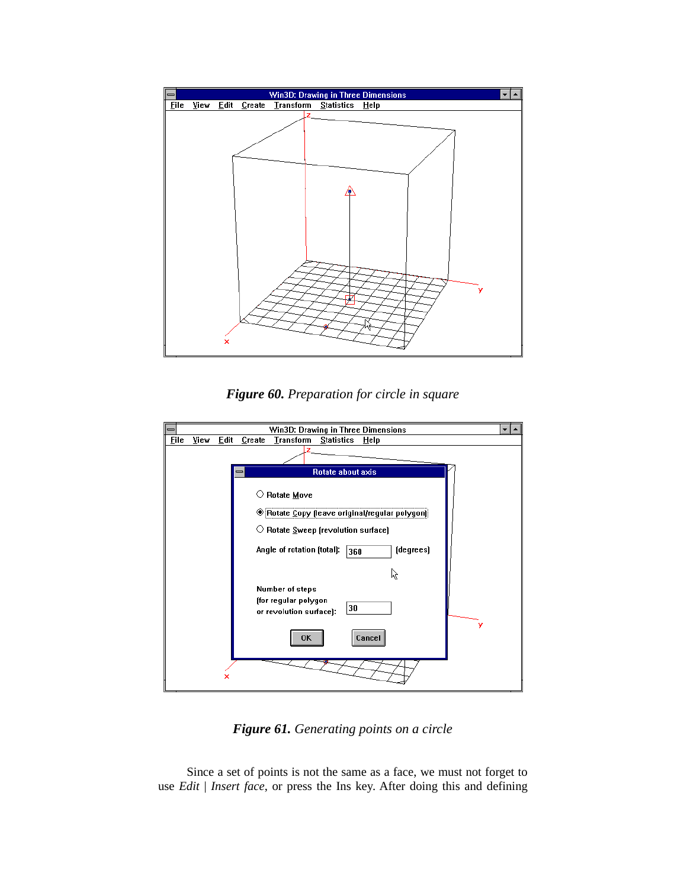*Figure 60. Preparation for circle in square*

*Figure 61. Generating points on a circle*

Since a set of points is not the same as a face, we must not forget to use *Edit* | *Insert face*, or press the Ins key. After doing this and defining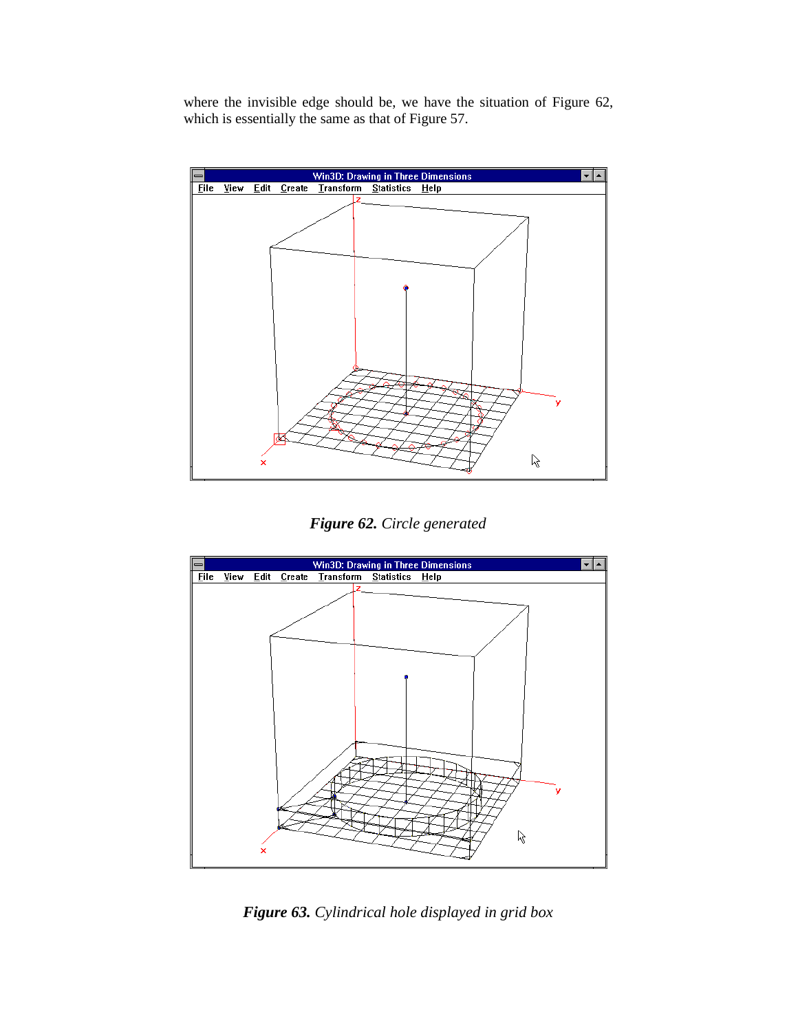where the invisible edge should be, we have the situation of Figure 62, which is essentially the same as that of Figure 57.

***Figure 62.*** *Circle generated*

***Figure 63.*** *Cylindrical hole displayed in grid box*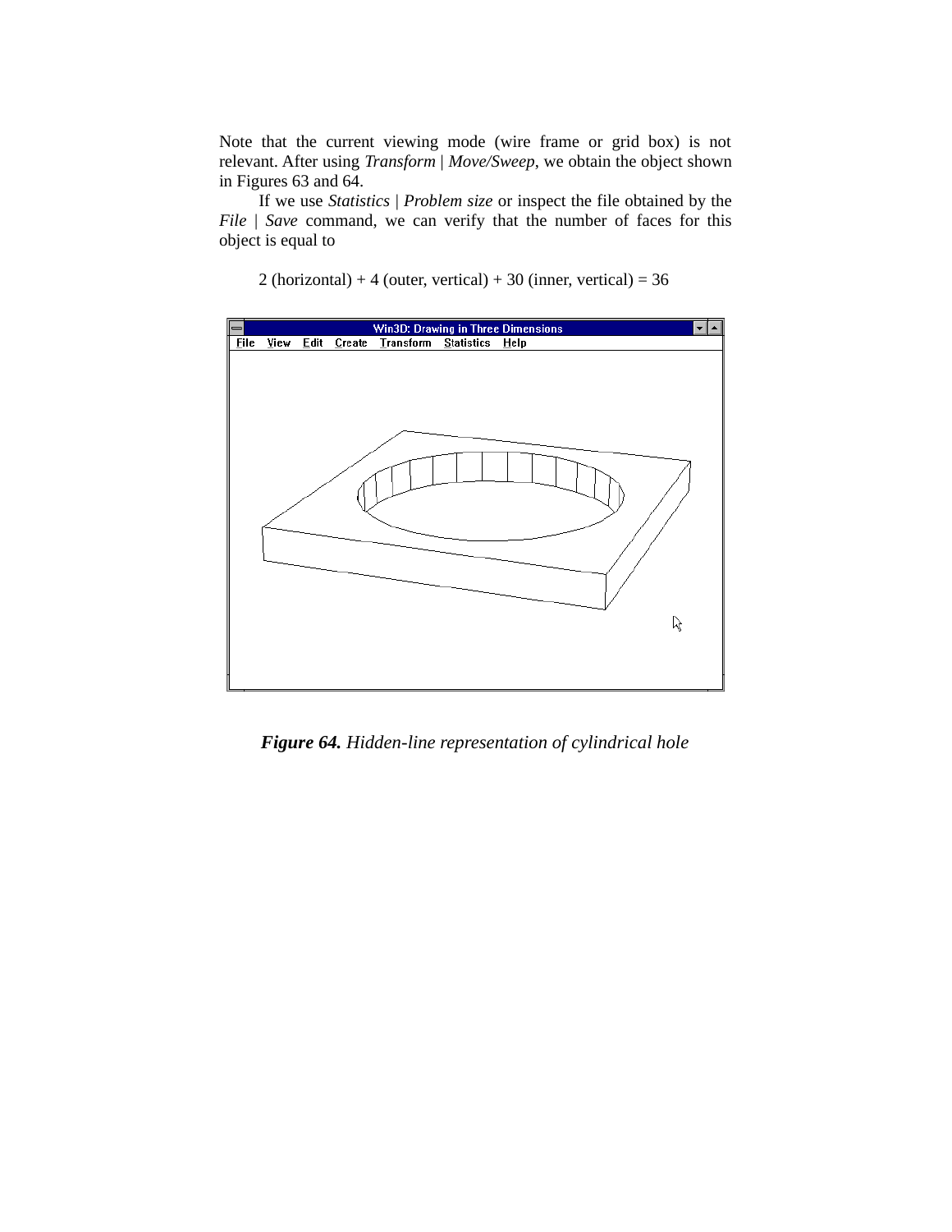Note that the current viewing mode (wire frame or grid box) is not relevant. After using *Transform | Move/Sweep*, we obtain the object shown in Figures 63 and 64.

If we use *Statistics | Problem size* or inspect the file obtained by the *File | Save* command, we can verify that the number of faces for this object is equal to

2 (horizontal) + 4 (outer, vertical) + 30 (inner, vertical) = 36

***Figure 64.*** *Hidden-line representation of cylindrical hole*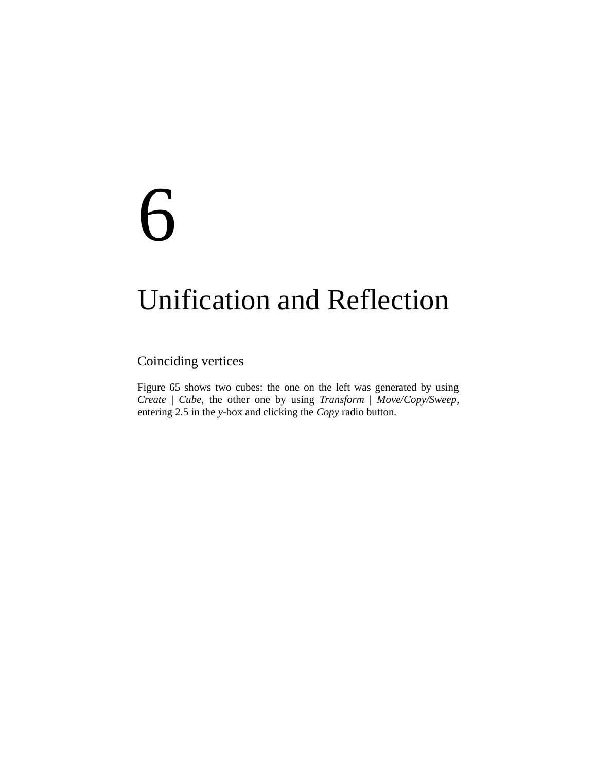# 6

# Unification and Reflection

## Coinciding vertices

Figure 65 shows two cubes: the one on the left was generated by using *Create* | *Cube*, the other one by using *Transform* | *Move/Copy/Sweep*, entering 2.5 in the *y*-box and clicking the *Copy* radio button.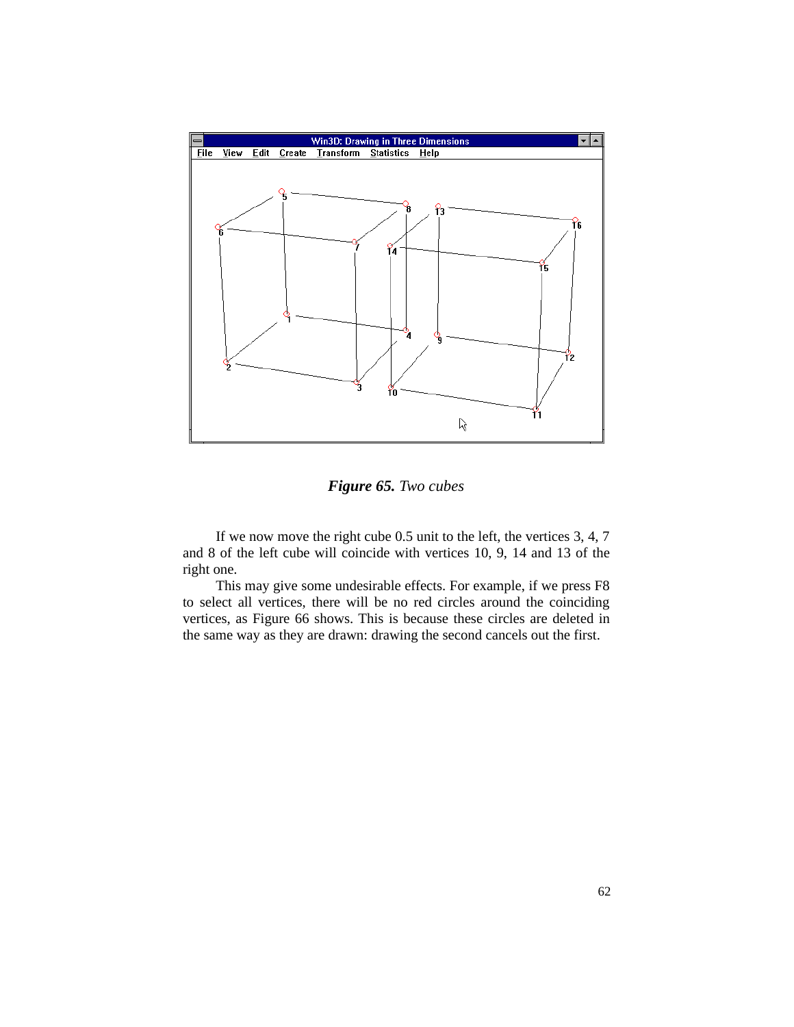*Figure 65.* *Two cubes*

If we now move the right cube 0.5 unit to the left, the vertices 3, 4, 7 and 8 of the left cube will coincide with vertices 10, 9, 14 and 13 of the right one.

This may give some undesirable effects. For example, if we press F8 to select all vertices, there will be no red circles around the coinciding vertices, as Figure 66 shows. This is because these circles are deleted in the same way as they are drawn: drawing the second cancels out the first.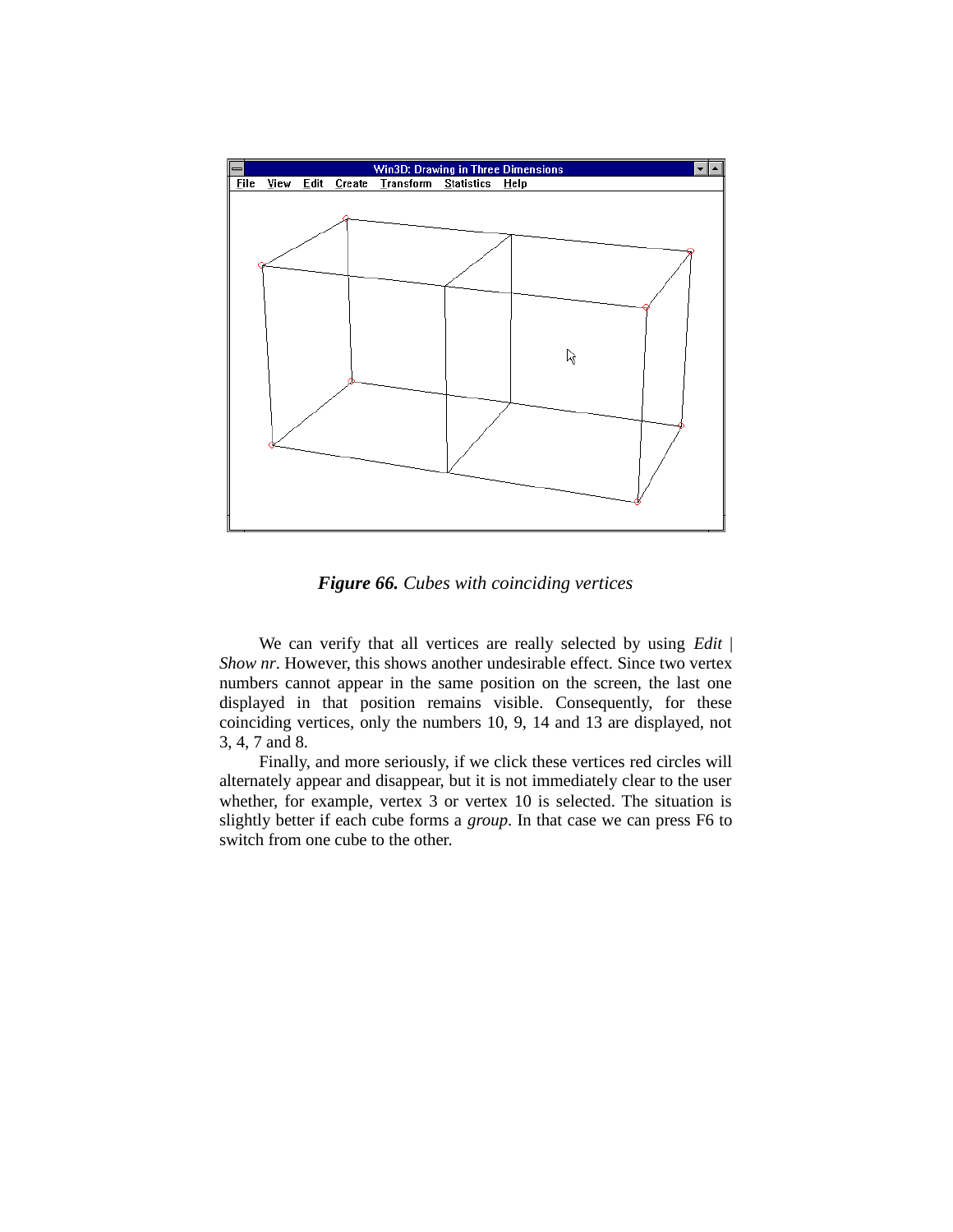*Figure 66. Cubes with coinciding vertices*

We can verify that all vertices are really selected by using *Edit | Show nr*. However, this shows another undesirable effect. Since two vertex numbers cannot appear in the same position on the screen, the last one displayed in that position remains visible. Consequently, for these coinciding vertices, only the numbers 10, 9, 14 and 13 are displayed, not 3, 4, 7 and 8.

Finally, and more seriously, if we click these vertices red circles will alternately appear and disappear, but it is not immediately clear to the user whether, for example, vertex 3 or vertex 10 is selected. The situation is slightly better if each cube forms a *group*. In that case we can press F6 to switch from one cube to the other.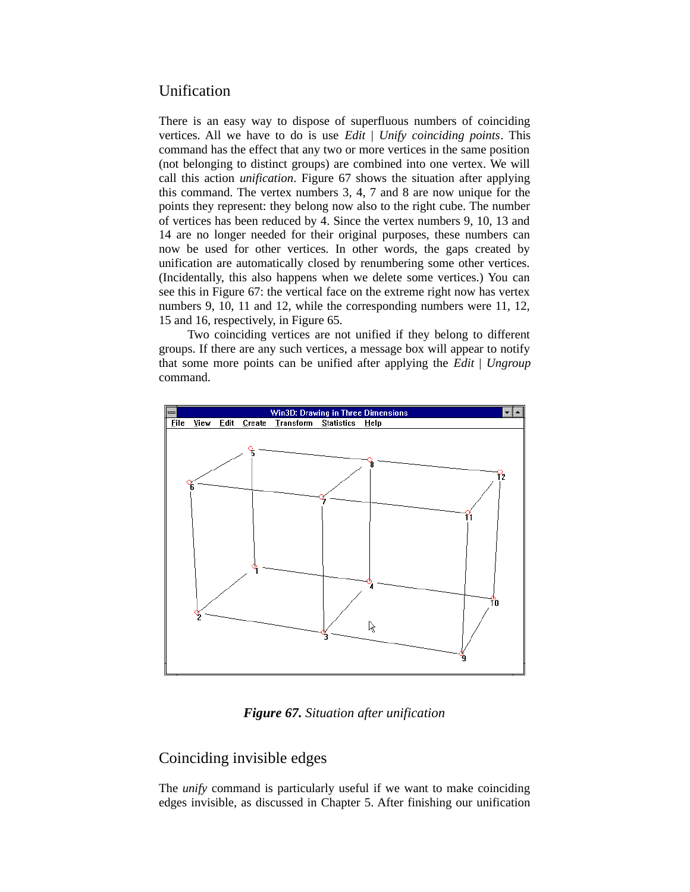## Unification

There is an easy way to dispose of superfluous numbers of coinciding vertices. All we have to do is use *Edit | Unify coinciding points*. This command has the effect that any two or more vertices in the same position (not belonging to distinct groups) are combined into one vertex. We will call this action *unification*. Figure 67 shows the situation after applying this command. The vertex numbers 3, 4, 7 and 8 are now unique for the points they represent: they belong now also to the right cube. The number of vertices has been reduced by 4. Since the vertex numbers 9, 10, 13 and 14 are no longer needed for their original purposes, these numbers can now be used for other vertices. In other words, the gaps created by unification are automatically closed by renumbering some other vertices. (Incidentally, this also happens when we delete some vertices.) You can see this in Figure 67: the vertical face on the extreme right now has vertex numbers 9, 10, 11 and 12, while the corresponding numbers were 11, 12, 15 and 16, respectively, in Figure 65.

Two coinciding vertices are not unified if they belong to different groups. If there are any such vertices, a message box will appear to notify that some more points can be unified after applying the *Edit | Ungroup* command.

***Figure 67.*** *Situation after unification*

## Coinciding invisible edges

The *unify* command is particularly useful if we want to make coinciding edges invisible, as discussed in Chapter 5. After finishing our unification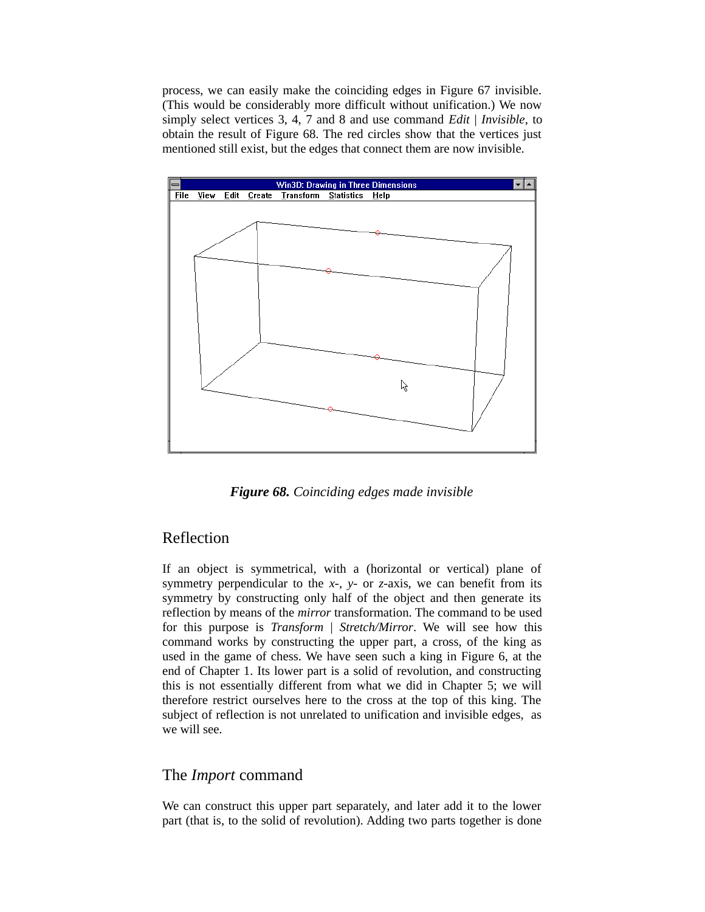process, we can easily make the coinciding edges in Figure 67 invisible. (This would be considerably more difficult without unification.) We now simply select vertices 3, 4, 7 and 8 and use command *Edit* | *Invisible*, to obtain the result of Figure 68. The red circles show that the vertices just mentioned still exist, but the edges that connect them are now invisible.

***Figure 68.*** *Coinciding edges made invisible*

## Reflection

If an object is symmetrical, with a (horizontal or vertical) plane of symmetry perpendicular to the *x*-, *y*- or *z*-axis, we can benefit from its symmetry by constructing only half of the object and then generate its reflection by means of the *mirror* transformation. The command to be used for this purpose is *Transform* | *Stretch/Mirror*. We will see how this command works by constructing the upper part, a cross, of the king as used in the game of chess. We have seen such a king in Figure 6, at the end of Chapter 1. Its lower part is a solid of revolution, and constructing this is not essentially different from what we did in Chapter 5; we will therefore restrict ourselves here to the cross at the top of this king. The subject of reflection is not unrelated to unification and invisible edges, as we will see.

## The *Import* command

We can construct this upper part separately, and later add it to the lower part (that is, to the solid of revolution). Adding two parts together is done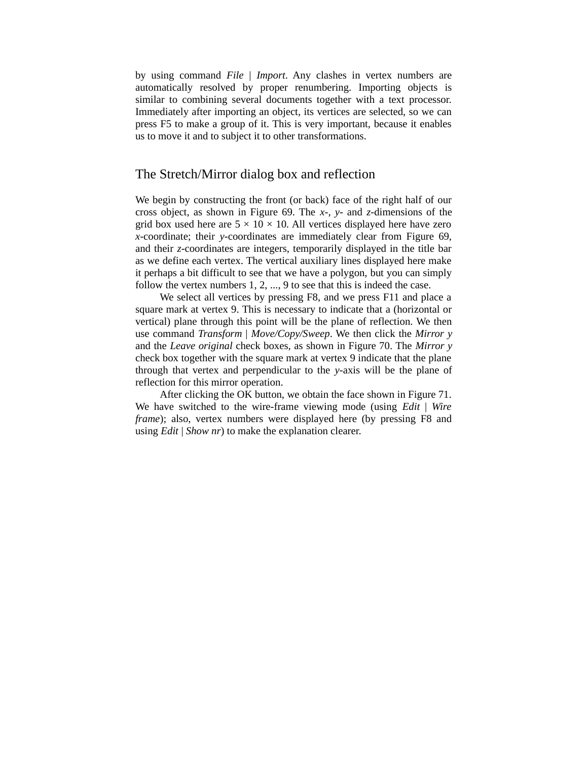by using command *File* | *Import*. Any clashes in vertex numbers are automatically resolved by proper renumbering. Importing objects is similar to combining several documents together with a text processor. Immediately after importing an object, its vertices are selected, so we can press F5 to make a group of it. This is very important, because it enables us to move it and to subject it to other transformations.

## The Stretch/Mirror dialog box and reflection

We begin by constructing the front (or back) face of the right half of our cross object, as shown in Figure 69. The *x*-, *y*- and *z*-dimensions of the grid box used here are 5 × 10 × 10. All vertices displayed here have zero *x*-coordinate; their *y*-coordinates are immediately clear from Figure 69, and their *z*-coordinates are integers, temporarily displayed in the title bar as we define each vertex. The vertical auxiliary lines displayed here make it perhaps a bit difficult to see that we have a polygon, but you can simply follow the vertex numbers 1, 2, ..., 9 to see that this is indeed the case.

We select all vertices by pressing F8, and we press F11 and place a square mark at vertex 9. This is necessary to indicate that a (horizontal or vertical) plane through this point will be the plane of reflection. We then use command *Transform* | *Move/Copy/Sweep*. We then click the *Mirror y* and the *Leave original* check boxes, as shown in Figure 70. The *Mirror y* check box together with the square mark at vertex 9 indicate that the plane through that vertex and perpendicular to the *y*-axis will be the plane of reflection for this mirror operation.

After clicking the OK button, we obtain the face shown in Figure 71. We have switched to the wire-frame viewing mode (using *Edit* | *Wire frame*); also, vertex numbers were displayed here (by pressing F8 and using *Edit* | *Show nr*) to make the explanation clearer.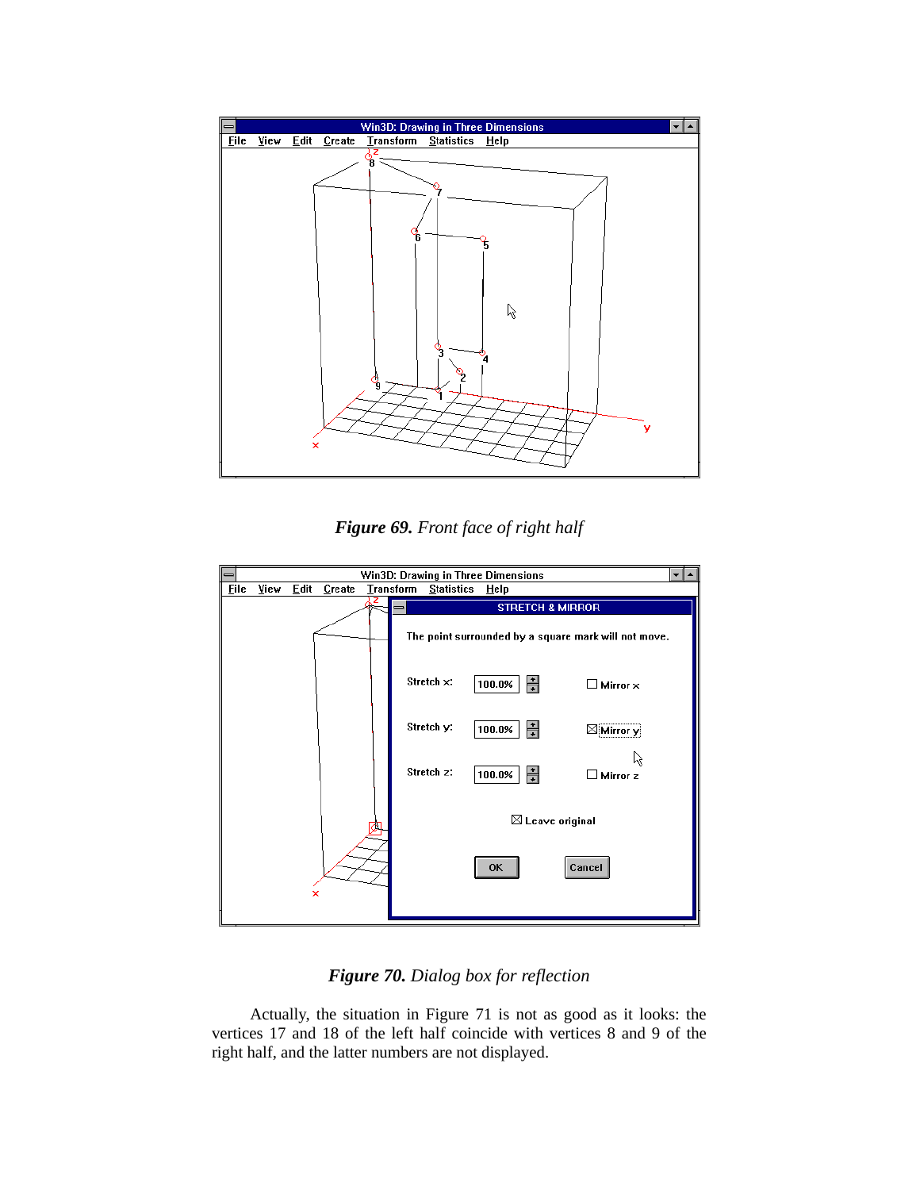***Figure 69.*** *Front face of right half*

***Figure 70.*** *Dialog box for reflection*

Actually, the situation in Figure 71 is not as good as it looks: the vertices 17 and 18 of the left half coincide with vertices 8 and 9 of the right half, and the latter numbers are not displayed.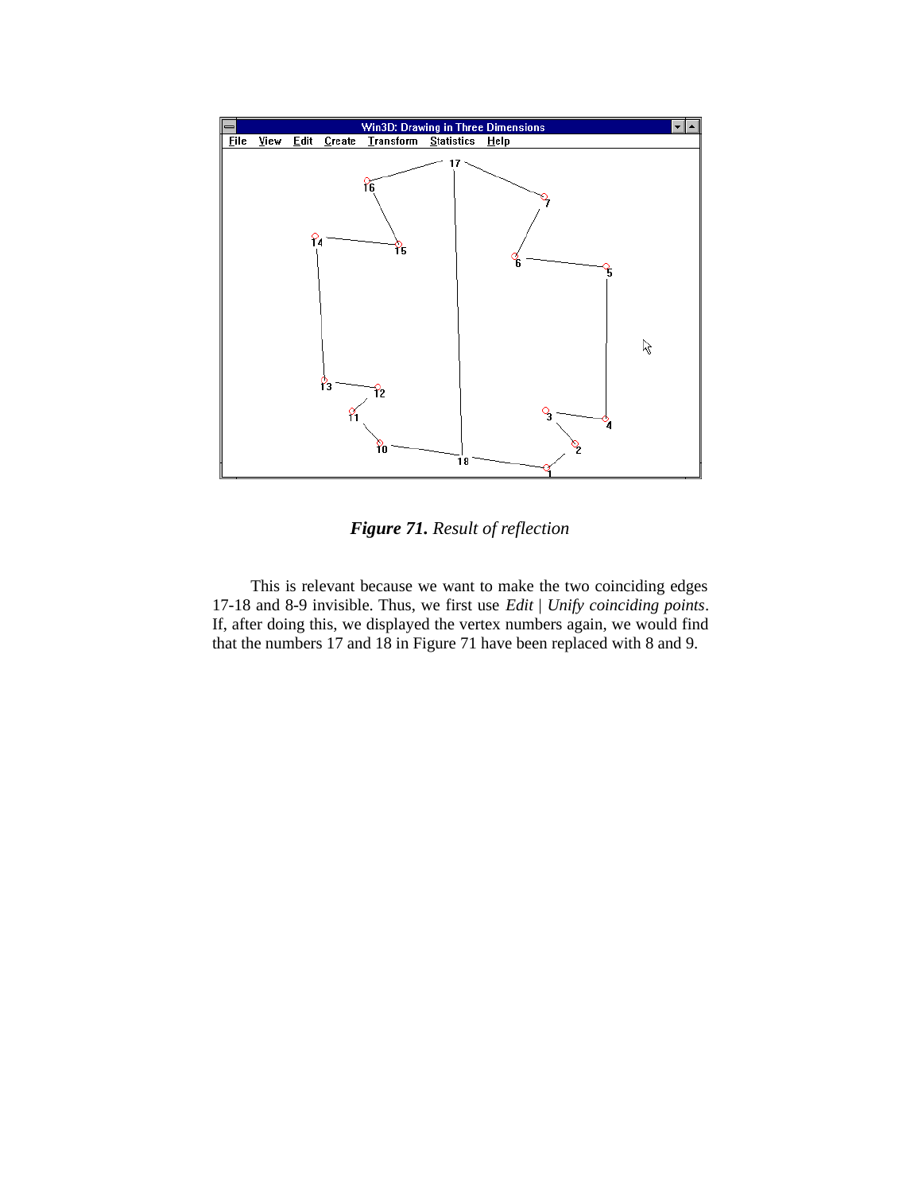*Figure 71. Result of reflection*

This is relevant because we want to make the two coinciding edges 17-18 and 8-9 invisible. Thus, we first use *Edit | Unify coinciding points*. If, after doing this, we displayed the vertex numbers again, we would find that the numbers 17 and 18 in Figure 71 have been replaced with 8 and 9.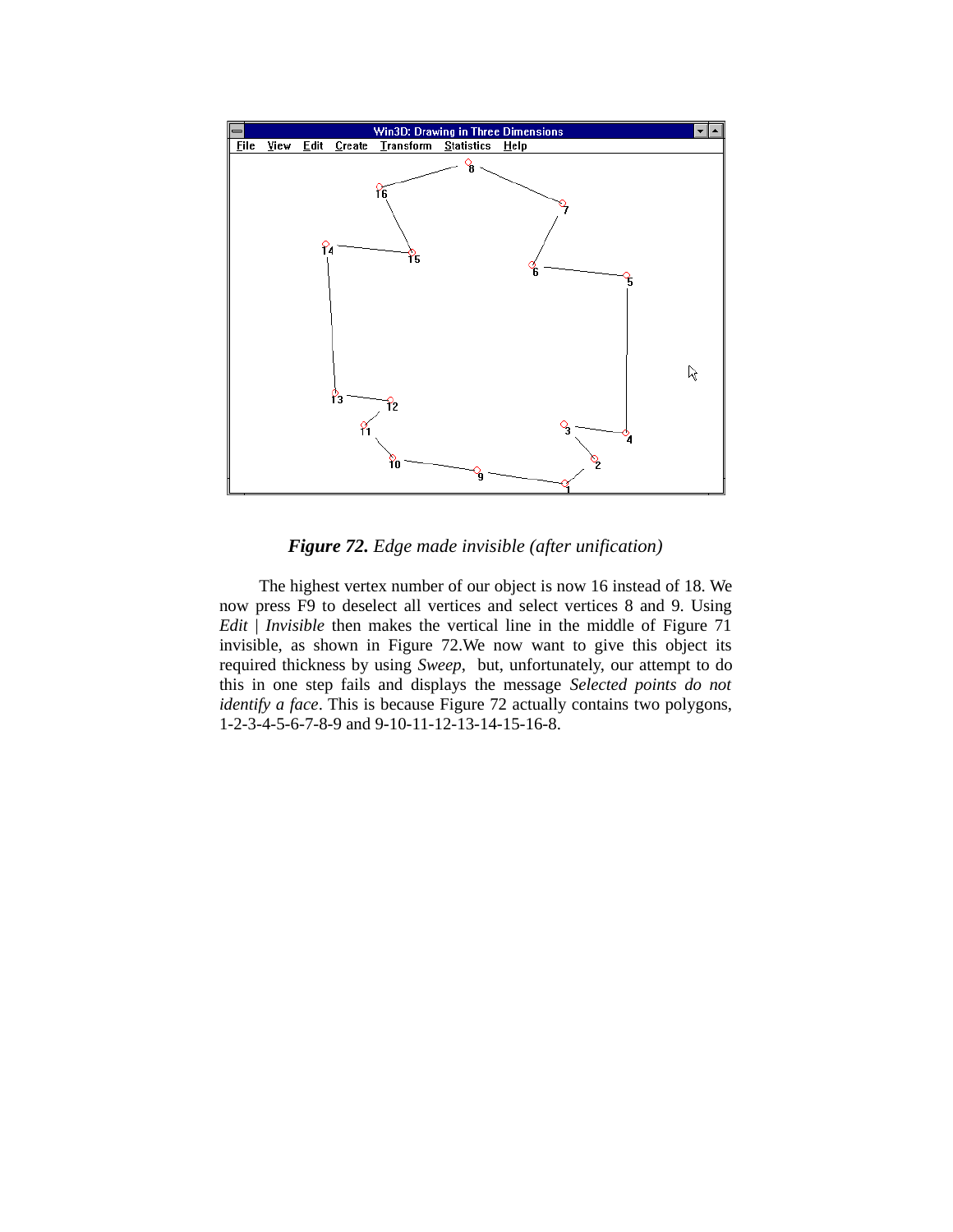*Figure 72. Edge made invisible (after unification)*

The highest vertex number of our object is now 16 instead of 18. We now press F9 to deselect all vertices and select vertices 8 and 9. Using *Edit | Invisible* then makes the vertical line in the middle of Figure 71 invisible, as shown in Figure 72.We now want to give this object its required thickness by using *Sweep*, but, unfortunately, our attempt to do this in one step fails and displays the message *Selected points do not identify a face*. This is because Figure 72 actually contains two polygons, 1-2-3-4-5-6-7-8-9 and 9-10-11-12-13-14-15-16-8.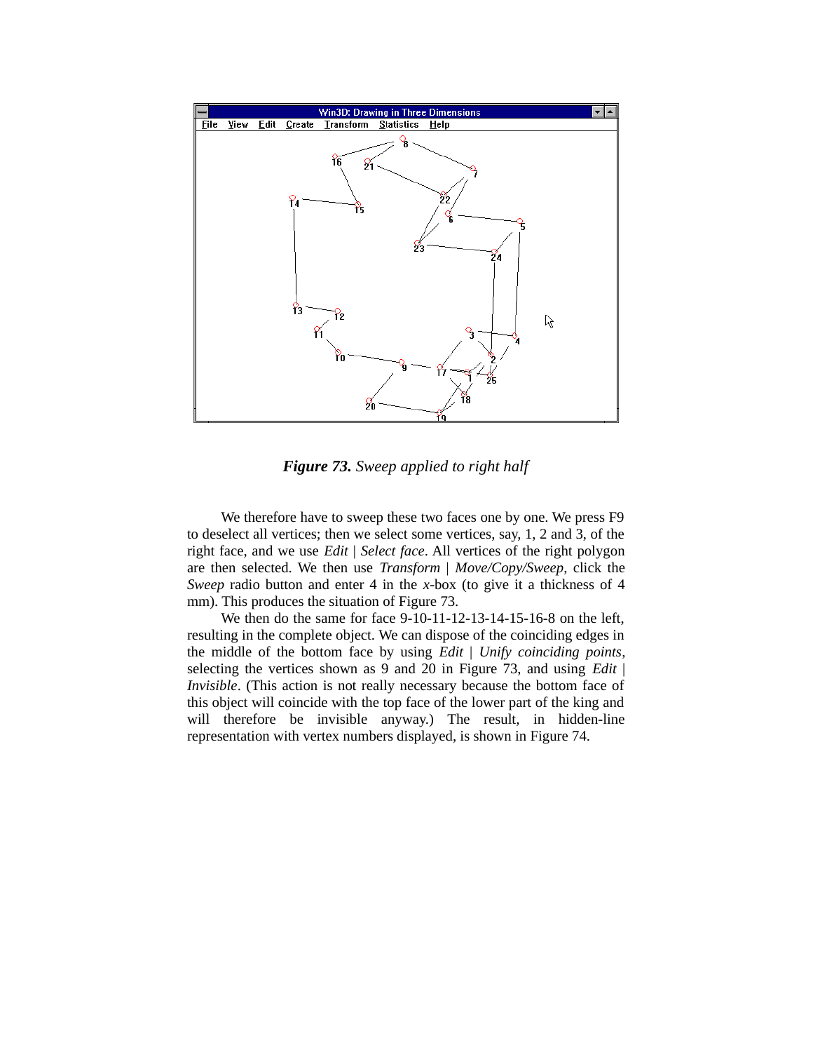***Figure 73.*** *Sweep applied to right half*

We therefore have to sweep these two faces one by one. We press F9 to deselect all vertices; then we select some vertices, say, 1, 2 and 3, of the right face, and we use *Edit* | *Select face*. All vertices of the right polygon are then selected. We then use *Transform* | *Move/Copy/Sweep*, click the *Sweep* radio button and enter 4 in the *x*-box (to give it a thickness of 4 mm). This produces the situation of Figure 73.

We then do the same for face 9-10-11-12-13-14-15-16-8 on the left, resulting in the complete object. We can dispose of the coinciding edges in the middle of the bottom face by using *Edit* | *Unify coinciding points*, selecting the vertices shown as 9 and 20 in Figure 73, and using *Edit* | *Invisible*. (This action is not really necessary because the bottom face of this object will coincide with the top face of the lower part of the king and will therefore be invisible anyway.) The result, in hidden-line representation with vertex numbers displayed, is shown in Figure 74.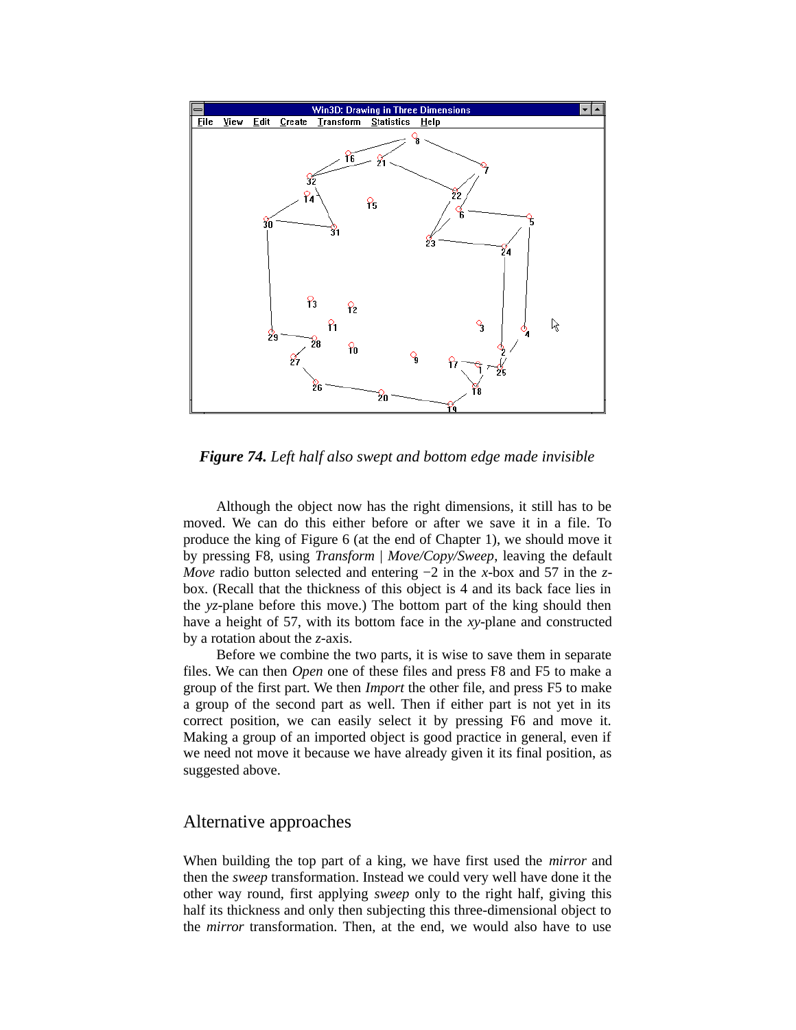***Figure 74.*** *Left half also swept and bottom edge made invisible*

Although the object now has the right dimensions, it still has to be moved. We can do this either before or after we save it in a file. To produce the king of Figure 6 (at the end of Chapter 1), we should move it by pressing F8, using *Transform | Move/Copy/Sweep*, leaving the default *Move* radio button selected and entering −2 in the *x*-box and 57 in the *z*-box. (Recall that the thickness of this object is 4 and its back face lies in the *yz*-plane before this move.) The bottom part of the king should then have a height of 57, with its bottom face in the *xy*-plane and constructed by a rotation about the *z*-axis.

Before we combine the two parts, it is wise to save them in separate files. We can then *Open* one of these files and press F8 and F5 to make a group of the first part. We then *Import* the other file, and press F5 to make a group of the second part as well. Then if either part is not yet in its correct position, we can easily select it by pressing F6 and move it. Making a group of an imported object is good practice in general, even if we need not move it because we have already given it its final position, as suggested above.

## Alternative approaches

When building the top part of a king, we have first used the *mirror* and then the *sweep* transformation. Instead we could very well have done it the other way round, first applying *sweep* only to the right half, giving this half its thickness and only then subjecting this three-dimensional object to the *mirror* transformation. Then, at the end, we would also have to use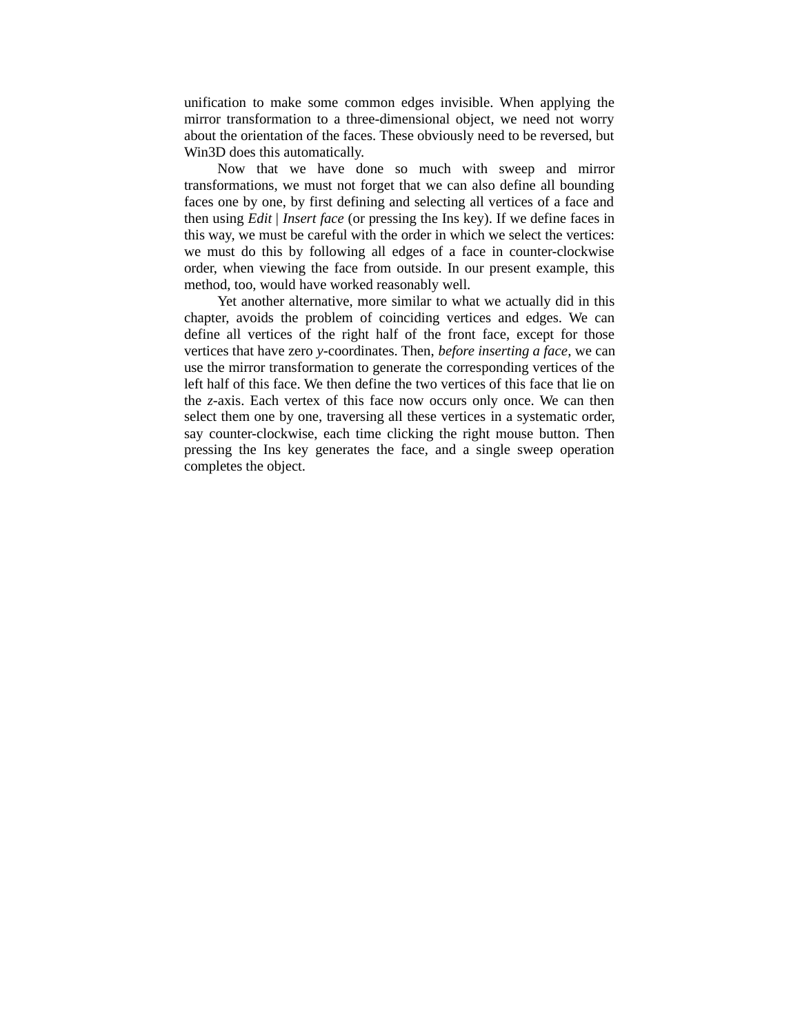unification to make some common edges invisible. When applying the mirror transformation to a three-dimensional object, we need not worry about the orientation of the faces. These obviously need to be reversed, but Win3D does this automatically.

Now that we have done so much with sweep and mirror transformations, we must not forget that we can also define all bounding faces one by one, by first defining and selecting all vertices of a face and then using *Edit | Insert face* (or pressing the Ins key). If we define faces in this way, we must be careful with the order in which we select the vertices: we must do this by following all edges of a face in counter-clockwise order, when viewing the face from outside. In our present example, this method, too, would have worked reasonably well.

Yet another alternative, more similar to what we actually did in this chapter, avoids the problem of coinciding vertices and edges. We can define all vertices of the right half of the front face, except for those vertices that have zero $y$-coordinates. Then, *before inserting a face*, we can use the mirror transformation to generate the corresponding vertices of the left half of this face. We then define the two vertices of this face that lie on the $z$-axis. Each vertex of this face now occurs only once. We can then select them one by one, traversing all these vertices in a systematic order, say counter-clockwise, each time clicking the right mouse button. Then pressing the Ins key generates the face, and a single sweep operation completes the object.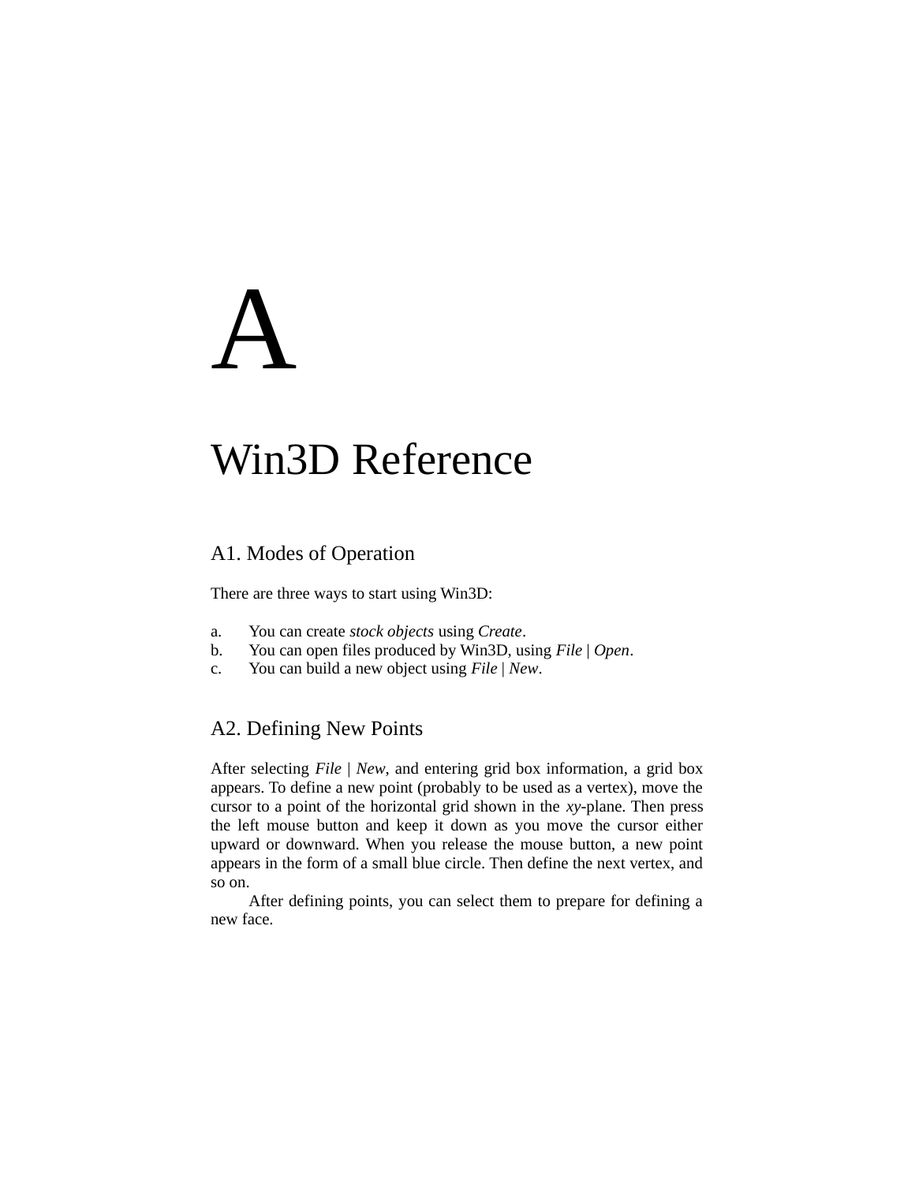# A

# Win3D Reference

## A1. Modes of Operation

There are three ways to start using Win3D:

a. You can create *stock objects* using *Create*.
b. You can open files produced by Win3D, using *File* | *Open*.
c. You can build a new object using *File* | *New*.

## A2. Defining New Points

After selecting *File* | *New*, and entering grid box information, a grid box appears. To define a new point (probably to be used as a vertex), move the cursor to a point of the horizontal grid shown in the *xy*-plane. Then press the left mouse button and keep it down as you move the cursor either upward or downward. When you release the mouse button, a new point appears in the form of a small blue circle. Then define the next vertex, and so on.

After defining points, you can select them to prepare for defining a new face.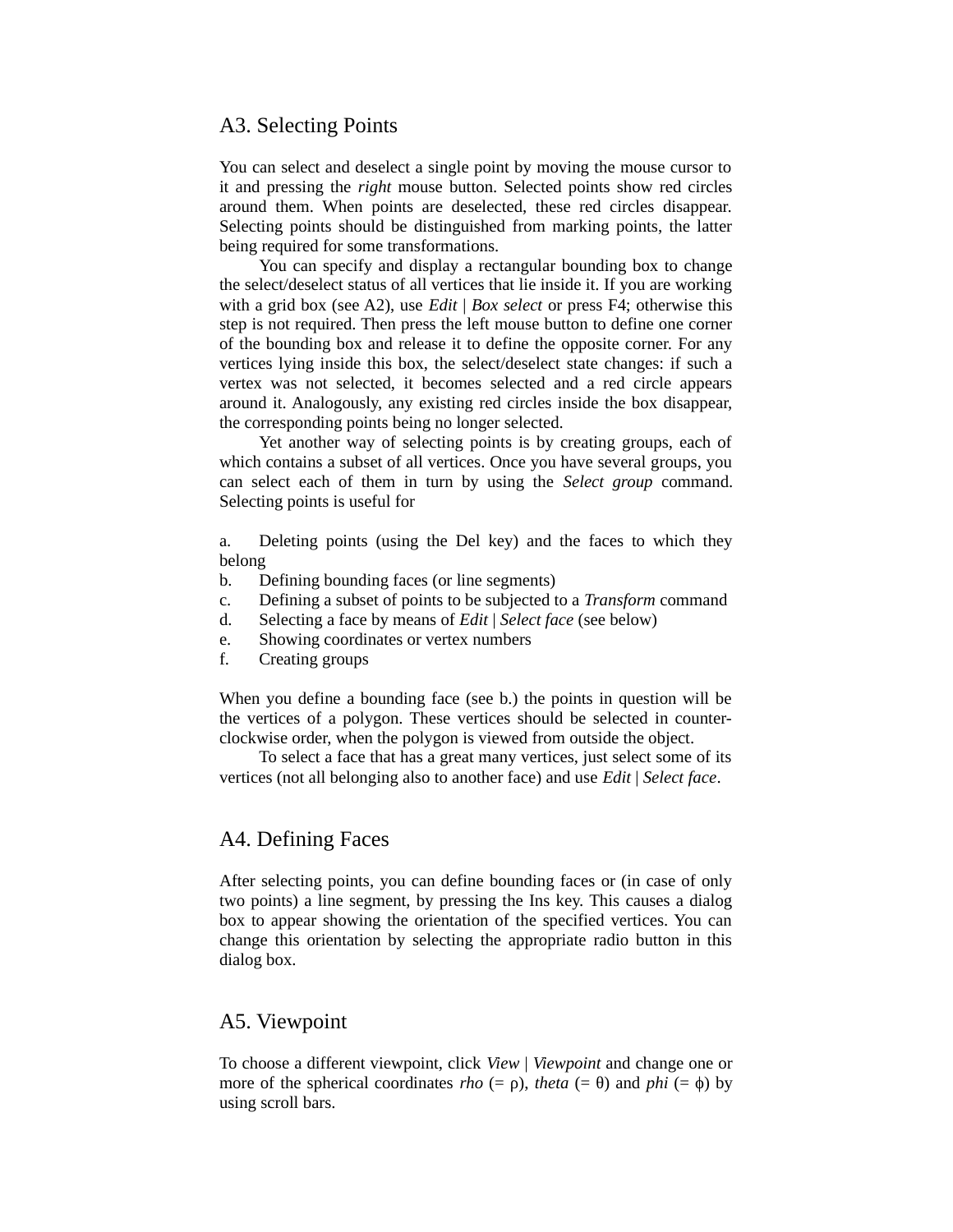## A3. Selecting Points

You can select and deselect a single point by moving the mouse cursor to it and pressing the *right* mouse button. Selected points show red circles around them. When points are deselected, these red circles disappear. Selecting points should be distinguished from marking points, the latter being required for some transformations.

You can specify and display a rectangular bounding box to change the select/deselect status of all vertices that lie inside it. If you are working with a grid box (see A2), use *Edit* | *Box select* or press F4; otherwise this step is not required. Then press the left mouse button to define one corner of the bounding box and release it to define the opposite corner. For any vertices lying inside this box, the select/deselect state changes: if such a vertex was not selected, it becomes selected and a red circle appears around it. Analogously, any existing red circles inside the box disappear, the corresponding points being no longer selected.

Yet another way of selecting points is by creating groups, each of which contains a subset of all vertices. Once you have several groups, you can select each of them in turn by using the *Select group* command. Selecting points is useful for

a. Deleting points (using the Del key) and the faces to which they belong
b. Defining bounding faces (or line segments)
c. Defining a subset of points to be subjected to a *Transform* command
d. Selecting a face by means of *Edit* | *Select face* (see below)
e. Showing coordinates or vertex numbers
f. Creating groups

When you define a bounding face (see b.) the points in question will be the vertices of a polygon. These vertices should be selected in counter-clockwise order, when the polygon is viewed from outside the object.

To select a face that has a great many vertices, just select some of its vertices (not all belonging also to another face) and use *Edit* | *Select face*.

## A4. Defining Faces

After selecting points, you can define bounding faces or (in case of only two points) a line segment, by pressing the Ins key. This causes a dialog box to appear showing the orientation of the specified vertices. You can change this orientation by selecting the appropriate radio button in this dialog box.

## A5. Viewpoint

To choose a different viewpoint, click *View* | *Viewpoint* and change one or more of the spherical coordinates *rho* (= $\rho$), *theta* (= $\theta$) and *phi* (= $\phi$) by using scroll bars.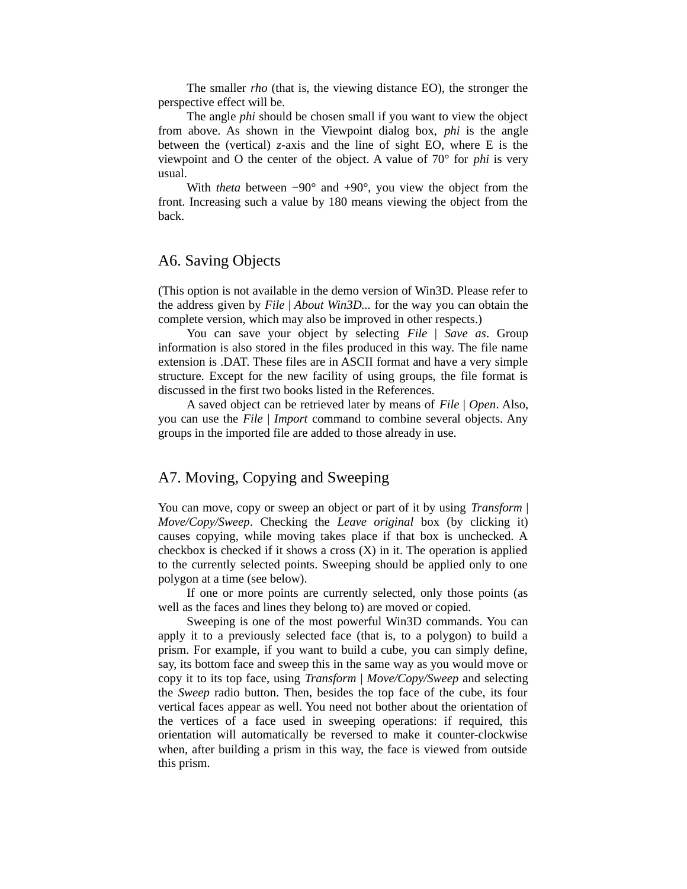The smaller *rho* (that is, the viewing distance EO), the stronger the perspective effect will be.

The angle *phi* should be chosen small if you want to view the object from above. As shown in the Viewpoint dialog box, *phi* is the angle between the (vertical) *z*-axis and the line of sight EO, where E is the viewpoint and O the center of the object. A value of 70° for *phi* is very usual.

With *theta* between −90° and +90°, you view the object from the front. Increasing such a value by 180 means viewing the object from the back.

## A6. Saving Objects

(This option is not available in the demo version of Win3D. Please refer to the address given by *File* | *About Win3D...* for the way you can obtain the complete version, which may also be improved in other respects.)

You can save your object by selecting *File* | *Save as*. Group information is also stored in the files produced in this way. The file name extension is .DAT. These files are in ASCII format and have a very simple structure. Except for the new facility of using groups, the file format is discussed in the first two books listed in the References.

A saved object can be retrieved later by means of *File* | *Open*. Also, you can use the *File* | *Import* command to combine several objects. Any groups in the imported file are added to those already in use.

## A7. Moving, Copying and Sweeping

You can move, copy or sweep an object or part of it by using *Transform* | *Move/Copy/Sweep*. Checking the *Leave original* box (by clicking it) causes copying, while moving takes place if that box is unchecked. A checkbox is checked if it shows a cross (X) in it. The operation is applied to the currently selected points. Sweeping should be applied only to one polygon at a time (see below).

If one or more points are currently selected, only those points (as well as the faces and lines they belong to) are moved or copied.

Sweeping is one of the most powerful Win3D commands. You can apply it to a previously selected face (that is, to a polygon) to build a prism. For example, if you want to build a cube, you can simply define, say, its bottom face and sweep this in the same way as you would move or copy it to its top face, using *Transform* | *Move/Copy/Sweep* and selecting the *Sweep* radio button. Then, besides the top face of the cube, its four vertical faces appear as well. You need not bother about the orientation of the vertices of a face used in sweeping operations: if required, this orientation will automatically be reversed to make it counter-clockwise when, after building a prism in this way, the face is viewed from outside this prism.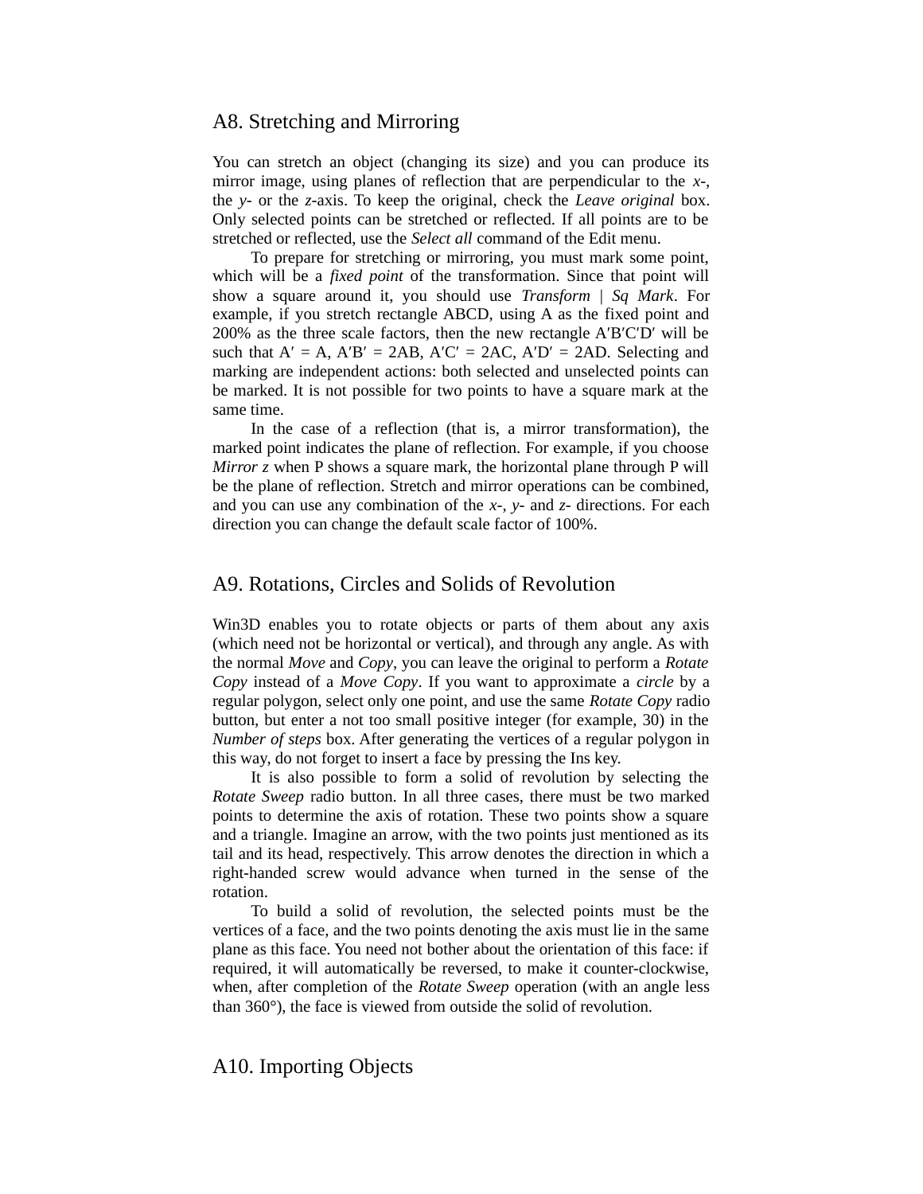## A8. Stretching and Mirroring

You can stretch an object (changing its size) and you can produce its mirror image, using planes of reflection that are perpendicular to the *x*-, the *y*- or the *z*-axis. To keep the original, check the *Leave original* box. Only selected points can be stretched or reflected. If all points are to be stretched or reflected, use the *Select all* command of the Edit menu.

To prepare for stretching or mirroring, you must mark some point, which will be a *fixed point* of the transformation. Since that point will show a square around it, you should use *Transform | Sq Mark*. For example, if you stretch rectangle ABCD, using A as the fixed point and 200% as the three scale factors, then the new rectangle A′B′C′D′ will be such that A′ = A, A′B′ = 2AB, A′C′ = 2AC, A′D′ = 2AD. Selecting and marking are independent actions: both selected and unselected points can be marked. It is not possible for two points to have a square mark at the same time.

In the case of a reflection (that is, a mirror transformation), the marked point indicates the plane of reflection. For example, if you choose *Mirror z* when P shows a square mark, the horizontal plane through P will be the plane of reflection. Stretch and mirror operations can be combined, and you can use any combination of the *x*-, *y*- and *z*- directions. For each direction you can change the default scale factor of 100%.

## A9. Rotations, Circles and Solids of Revolution

Win3D enables you to rotate objects or parts of them about any axis (which need not be horizontal or vertical), and through any angle. As with the normal *Move* and *Copy*, you can leave the original to perform a *Rotate Copy* instead of a *Move Copy*. If you want to approximate a *circle* by a regular polygon, select only one point, and use the same *Rotate Copy* radio button, but enter a not too small positive integer (for example, 30) in the *Number of steps* box. After generating the vertices of a regular polygon in this way, do not forget to insert a face by pressing the Ins key.

It is also possible to form a solid of revolution by selecting the *Rotate Sweep* radio button. In all three cases, there must be two marked points to determine the axis of rotation. These two points show a square and a triangle. Imagine an arrow, with the two points just mentioned as its tail and its head, respectively. This arrow denotes the direction in which a right-handed screw would advance when turned in the sense of the rotation.

To build a solid of revolution, the selected points must be the vertices of a face, and the two points denoting the axis must lie in the same plane as this face. You need not bother about the orientation of this face: if required, it will automatically be reversed, to make it counter-clockwise, when, after completion of the *Rotate Sweep* operation (with an angle less than 360°), the face is viewed from outside the solid of revolution.

## A10. Importing Objects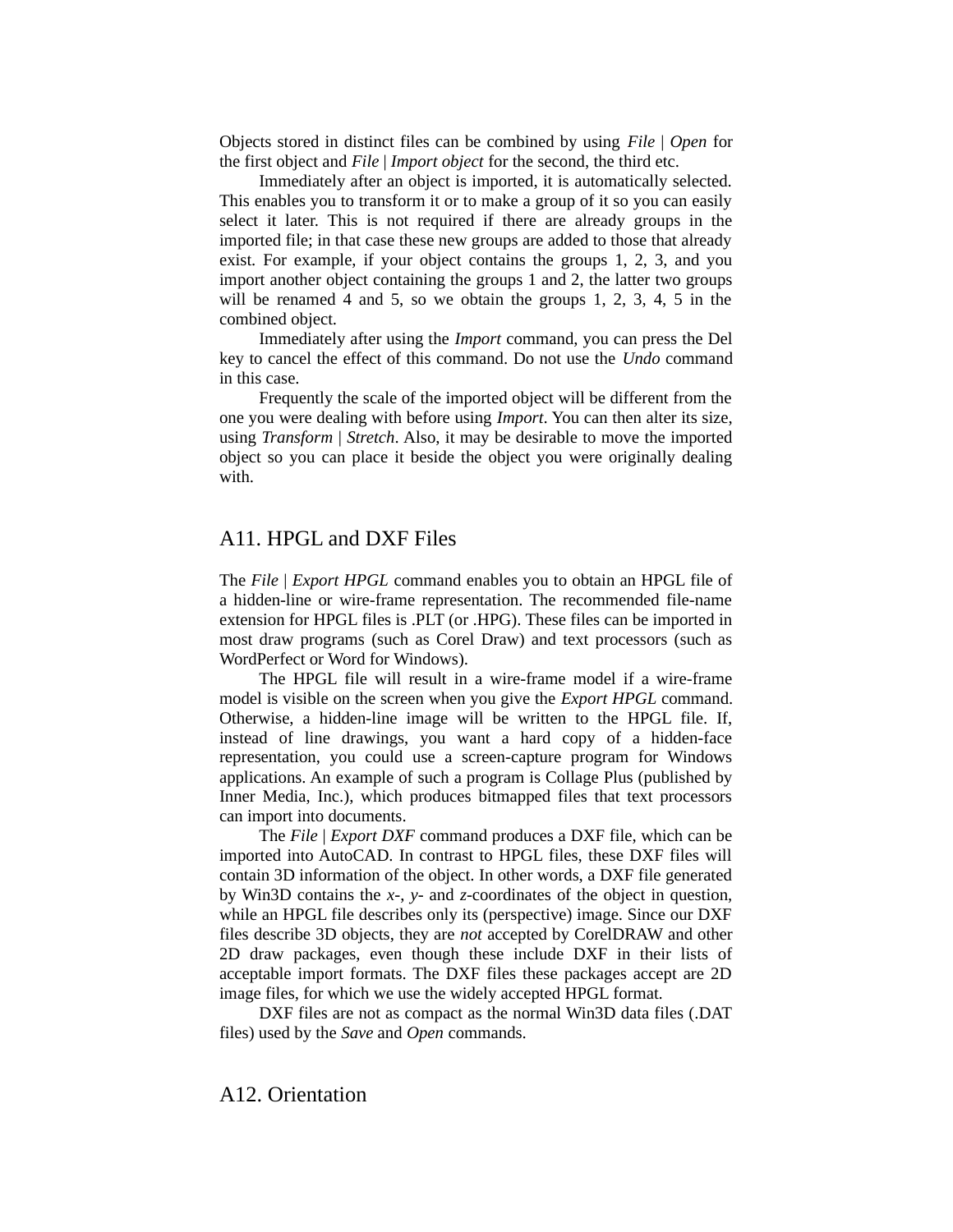Objects stored in distinct files can be combined by using *File | Open* for the first object and *File | Import object* for the second, the third etc.

Immediately after an object is imported, it is automatically selected. This enables you to transform it or to make a group of it so you can easily select it later. This is not required if there are already groups in the imported file; in that case these new groups are added to those that already exist. For example, if your object contains the groups 1, 2, 3, and you import another object containing the groups 1 and 2, the latter two groups will be renamed 4 and 5, so we obtain the groups 1, 2, 3, 4, 5 in the combined object.

Immediately after using the *Import* command, you can press the Del key to cancel the effect of this command. Do not use the *Undo* command in this case.

Frequently the scale of the imported object will be different from the one you were dealing with before using *Import*. You can then alter its size, using *Transform | Stretch*. Also, it may be desirable to move the imported object so you can place it beside the object you were originally dealing with.

## A11. HPGL and DXF Files

The *File | Export HPGL* command enables you to obtain an HPGL file of a hidden-line or wire-frame representation. The recommended file-name extension for HPGL files is .PLT (or .HPG). These files can be imported in most draw programs (such as Corel Draw) and text processors (such as WordPerfect or Word for Windows).

The HPGL file will result in a wire-frame model if a wire-frame model is visible on the screen when you give the *Export HPGL* command. Otherwise, a hidden-line image will be written to the HPGL file. If, instead of line drawings, you want a hard copy of a hidden-face representation, you could use a screen-capture program for Windows applications. An example of such a program is Collage Plus (published by Inner Media, Inc.), which produces bitmapped files that text processors can import into documents.

The *File | Export DXF* command produces a DXF file, which can be imported into AutoCAD. In contrast to HPGL files, these DXF files will contain 3D information of the object. In other words, a DXF file generated by Win3D contains the *x*-, *y*- and *z*-coordinates of the object in question, while an HPGL file describes only its (perspective) image. Since our DXF files describe 3D objects, they are *not* accepted by CorelDRAW and other 2D draw packages, even though these include DXF in their lists of acceptable import formats. The DXF files these packages accept are 2D image files, for which we use the widely accepted HPGL format.

DXF files are not as compact as the normal Win3D data files (.DAT files) used by the *Save* and *Open* commands.

## A12. Orientation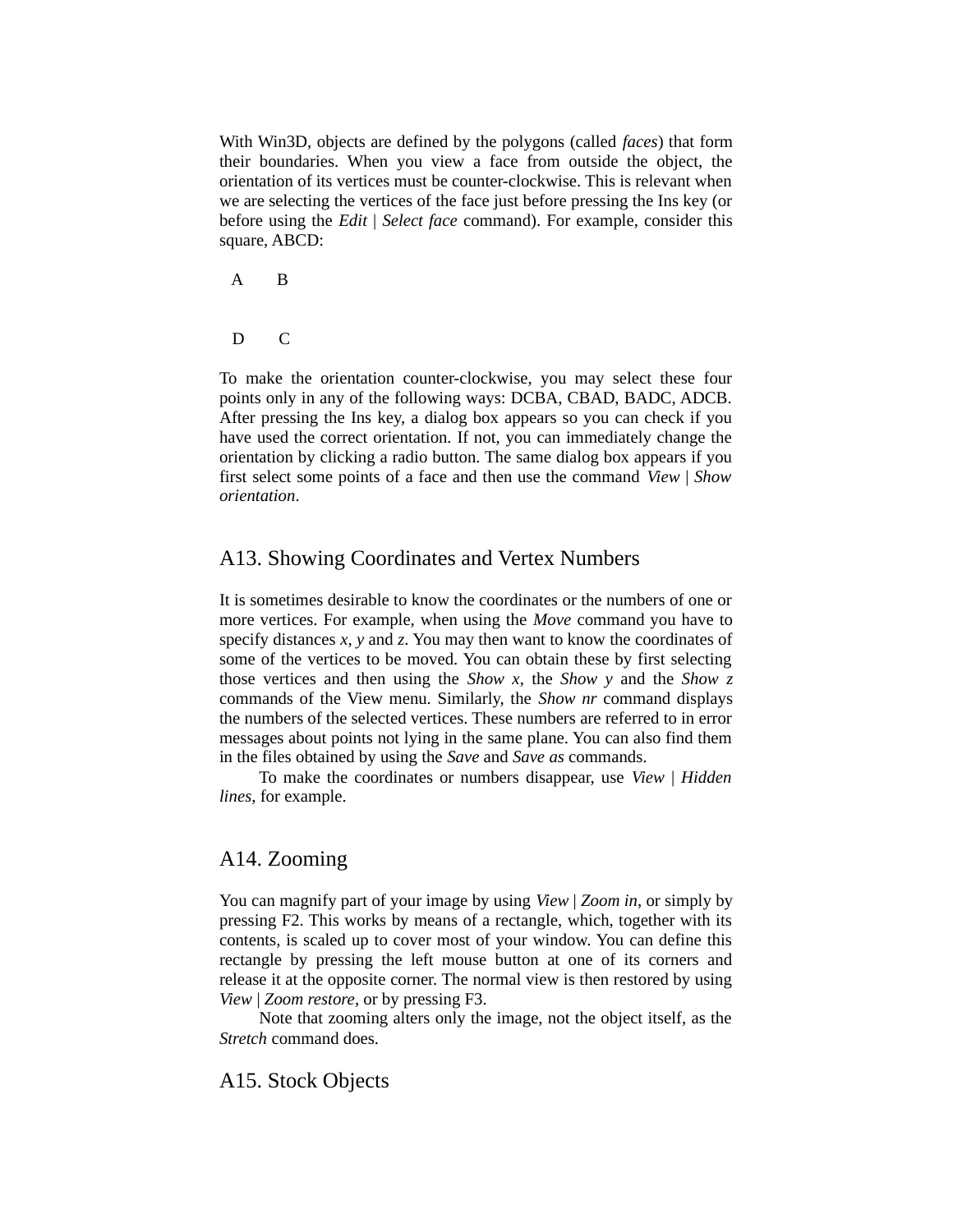With Win3D, objects are defined by the polygons (called *faces*) that form their boundaries. When you view a face from outside the object, the orientation of its vertices must be counter-clockwise. This is relevant when we are selecting the vertices of the face just before pressing the Ins key (or before using the *Edit* | *Select face* command). For example, consider this square, ABCD:

A B

D C

To make the orientation counter-clockwise, you may select these four points only in any of the following ways: DCBA, CBAD, BADC, ADCB. After pressing the Ins key, a dialog box appears so you can check if you have used the correct orientation. If not, you can immediately change the orientation by clicking a radio button. The same dialog box appears if you first select some points of a face and then use the command *View* | *Show orientation*.

## A13. Showing Coordinates and Vertex Numbers

It is sometimes desirable to know the coordinates or the numbers of one or more vertices. For example, when using the *Move* command you have to specify distances *x*, *y* and *z*. You may then want to know the coordinates of some of the vertices to be moved. You can obtain these by first selecting those vertices and then using the *Show x*, the *Show y* and the *Show z* commands of the View menu. Similarly, the *Show nr* command displays the numbers of the selected vertices. These numbers are referred to in error messages about points not lying in the same plane. You can also find them in the files obtained by using the *Save* and *Save as* commands.

To make the coordinates or numbers disappear, use *View* | *Hidden lines*, for example.

## A14. Zooming

You can magnify part of your image by using *View* | *Zoom in*, or simply by pressing F2. This works by means of a rectangle, which, together with its contents, is scaled up to cover most of your window. You can define this rectangle by pressing the left mouse button at one of its corners and release it at the opposite corner. The normal view is then restored by using *View* | *Zoom restore*, or by pressing F3.

Note that zooming alters only the image, not the object itself, as the *Stretch* command does.

## A15. Stock Objects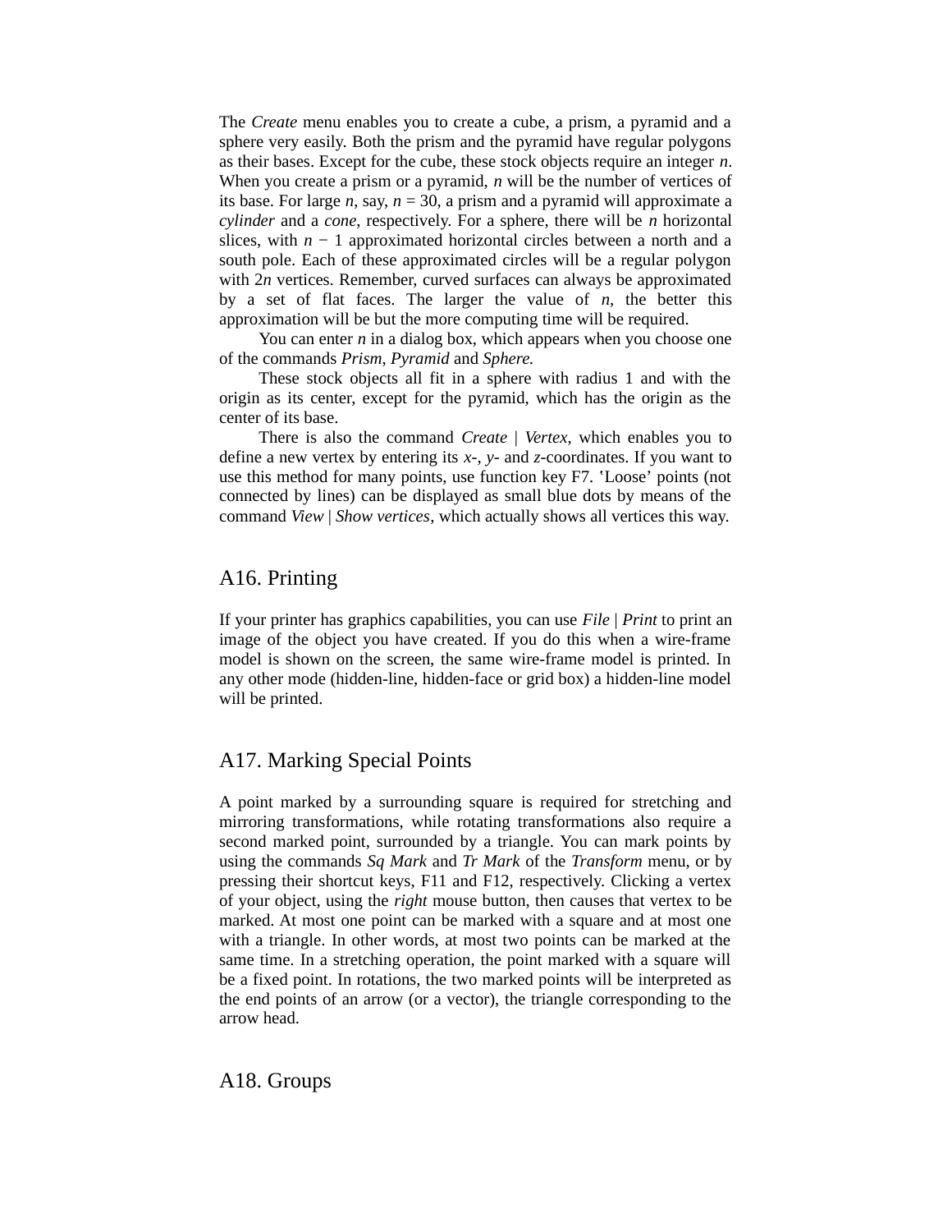The *Create* menu enables you to create a cube, a prism, a pyramid and a sphere very easily. Both the prism and the pyramid have regular polygons as their bases. Except for the cube, these stock objects require an integer $n$. When you create a prism or a pyramid, $n$ will be the number of vertices of its base. For large $n$, say, $n = 30$, a prism and a pyramid will approximate a *cylinder* and a *cone*, respectively. For a sphere, there will be $n$ horizontal slices, with $n - 1$ approximated horizontal circles between a north and a south pole. Each of these approximated circles will be a regular polygon with $2n$ vertices. Remember, curved surfaces can always be approximated by a set of flat faces. The larger the value of $n$, the better this approximation will be but the more computing time will be required.

You can enter $n$ in a dialog box, which appears when you choose one of the commands *Prism*, *Pyramid* and *Sphere.*

These stock objects all fit in a sphere with radius 1 and with the origin as its center, except for the pyramid, which has the origin as the center of its base.

There is also the command *Create* | *Vertex*, which enables you to define a new vertex by entering its *x*-, *y*- and *z*-coordinates. If you want to use this method for many points, use function key F7. 'Loose' points (not connected by lines) can be displayed as small blue dots by means of the command *View* | *Show vertices*, which actually shows all vertices this way.

## A16. Printing

If your printer has graphics capabilities, you can use *File* | *Print* to print an image of the object you have created. If you do this when a wire-frame model is shown on the screen, the same wire-frame model is printed. In any other mode (hidden-line, hidden-face or grid box) a hidden-line model will be printed.

## A17. Marking Special Points

A point marked by a surrounding square is required for stretching and mirroring transformations, while rotating transformations also require a second marked point, surrounded by a triangle. You can mark points by using the commands *Sq Mark* and *Tr Mark* of the *Transform* menu, or by pressing their shortcut keys, F11 and F12, respectively. Clicking a vertex of your object, using the *right* mouse button, then causes that vertex to be marked. At most one point can be marked with a square and at most one with a triangle. In other words, at most two points can be marked at the same time. In a stretching operation, the point marked with a square will be a fixed point. In rotations, the two marked points will be interpreted as the end points of an arrow (or a vector), the triangle corresponding to the arrow head.

## A18. Groups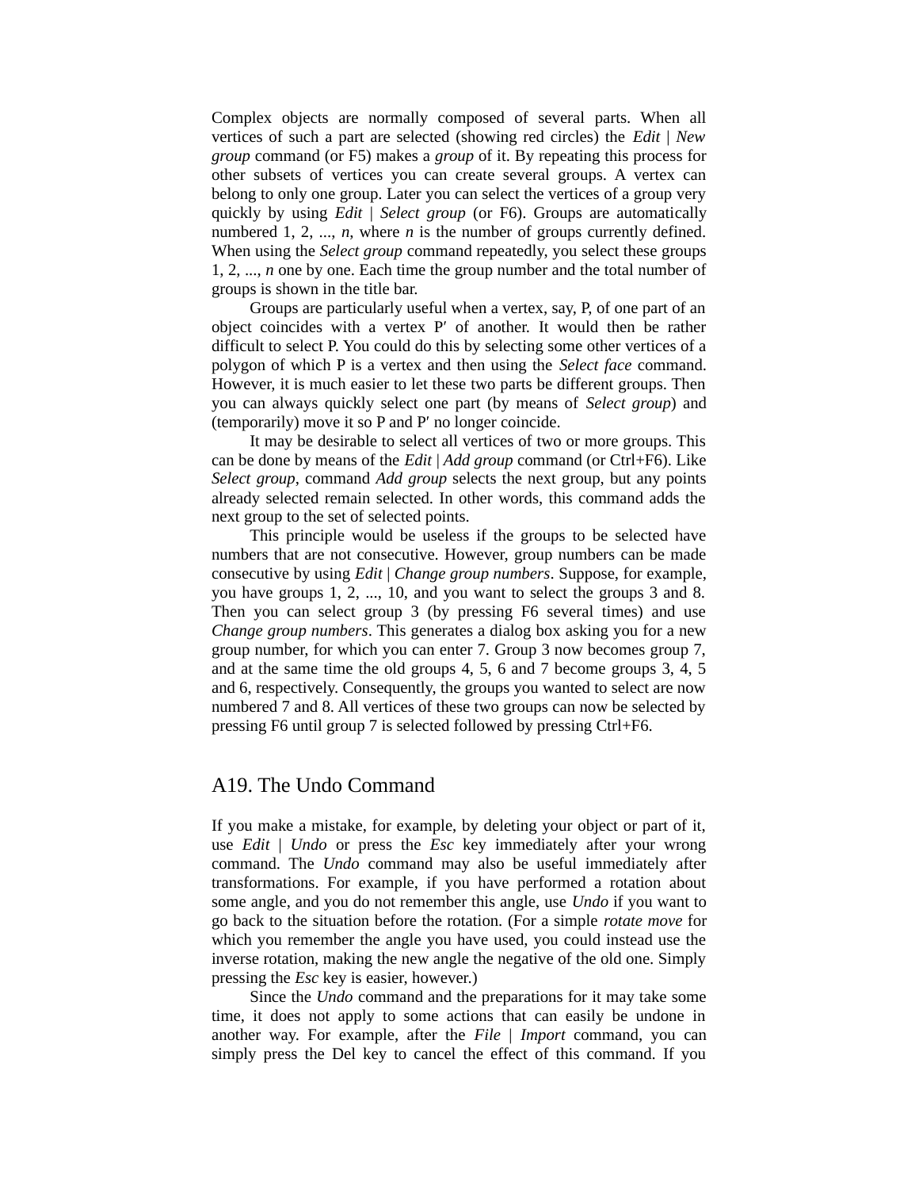Complex objects are normally composed of several parts. When all vertices of such a part are selected (showing red circles) the *Edit* | *New group* command (or F5) makes a *group* of it. By repeating this process for other subsets of vertices you can create several groups. A vertex can belong to only one group. Later you can select the vertices of a group very quickly by using *Edit* | *Select group* (or F6). Groups are automatically numbered 1, 2, ..., *n*, where *n* is the number of groups currently defined. When using the *Select group* command repeatedly, you select these groups 1, 2, ..., *n* one by one. Each time the group number and the total number of groups is shown in the title bar.

Groups are particularly useful when a vertex, say, P, of one part of an object coincides with a vertex P′ of another. It would then be rather difficult to select P. You could do this by selecting some other vertices of a polygon of which P is a vertex and then using the *Select face* command. However, it is much easier to let these two parts be different groups. Then you can always quickly select one part (by means of *Select group*) and (temporarily) move it so P and P′ no longer coincide.

It may be desirable to select all vertices of two or more groups. This can be done by means of the *Edit* | *Add group* command (or Ctrl+F6). Like *Select group*, command *Add group* selects the next group, but any points already selected remain selected. In other words, this command adds the next group to the set of selected points.

This principle would be useless if the groups to be selected have numbers that are not consecutive. However, group numbers can be made consecutive by using *Edit* | *Change group numbers*. Suppose, for example, you have groups 1, 2, ..., 10, and you want to select the groups 3 and 8. Then you can select group 3 (by pressing F6 several times) and use *Change group numbers*. This generates a dialog box asking you for a new group number, for which you can enter 7. Group 3 now becomes group 7, and at the same time the old groups 4, 5, 6 and 7 become groups 3, 4, 5 and 6, respectively. Consequently, the groups you wanted to select are now numbered 7 and 8. All vertices of these two groups can now be selected by pressing F6 until group 7 is selected followed by pressing Ctrl+F6.

## A19. The Undo Command

If you make a mistake, for example, by deleting your object or part of it, use *Edit* | *Undo* or press the *Esc* key immediately after your wrong command. The *Undo* command may also be useful immediately after transformations. For example, if you have performed a rotation about some angle, and you do not remember this angle, use *Undo* if you want to go back to the situation before the rotation. (For a simple *rotate move* for which you remember the angle you have used, you could instead use the inverse rotation, making the new angle the negative of the old one. Simply pressing the *Esc* key is easier, however.)

Since the *Undo* command and the preparations for it may take some time, it does not apply to some actions that can easily be undone in another way. For example, after the *File* | *Import* command, you can simply press the Del key to cancel the effect of this command. If you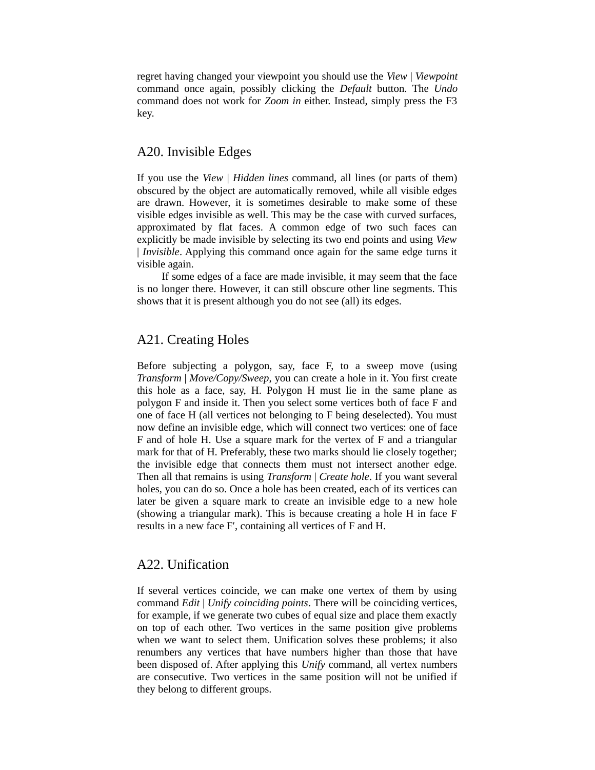regret having changed your viewpoint you should use the *View* | *Viewpoint* command once again, possibly clicking the *Default* button. The *Undo* command does not work for *Zoom in* either. Instead, simply press the F3 key.

## A20. Invisible Edges

If you use the *View* | *Hidden lines* command, all lines (or parts of them) obscured by the object are automatically removed, while all visible edges are drawn. However, it is sometimes desirable to make some of these visible edges invisible as well. This may be the case with curved surfaces, approximated by flat faces. A common edge of two such faces can explicitly be made invisible by selecting its two end points and using *View* | *Invisible*. Applying this command once again for the same edge turns it visible again.

If some edges of a face are made invisible, it may seem that the face is no longer there. However, it can still obscure other line segments. This shows that it is present although you do not see (all) its edges.

## A21. Creating Holes

Before subjecting a polygon, say, face F, to a sweep move (using *Transform* | *Move/Copy/Sweep*, you can create a hole in it. You first create this hole as a face, say, H. Polygon H must lie in the same plane as polygon F and inside it. Then you select some vertices both of face F and one of face H (all vertices not belonging to F being deselected). You must now define an invisible edge, which will connect two vertices: one of face F and of hole H. Use a square mark for the vertex of F and a triangular mark for that of H. Preferably, these two marks should lie closely together; the invisible edge that connects them must not intersect another edge. Then all that remains is using *Transform* | *Create hole*. If you want several holes, you can do so. Once a hole has been created, each of its vertices can later be given a square mark to create an invisible edge to a new hole (showing a triangular mark). This is because creating a hole H in face F results in a new face F′, containing all vertices of F and H.

## A22. Unification

If several vertices coincide, we can make one vertex of them by using command *Edit* | *Unify coinciding points*. There will be coinciding vertices, for example, if we generate two cubes of equal size and place them exactly on top of each other. Two vertices in the same position give problems when we want to select them. Unification solves these problems; it also renumbers any vertices that have numbers higher than those that have been disposed of. After applying this *Unify* command, all vertex numbers are consecutive. Two vertices in the same position will not be unified if they belong to different groups.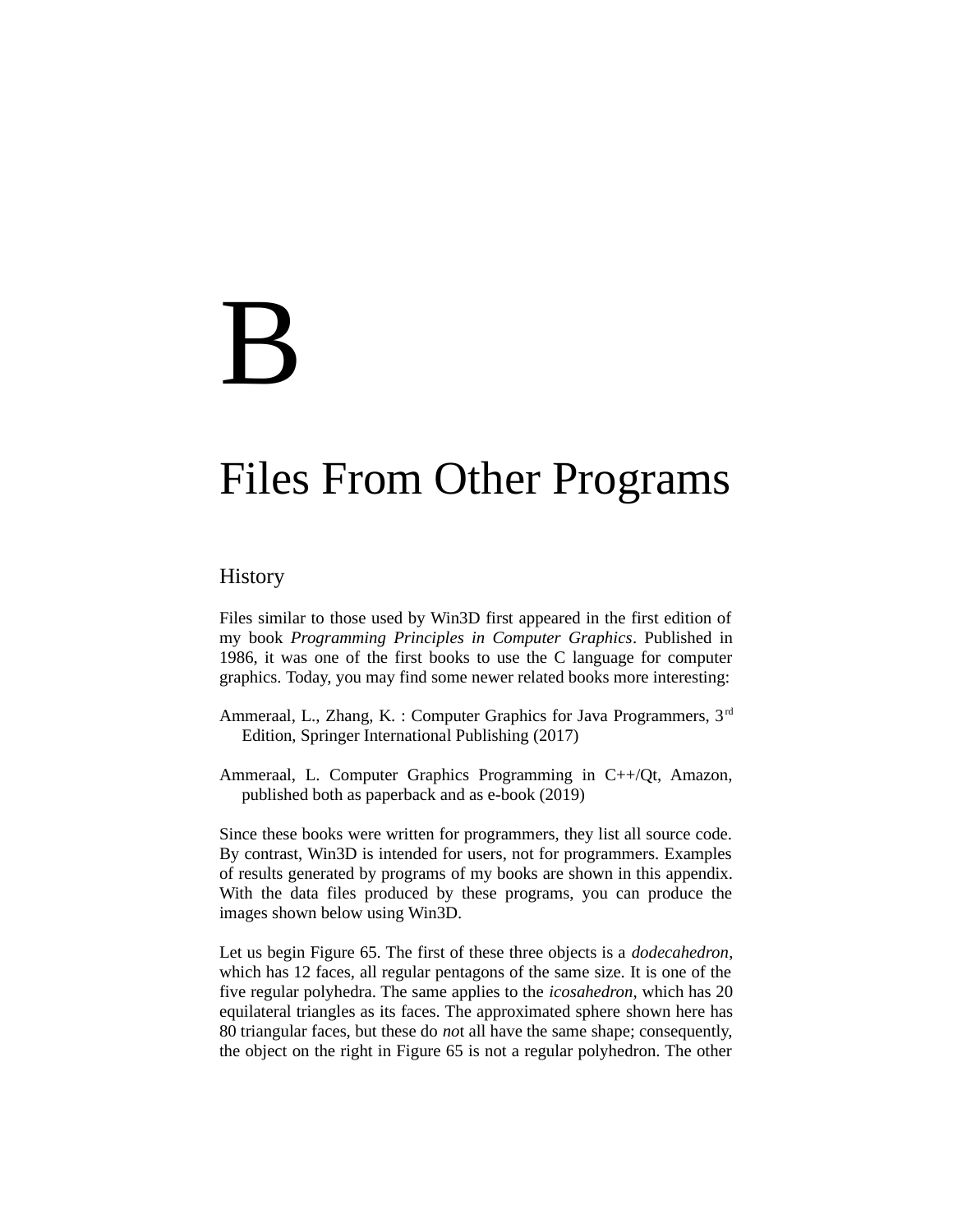# B

# Files From Other Programs

## History

Files similar to those used by Win3D first appeared in the first edition of my book *Programming Principles in Computer Graphics*. Published in 1986, it was one of the first books to use the C language for computer graphics. Today, you may find some newer related books more interesting:

Ammeraal, L., Zhang, K. : Computer Graphics for Java Programmers, 3rd Edition, Springer International Publishing (2017)

Ammeraal, L. Computer Graphics Programming in C++/Qt, Amazon, published both as paperback and as e-book (2019)

Since these books were written for programmers, they list all source code. By contrast, Win3D is intended for users, not for programmers. Examples of results generated by programs of my books are shown in this appendix. With the data files produced by these programs, you can produce the images shown below using Win3D.

Let us begin Figure 65. The first of these three objects is a *dodecahedron*, which has 12 faces, all regular pentagons of the same size. It is one of the five regular polyhedra. The same applies to the *icosahedron*, which has 20 equilateral triangles as its faces. The approximated sphere shown here has 80 triangular faces, but these do *not* all have the same shape; consequently, the object on the right in Figure 65 is not a regular polyhedron. The other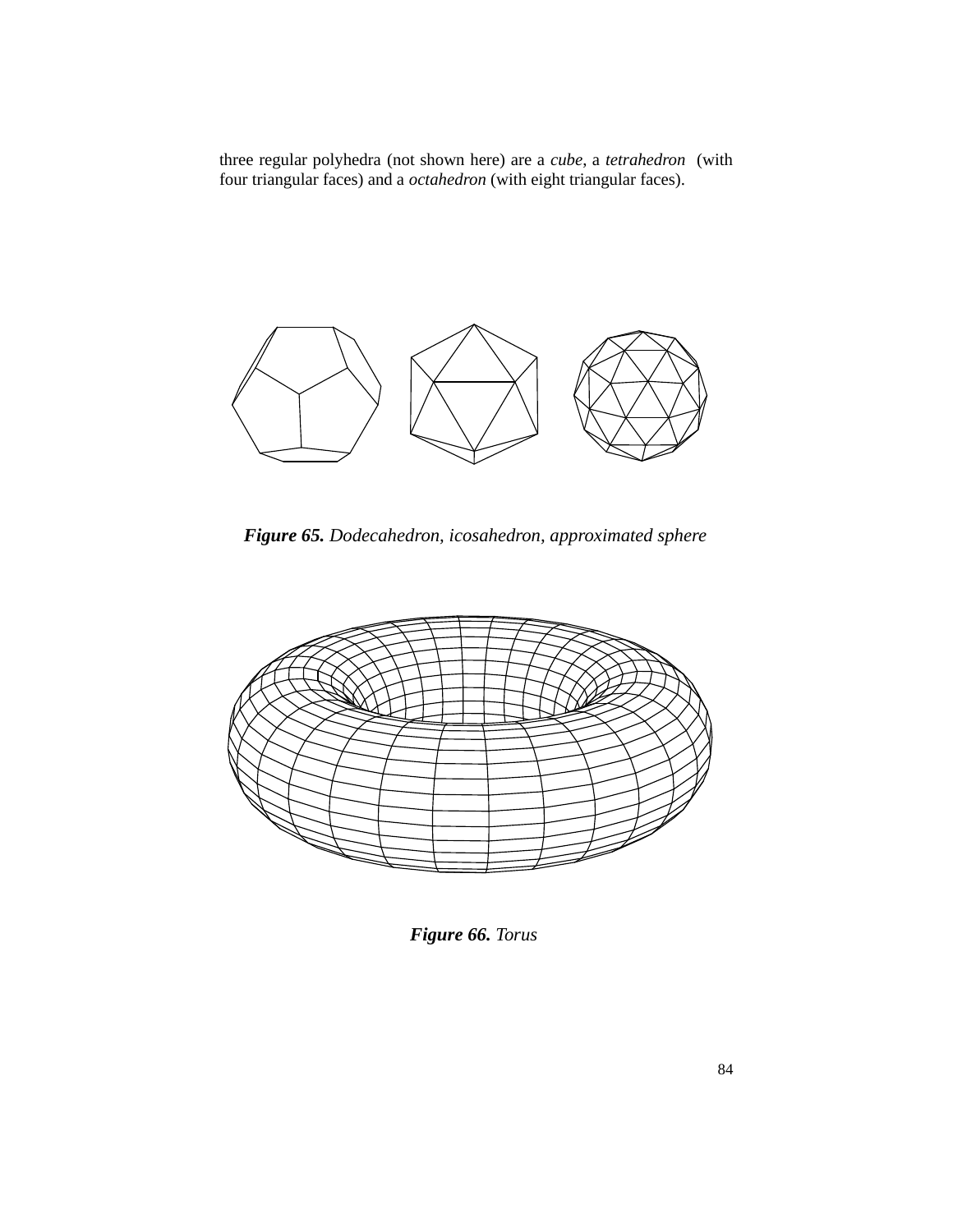three regular polyhedra (not shown here) are a *cube*, a *tetrahedron* (with four triangular faces) and a *octahedron* (with eight triangular faces).

***Figure 65.*** *Dodecahedron, icosahedron, approximated sphere*

***Figure 66.*** *Torus*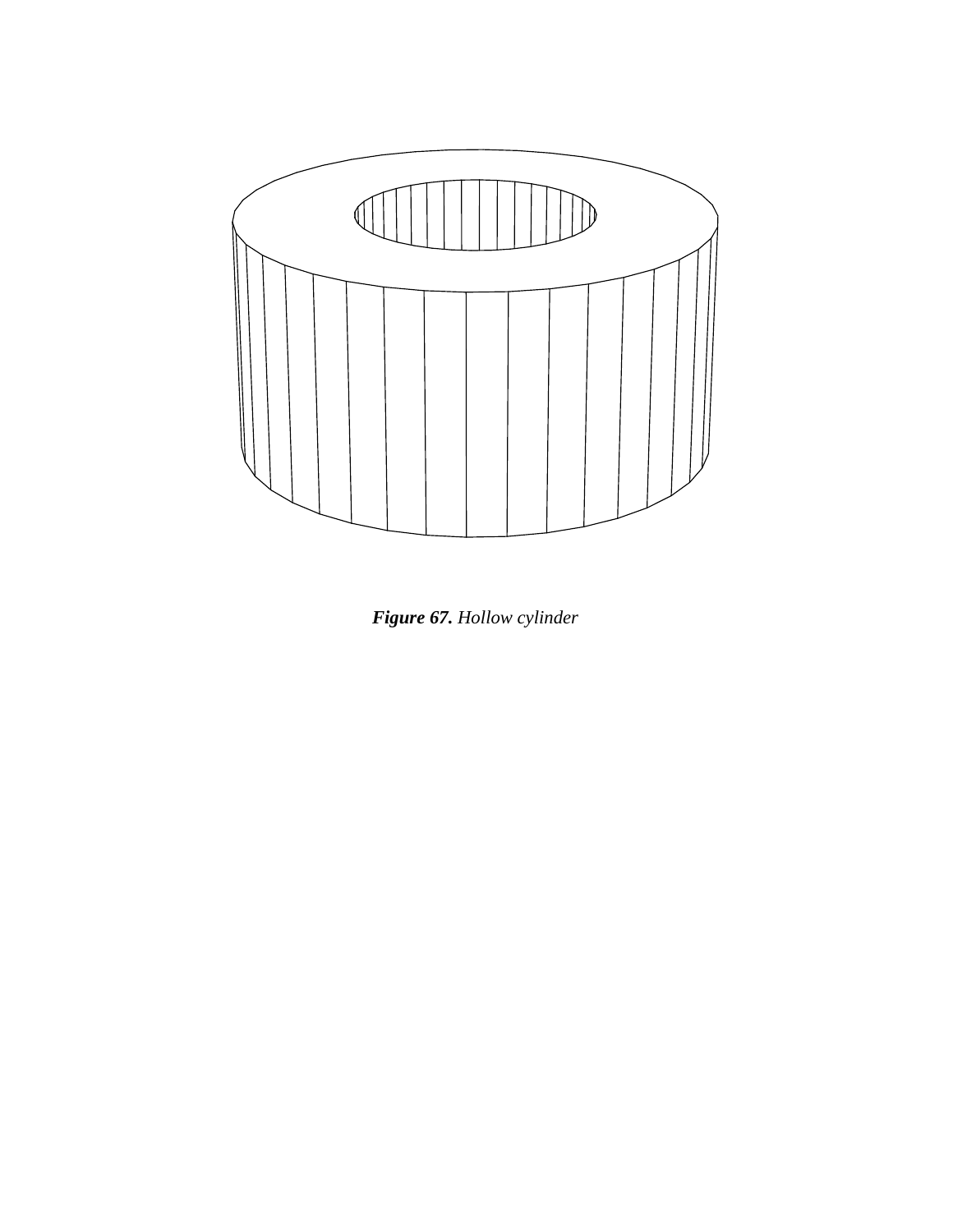***Figure 67.*** *Hollow cylinder*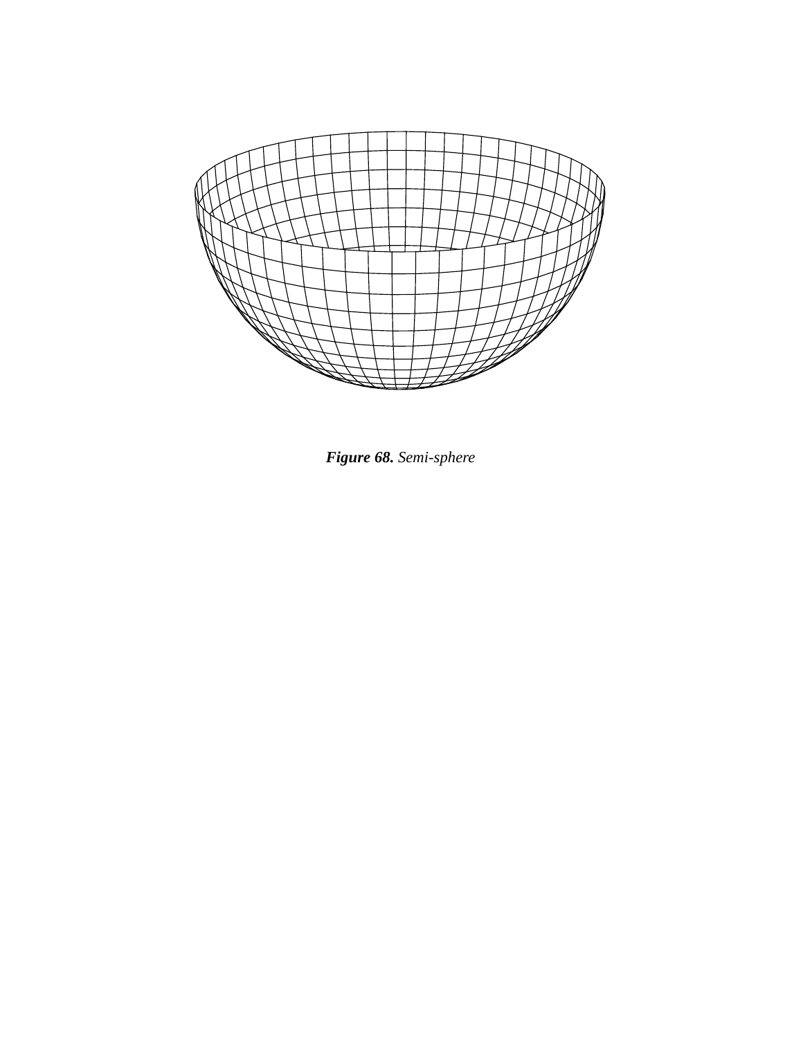***Figure 68.*** *Semi-sphere*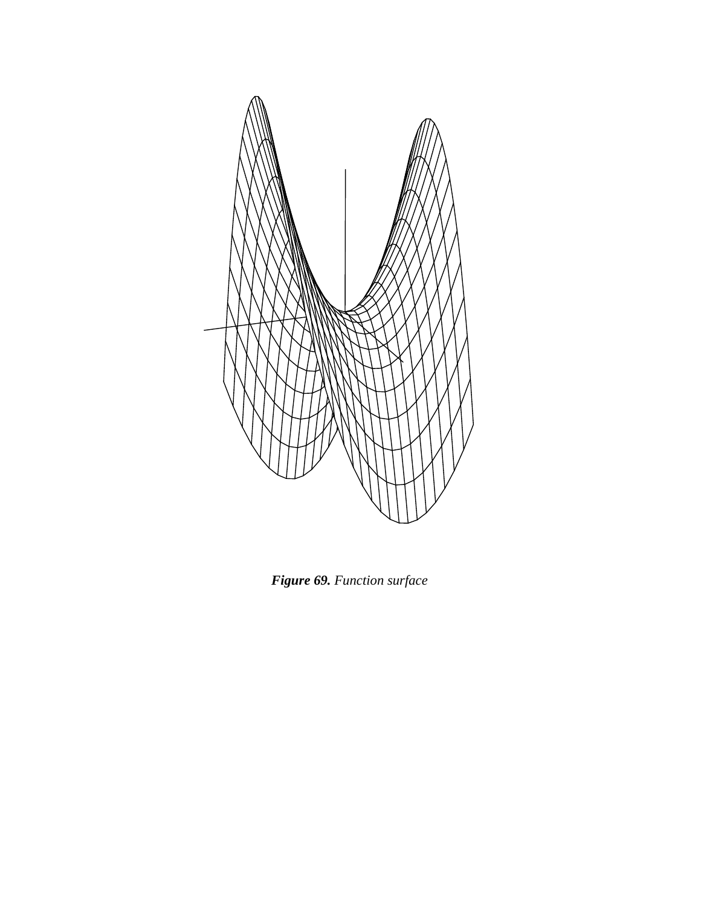***Figure 69.*** *Function surface*